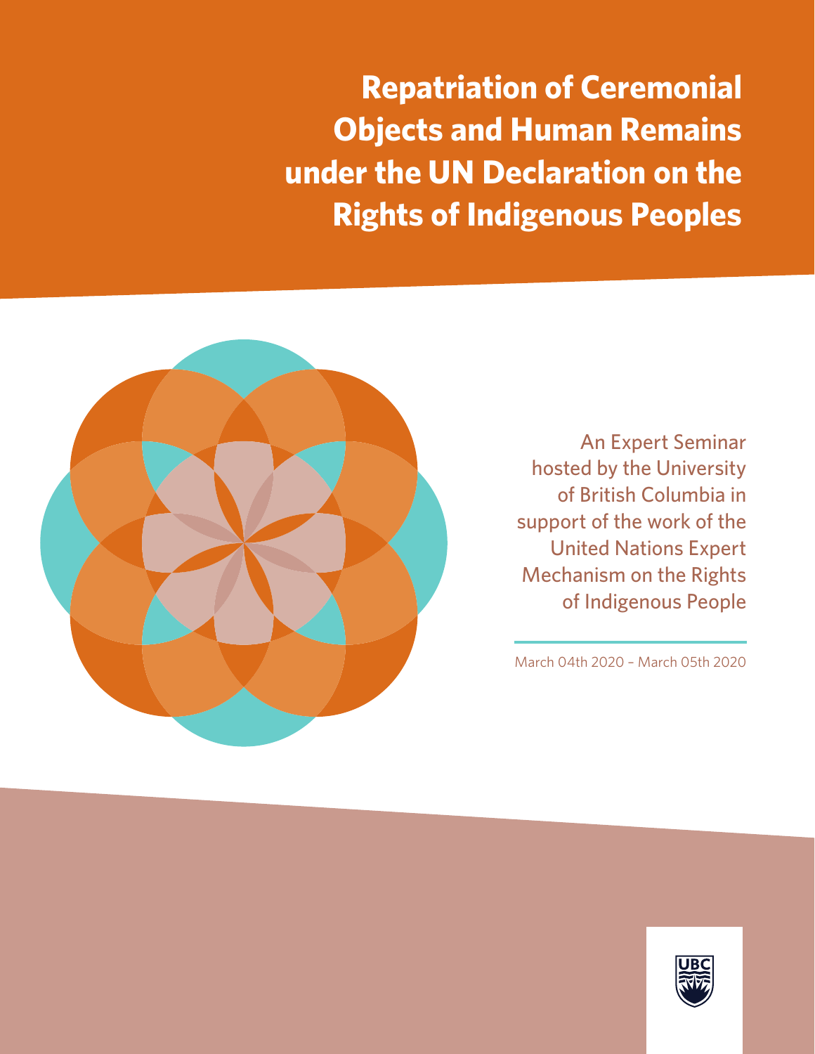# Repatriation of Ceremonial Objects and Human Remains under the UN Declaration on the Rights of Indigenous Peoples

An Expert Seminar hosted by the University of British Columbia in support of the work of the United Nations Expert Mechanism on the Rights of Indigenous People

March 04th 2020 – March 05th 2020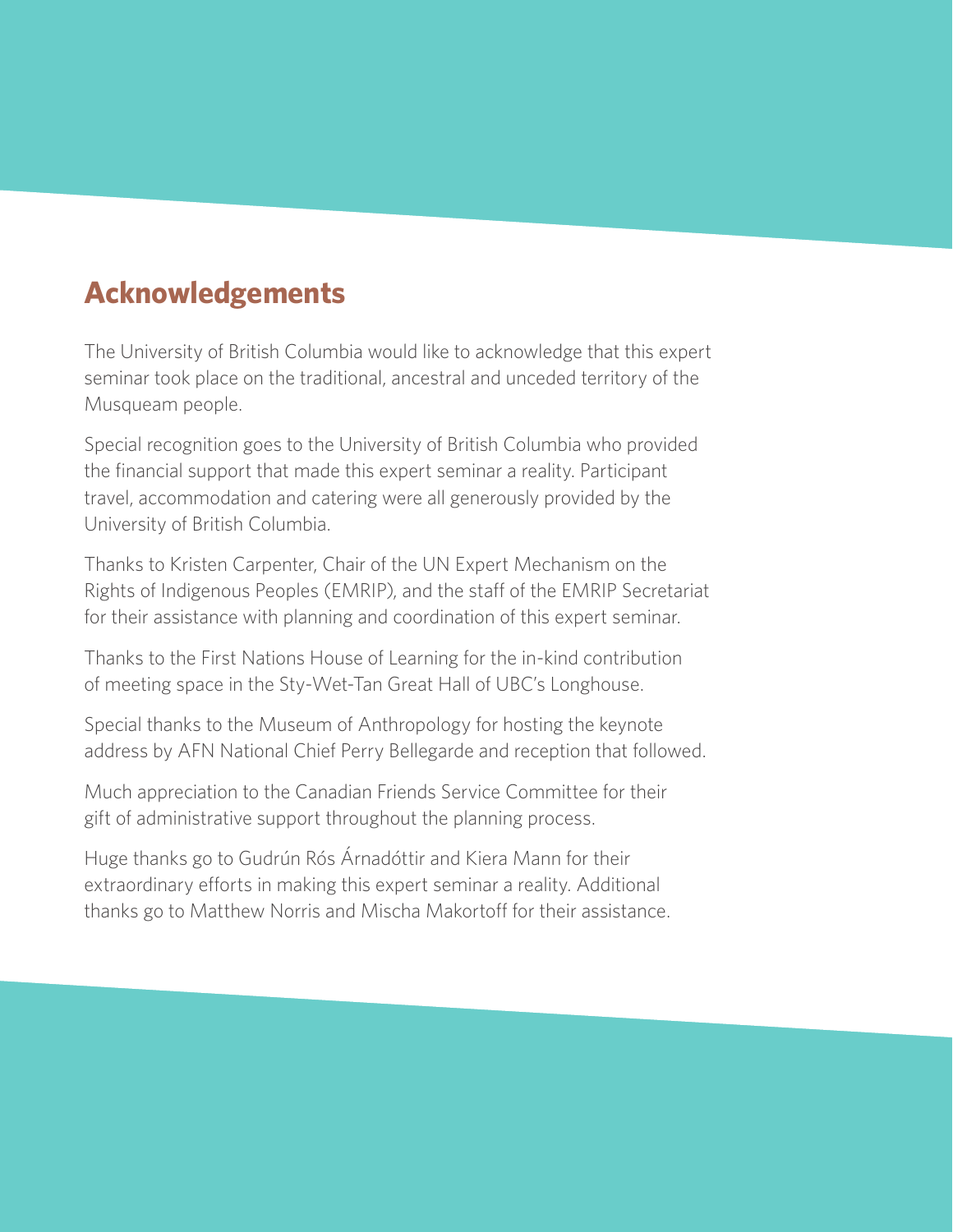## Acknowledgements

The University of British Columbia would like to acknowledge that this expert seminar took place on the traditional, ancestral and unceded territory of the Musqueam people.

Special recognition goes to the University of British Columbia who provided the financial support that made this expert seminar a reality. Participant travel, accommodation and catering were all generously provided by the University of British Columbia.

Thanks to Kristen Carpenter, Chair of the UN Expert Mechanism on the Rights of Indigenous Peoples (EMRIP), and the staff of the EMRIP Secretariat for their assistance with planning and coordination of this expert seminar.

Thanks to the First Nations House of Learning for the in-kind contribution of meeting space in the Sty-Wet-Tan Great Hall of UBC's Longhouse.

Special thanks to the Museum of Anthropology for hosting the keynote address by AFN National Chief Perry Bellegarde and reception that followed.

Much appreciation to the Canadian Friends Service Committee for their gift of administrative support throughout the planning process.

Huge thanks go to Gudrún Rós Árnadóttir and Kiera Mann for their extraordinary efforts in making this expert seminar a reality. Additional thanks go to Matthew Norris and Mischa Makortoff for their assistance.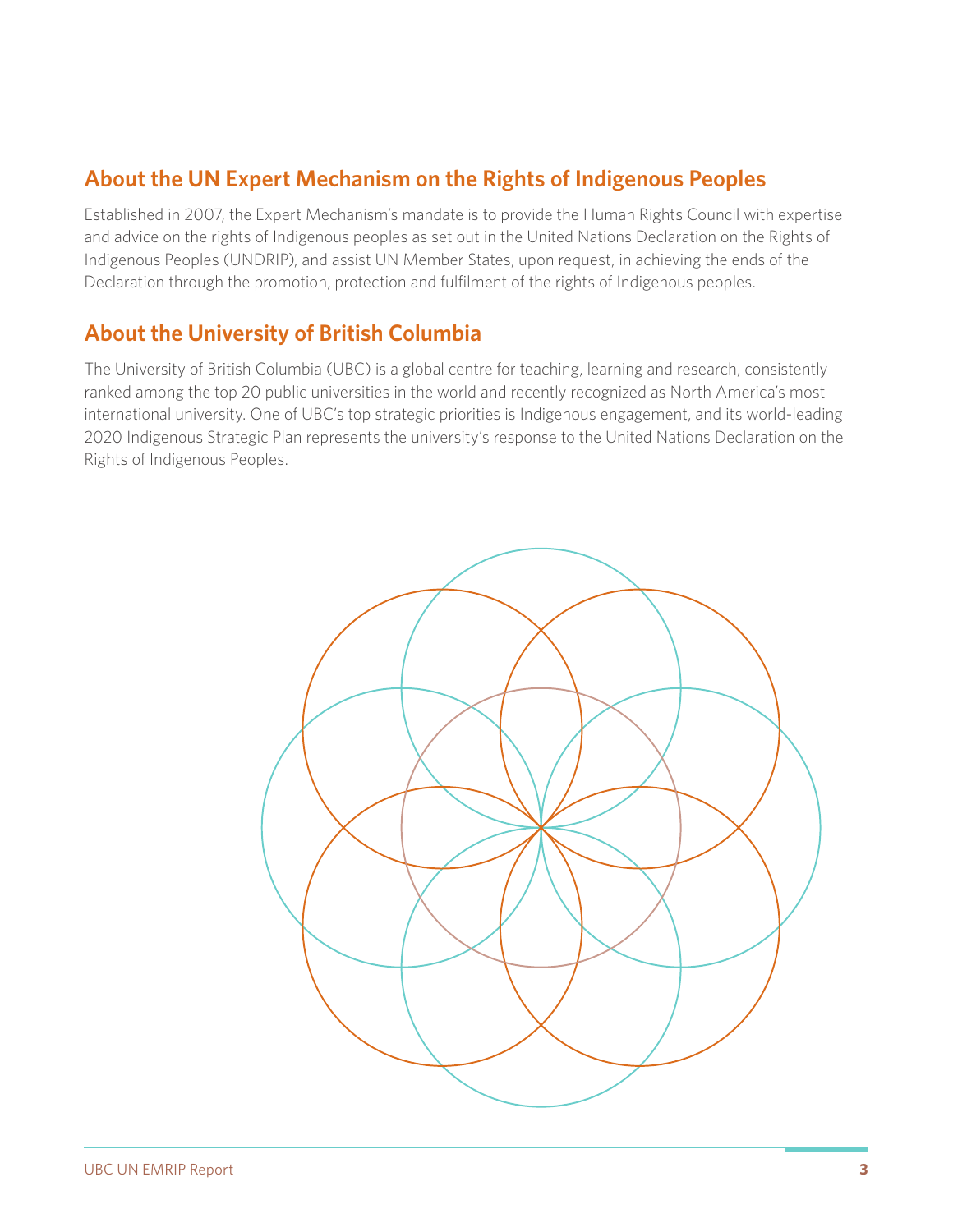## About the UN Expert Mechanism on the Rights of Indigenous Peoples

Established in 2007, the Expert Mechanism's mandate is to provide the Human Rights Council with expertise and advice on the rights of Indigenous peoples as set out in the United Nations Declaration on the Rights of Indigenous Peoples (UNDRIP), and assist UN Member States, upon request, in achieving the ends of the Declaration through the promotion, protection and fulfilment of the rights of Indigenous peoples.

## About the University of British Columbia

The University of British Columbia (UBC) is a global centre for teaching, learning and research, consistently ranked among the top 20 public universities in the world and recently recognized as North America's most international university. One of UBC's top strategic priorities is Indigenous engagement, and its world-leading 2020 Indigenous Strategic Plan represents the university's response to the United Nations Declaration on the Rights of Indigenous Peoples.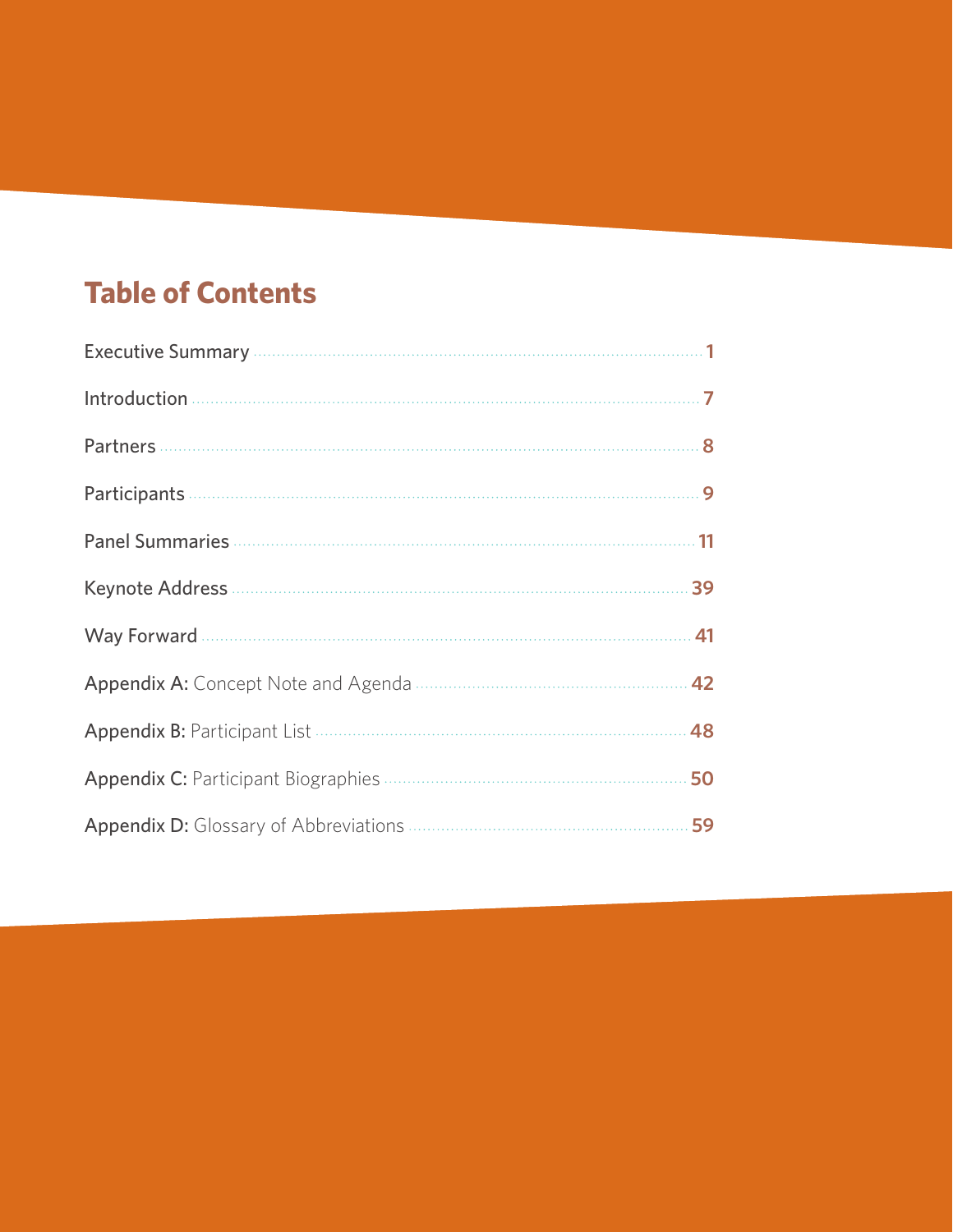## Table of Contents

| | |
|---|---|
| Executive Summary | 1 |
| Introduction | 7 |
| Partners | 8 |
| Participants | 9 |
| Panel Summaries | 11 |
| Keynote Address | 39 |
| Way Forward | 41 |
| **Appendix A:** Concept Note and Agenda | 42 |
| **Appendix B:** Participant List | 48 |
| **Appendix C:** Participant Biographies | 50 |
| **Appendix D:** Glossary of Abbreviations | 59 |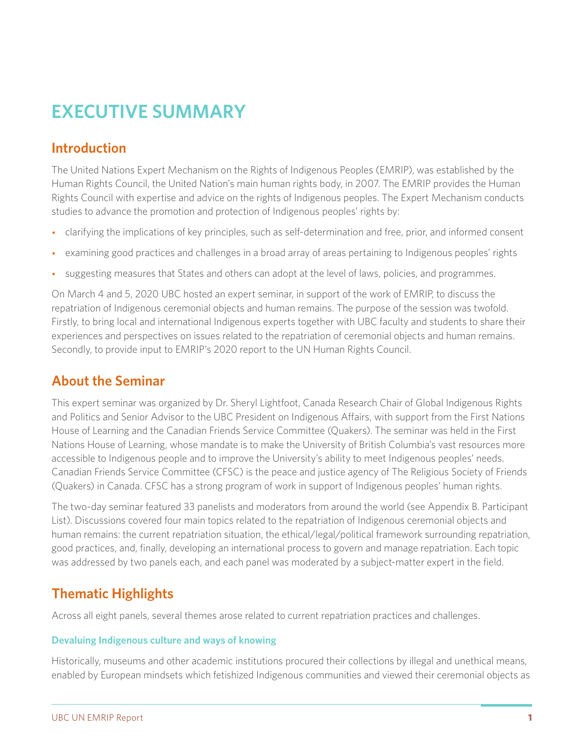# EXECUTIVE SUMMARY

## Introduction

The United Nations Expert Mechanism on the Rights of Indigenous Peoples (EMRIP), was established by the Human Rights Council, the United Nation's main human rights body, in 2007. The EMRIP provides the Human Rights Council with expertise and advice on the rights of Indigenous peoples. The Expert Mechanism conducts studies to advance the promotion and protection of Indigenous peoples' rights by:

- clarifying the implications of key principles, such as self-determination and free, prior, and informed consent
- examining good practices and challenges in a broad array of areas pertaining to Indigenous peoples' rights
- suggesting measures that States and others can adopt at the level of laws, policies, and programmes.

On March 4 and 5, 2020 UBC hosted an expert seminar, in support of the work of EMRIP, to discuss the repatriation of Indigenous ceremonial objects and human remains. The purpose of the session was twofold. Firstly, to bring local and international Indigenous experts together with UBC faculty and students to share their experiences and perspectives on issues related to the repatriation of ceremonial objects and human remains. Secondly, to provide input to EMRIP's 2020 report to the UN Human Rights Council.

## About the Seminar

This expert seminar was organized by Dr. Sheryl Lightfoot, Canada Research Chair of Global Indigenous Rights and Politics and Senior Advisor to the UBC President on Indigenous Affairs, with support from the First Nations House of Learning and the Canadian Friends Service Committee (Quakers). The seminar was held in the First Nations House of Learning, whose mandate is to make the University of British Columbia's vast resources more accessible to Indigenous people and to improve the University's ability to meet Indigenous peoples' needs. Canadian Friends Service Committee (CFSC) is the peace and justice agency of The Religious Society of Friends (Quakers) in Canada. CFSC has a strong program of work in support of Indigenous peoples' human rights.

The two-day seminar featured 33 panelists and moderators from around the world (see Appendix B. Participant List). Discussions covered four main topics related to the repatriation of Indigenous ceremonial objects and human remains: the current repatriation situation, the ethical/legal/political framework surrounding repatriation, good practices, and, finally, developing an international process to govern and manage repatriation. Each topic was addressed by two panels each, and each panel was moderated by a subject-matter expert in the field.

## Thematic Highlights

Across all eight panels, several themes arose related to current repatriation practices and challenges.

### Devaluing Indigenous culture and ways of knowing

Historically, museums and other academic institutions procured their collections by illegal and unethical means, enabled by European mindsets which fetishized Indigenous communities and viewed their ceremonial objects as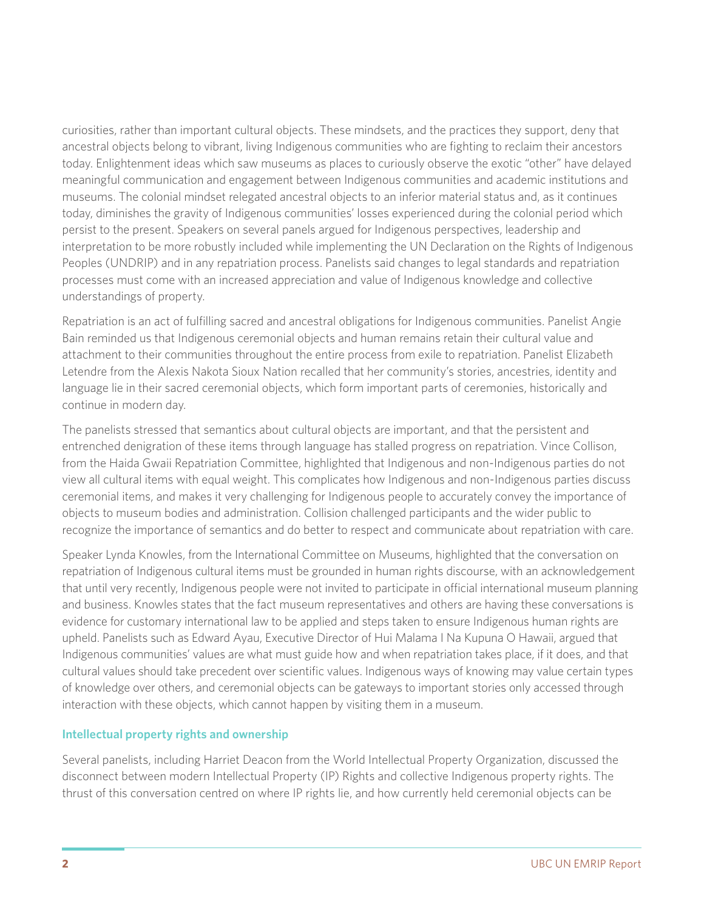curiosities, rather than important cultural objects. These mindsets, and the practices they support, deny that ancestral objects belong to vibrant, living Indigenous communities who are fighting to reclaim their ancestors today. Enlightenment ideas which saw museums as places to curiously observe the exotic "other" have delayed meaningful communication and engagement between Indigenous communities and academic institutions and museums. The colonial mindset relegated ancestral objects to an inferior material status and, as it continues today, diminishes the gravity of Indigenous communities' losses experienced during the colonial period which persist to the present. Speakers on several panels argued for Indigenous perspectives, leadership and interpretation to be more robustly included while implementing the UN Declaration on the Rights of Indigenous Peoples (UNDRIP) and in any repatriation process. Panelists said changes to legal standards and repatriation processes must come with an increased appreciation and value of Indigenous knowledge and collective understandings of property.

Repatriation is an act of fulfilling sacred and ancestral obligations for Indigenous communities. Panelist Angie Bain reminded us that Indigenous ceremonial objects and human remains retain their cultural value and attachment to their communities throughout the entire process from exile to repatriation. Panelist Elizabeth Letendre from the Alexis Nakota Sioux Nation recalled that her community's stories, ancestries, identity and language lie in their sacred ceremonial objects, which form important parts of ceremonies, historically and continue in modern day.

The panelists stressed that semantics about cultural objects are important, and that the persistent and entrenched denigration of these items through language has stalled progress on repatriation. Vince Collison, from the Haida Gwaii Repatriation Committee, highlighted that Indigenous and non-Indigenous parties do not view all cultural items with equal weight. This complicates how Indigenous and non-Indigenous parties discuss ceremonial items, and makes it very challenging for Indigenous people to accurately convey the importance of objects to museum bodies and administration. Collision challenged participants and the wider public to recognize the importance of semantics and do better to respect and communicate about repatriation with care.

Speaker Lynda Knowles, from the International Committee on Museums, highlighted that the conversation on repatriation of Indigenous cultural items must be grounded in human rights discourse, with an acknowledgement that until very recently, Indigenous people were not invited to participate in official international museum planning and business. Knowles states that the fact museum representatives and others are having these conversations is evidence for customary international law to be applied and steps taken to ensure Indigenous human rights are upheld. Panelists such as Edward Ayau, Executive Director of Hui Malama I Na Kupuna O Hawaii, argued that Indigenous communities' values are what must guide how and when repatriation takes place, if it does, and that cultural values should take precedent over scientific values. Indigenous ways of knowing may value certain types of knowledge over others, and ceremonial objects can be gateways to important stories only accessed through interaction with these objects, which cannot happen by visiting them in a museum.

### Intellectual property rights and ownership

Several panelists, including Harriet Deacon from the World Intellectual Property Organization, discussed the disconnect between modern Intellectual Property (IP) Rights and collective Indigenous property rights. The thrust of this conversation centred on where IP rights lie, and how currently held ceremonial objects can be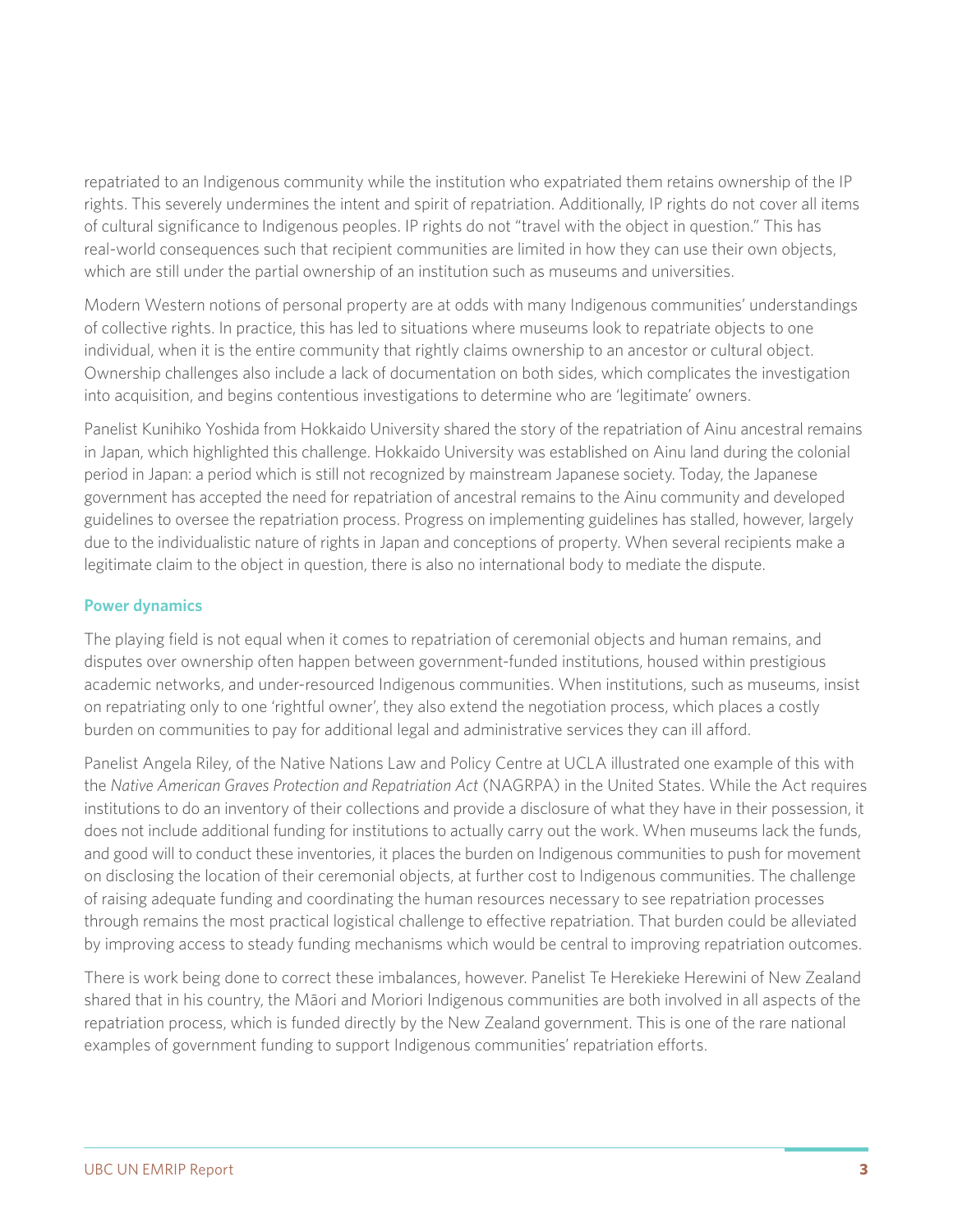repatriated to an Indigenous community while the institution who expatriated them retains ownership of the IP rights. This severely undermines the intent and spirit of repatriation. Additionally, IP rights do not cover all items of cultural significance to Indigenous peoples. IP rights do not "travel with the object in question." This has real-world consequences such that recipient communities are limited in how they can use their own objects, which are still under the partial ownership of an institution such as museums and universities.

Modern Western notions of personal property are at odds with many Indigenous communities' understandings of collective rights. In practice, this has led to situations where museums look to repatriate objects to one individual, when it is the entire community that rightly claims ownership to an ancestor or cultural object. Ownership challenges also include a lack of documentation on both sides, which complicates the investigation into acquisition, and begins contentious investigations to determine who are 'legitimate' owners.

Panelist Kunihiko Yoshida from Hokkaido University shared the story of the repatriation of Ainu ancestral remains in Japan, which highlighted this challenge. Hokkaido University was established on Ainu land during the colonial period in Japan: a period which is still not recognized by mainstream Japanese society. Today, the Japanese government has accepted the need for repatriation of ancestral remains to the Ainu community and developed guidelines to oversee the repatriation process. Progress on implementing guidelines has stalled, however, largely due to the individualistic nature of rights in Japan and conceptions of property. When several recipients make a legitimate claim to the object in question, there is also no international body to mediate the dispute.

### Power dynamics

The playing field is not equal when it comes to repatriation of ceremonial objects and human remains, and disputes over ownership often happen between government-funded institutions, housed within prestigious academic networks, and under-resourced Indigenous communities. When institutions, such as museums, insist on repatriating only to one 'rightful owner', they also extend the negotiation process, which places a costly burden on communities to pay for additional legal and administrative services they can ill afford.

Panelist Angela Riley, of the Native Nations Law and Policy Centre at UCLA illustrated one example of this with the *Native American Graves Protection and Repatriation Act* (NAGRPA) in the United States. While the Act requires institutions to do an inventory of their collections and provide a disclosure of what they have in their possession, it does not include additional funding for institutions to actually carry out the work. When museums lack the funds, and good will to conduct these inventories, it places the burden on Indigenous communities to push for movement on disclosing the location of their ceremonial objects, at further cost to Indigenous communities. The challenge of raising adequate funding and coordinating the human resources necessary to see repatriation processes through remains the most practical logistical challenge to effective repatriation. That burden could be alleviated by improving access to steady funding mechanisms which would be central to improving repatriation outcomes.

There is work being done to correct these imbalances, however. Panelist Te Herekieke Herewini of New Zealand shared that in his country, the Māori and Moriori Indigenous communities are both involved in all aspects of the repatriation process, which is funded directly by the New Zealand government. This is one of the rare national examples of government funding to support Indigenous communities' repatriation efforts.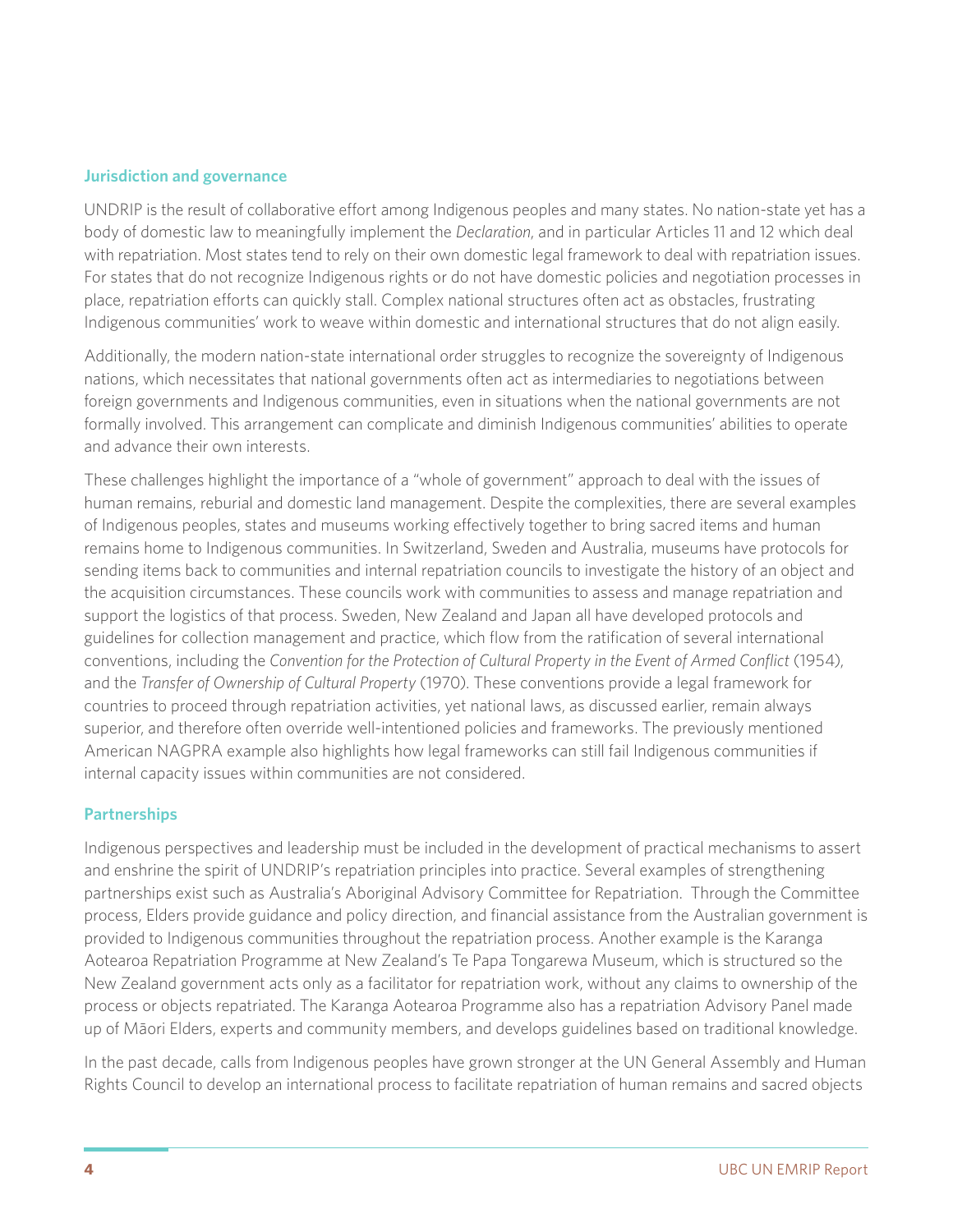## Jurisdiction and governance

UNDRIP is the result of collaborative effort among Indigenous peoples and many states. No nation-state yet has a body of domestic law to meaningfully implement the *Declaration*, and in particular Articles 11 and 12 which deal with repatriation. Most states tend to rely on their own domestic legal framework to deal with repatriation issues. For states that do not recognize Indigenous rights or do not have domestic policies and negotiation processes in place, repatriation efforts can quickly stall. Complex national structures often act as obstacles, frustrating Indigenous communities' work to weave within domestic and international structures that do not align easily.

Additionally, the modern nation-state international order struggles to recognize the sovereignty of Indigenous nations, which necessitates that national governments often act as intermediaries to negotiations between foreign governments and Indigenous communities, even in situations when the national governments are not formally involved. This arrangement can complicate and diminish Indigenous communities' abilities to operate and advance their own interests.

These challenges highlight the importance of a "whole of government" approach to deal with the issues of human remains, reburial and domestic land management. Despite the complexities, there are several examples of Indigenous peoples, states and museums working effectively together to bring sacred items and human remains home to Indigenous communities. In Switzerland, Sweden and Australia, museums have protocols for sending items back to communities and internal repatriation councils to investigate the history of an object and the acquisition circumstances. These councils work with communities to assess and manage repatriation and support the logistics of that process. Sweden, New Zealand and Japan all have developed protocols and guidelines for collection management and practice, which flow from the ratification of several international conventions, including the *Convention for the Protection of Cultural Property in the Event of Armed Conflict* (1954), and the *Transfer of Ownership of Cultural Property* (1970). These conventions provide a legal framework for countries to proceed through repatriation activities, yet national laws, as discussed earlier, remain always superior, and therefore often override well-intentioned policies and frameworks. The previously mentioned American NAGPRA example also highlights how legal frameworks can still fail Indigenous communities if internal capacity issues within communities are not considered.

## Partnerships

Indigenous perspectives and leadership must be included in the development of practical mechanisms to assert and enshrine the spirit of UNDRIP's repatriation principles into practice. Several examples of strengthening partnerships exist such as Australia's Aboriginal Advisory Committee for Repatriation. Through the Committee process, Elders provide guidance and policy direction, and financial assistance from the Australian government is provided to Indigenous communities throughout the repatriation process. Another example is the Karanga Aotearoa Repatriation Programme at New Zealand's Te Papa Tongarewa Museum, which is structured so the New Zealand government acts only as a facilitator for repatriation work, without any claims to ownership of the process or objects repatriated. The Karanga Aotearoa Programme also has a repatriation Advisory Panel made up of Māori Elders, experts and community members, and develops guidelines based on traditional knowledge.

In the past decade, calls from Indigenous peoples have grown stronger at the UN General Assembly and Human Rights Council to develop an international process to facilitate repatriation of human remains and sacred objects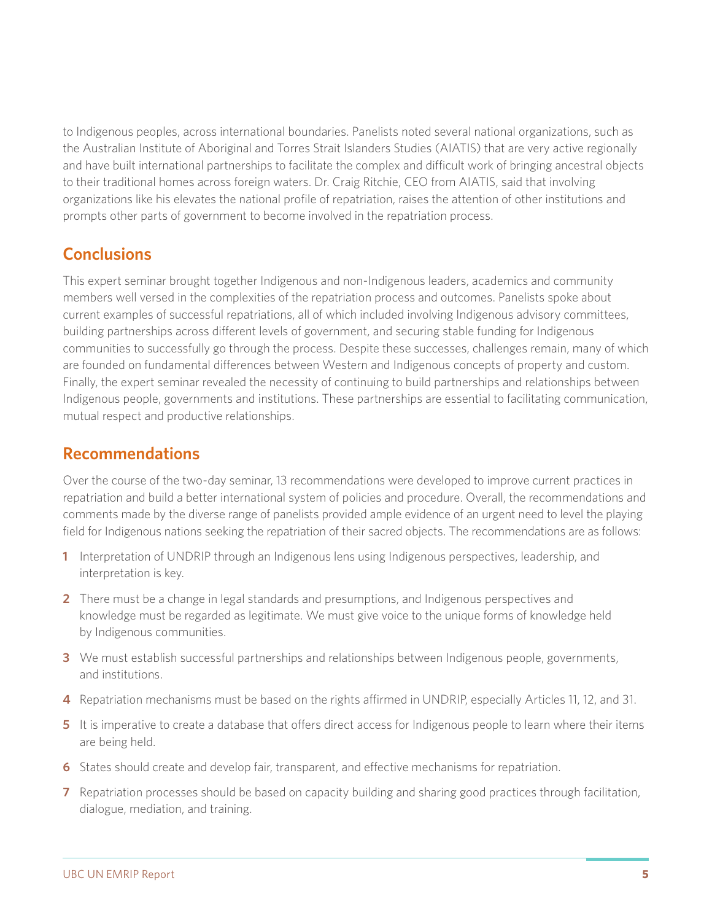to Indigenous peoples, across international boundaries. Panelists noted several national organizations, such as the Australian Institute of Aboriginal and Torres Strait Islanders Studies (AIATIS) that are very active regionally and have built international partnerships to facilitate the complex and difficult work of bringing ancestral objects to their traditional homes across foreign waters. Dr. Craig Ritchie, CEO from AIATIS, said that involving organizations like his elevates the national profile of repatriation, raises the attention of other institutions and prompts other parts of government to become involved in the repatriation process.

## Conclusions

This expert seminar brought together Indigenous and non-Indigenous leaders, academics and community members well versed in the complexities of the repatriation process and outcomes. Panelists spoke about current examples of successful repatriations, all of which included involving Indigenous advisory committees, building partnerships across different levels of government, and securing stable funding for Indigenous communities to successfully go through the process. Despite these successes, challenges remain, many of which are founded on fundamental differences between Western and Indigenous concepts of property and custom. Finally, the expert seminar revealed the necessity of continuing to build partnerships and relationships between Indigenous people, governments and institutions. These partnerships are essential to facilitating communication, mutual respect and productive relationships.

## Recommendations

Over the course of the two-day seminar, 13 recommendations were developed to improve current practices in repatriation and build a better international system of policies and procedure. Overall, the recommendations and comments made by the diverse range of panelists provided ample evidence of an urgent need to level the playing field for Indigenous nations seeking the repatriation of their sacred objects. The recommendations are as follows:

1. Interpretation of UNDRIP through an Indigenous lens using Indigenous perspectives, leadership, and interpretation is key.
2. There must be a change in legal standards and presumptions, and Indigenous perspectives and knowledge must be regarded as legitimate. We must give voice to the unique forms of knowledge held by Indigenous communities.
3. We must establish successful partnerships and relationships between Indigenous people, governments, and institutions.
4. Repatriation mechanisms must be based on the rights affirmed in UNDRIP, especially Articles 11, 12, and 31.
5. It is imperative to create a database that offers direct access for Indigenous people to learn where their items are being held.
6. States should create and develop fair, transparent, and effective mechanisms for repatriation.
7. Repatriation processes should be based on capacity building and sharing good practices through facilitation, dialogue, mediation, and training.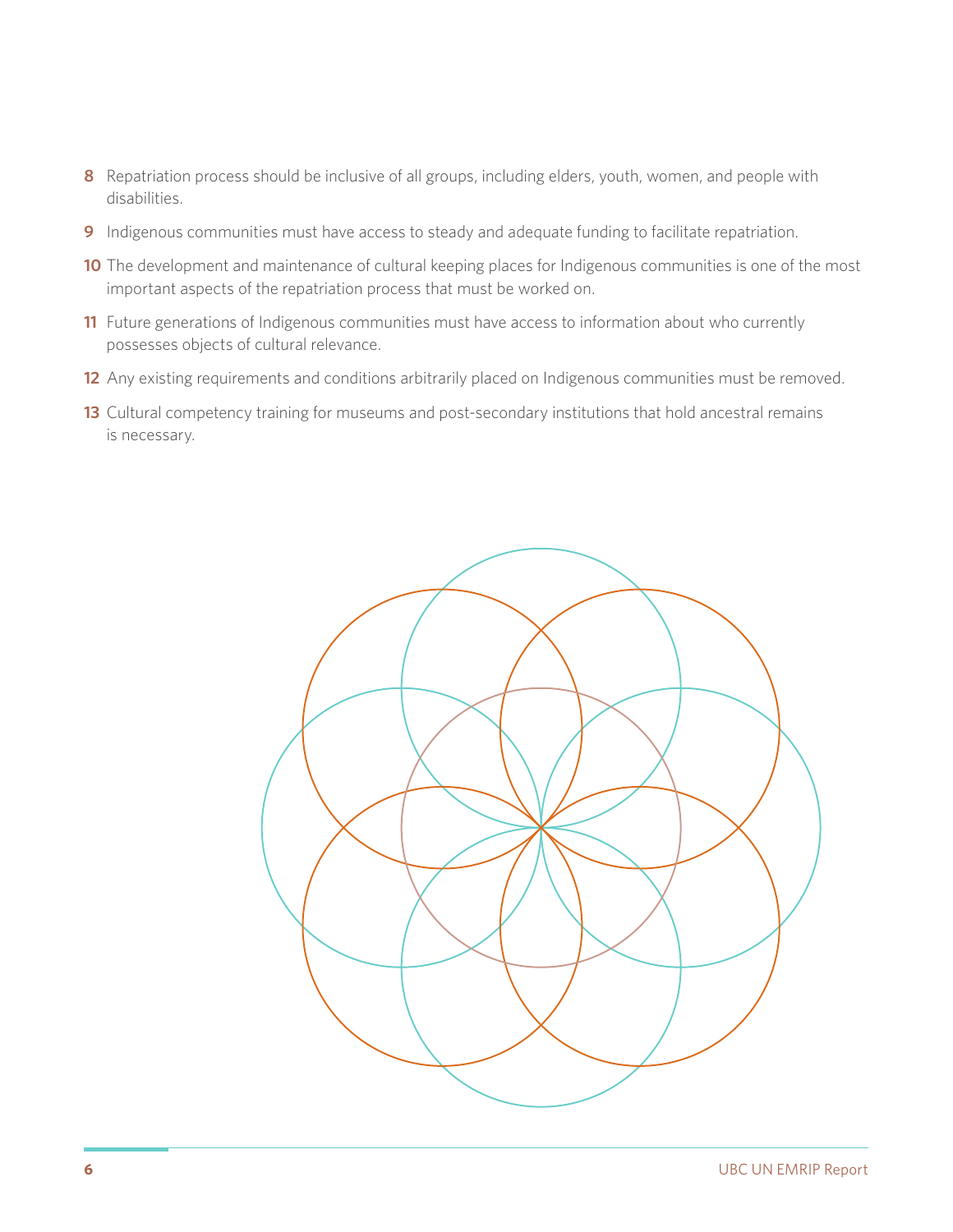8. Repatriation process should be inclusive of all groups, including elders, youth, women, and people with disabilities.
9. Indigenous communities must have access to steady and adequate funding to facilitate repatriation.
10. The development and maintenance of cultural keeping places for Indigenous communities is one of the most important aspects of the repatriation process that must be worked on.
11. Future generations of Indigenous communities must have access to information about who currently possesses objects of cultural relevance.
12. Any existing requirements and conditions arbitrarily placed on Indigenous communities must be removed.
13. Cultural competency training for museums and post-secondary institutions that hold ancestral remains is necessary.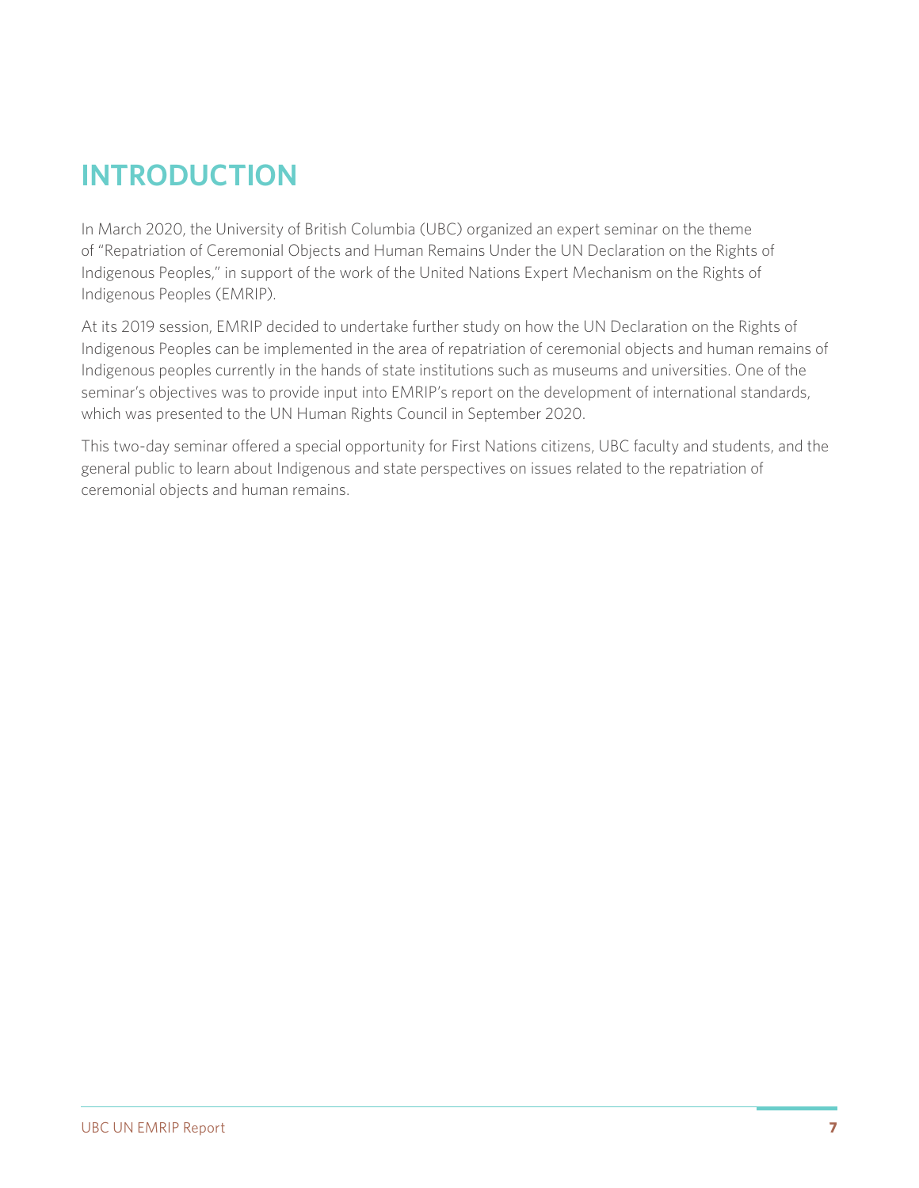# INTRODUCTION

In March 2020, the University of British Columbia (UBC) organized an expert seminar on the theme of "Repatriation of Ceremonial Objects and Human Remains Under the UN Declaration on the Rights of Indigenous Peoples," in support of the work of the United Nations Expert Mechanism on the Rights of Indigenous Peoples (EMRIP).

At its 2019 session, EMRIP decided to undertake further study on how the UN Declaration on the Rights of Indigenous Peoples can be implemented in the area of repatriation of ceremonial objects and human remains of Indigenous peoples currently in the hands of state institutions such as museums and universities. One of the seminar's objectives was to provide input into EMRIP's report on the development of international standards, which was presented to the UN Human Rights Council in September 2020.

This two-day seminar offered a special opportunity for First Nations citizens, UBC faculty and students, and the general public to learn about Indigenous and state perspectives on issues related to the repatriation of ceremonial objects and human remains.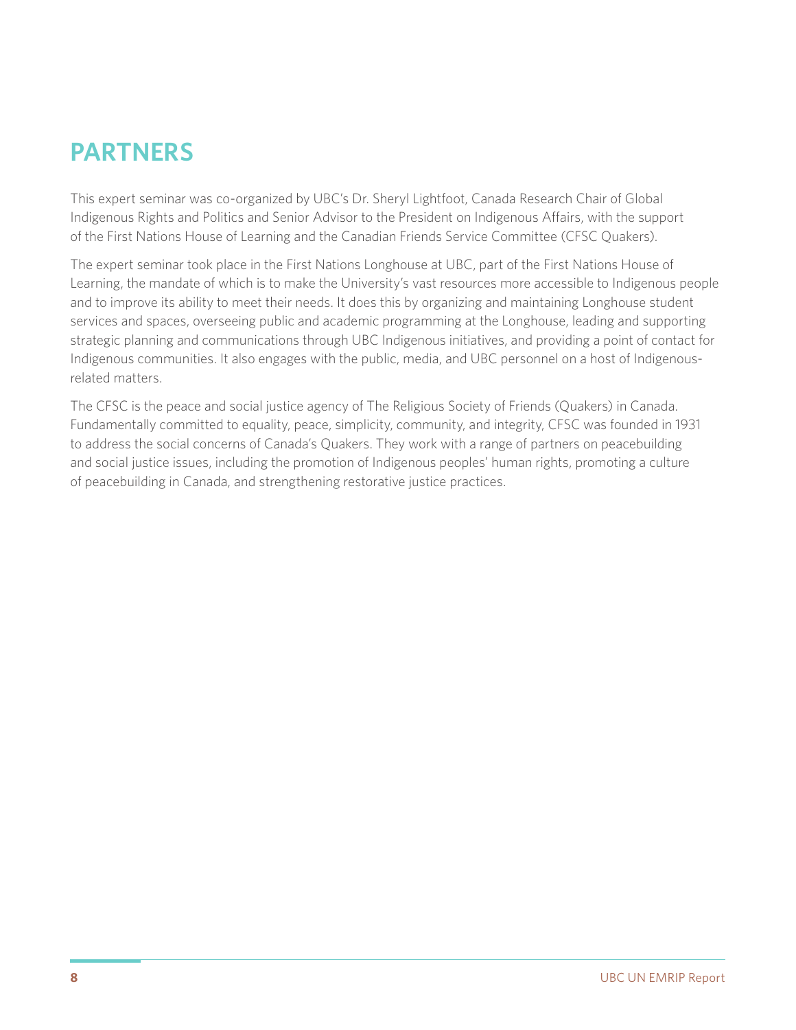## PARTNERS

This expert seminar was co-organized by UBC's Dr. Sheryl Lightfoot, Canada Research Chair of Global Indigenous Rights and Politics and Senior Advisor to the President on Indigenous Affairs, with the support of the First Nations House of Learning and the Canadian Friends Service Committee (CFSC Quakers).

The expert seminar took place in the First Nations Longhouse at UBC, part of the First Nations House of Learning, the mandate of which is to make the University's vast resources more accessible to Indigenous people and to improve its ability to meet their needs. It does this by organizing and maintaining Longhouse student services and spaces, overseeing public and academic programming at the Longhouse, leading and supporting strategic planning and communications through UBC Indigenous initiatives, and providing a point of contact for Indigenous communities. It also engages with the public, media, and UBC personnel on a host of Indigenous-related matters.

The CFSC is the peace and social justice agency of The Religious Society of Friends (Quakers) in Canada. Fundamentally committed to equality, peace, simplicity, community, and integrity, CFSC was founded in 1931 to address the social concerns of Canada's Quakers. They work with a range of partners on peacebuilding and social justice issues, including the promotion of Indigenous peoples' human rights, promoting a culture of peacebuilding in Canada, and strengthening restorative justice practices.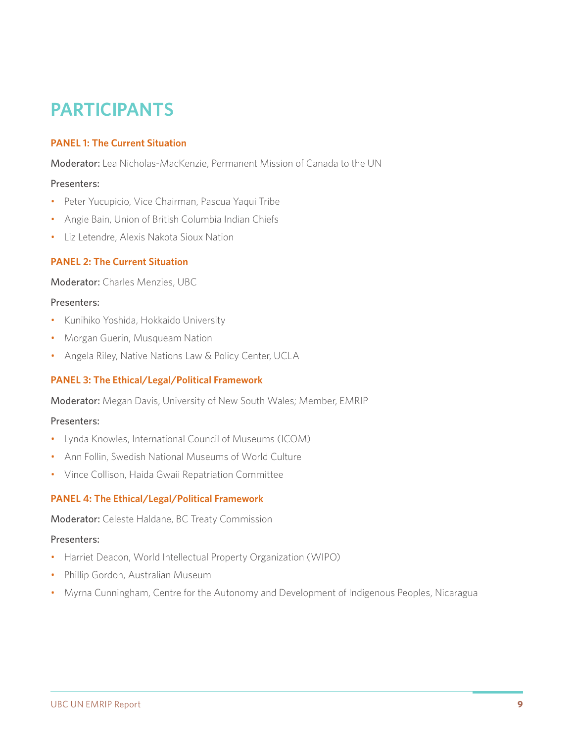# PARTICIPANTS

### PANEL 1: The Current Situation

**Moderator:** Lea Nicholas-MacKenzie, Permanent Mission of Canada to the UN

Presenters:

- Peter Yucupicio, Vice Chairman, Pascua Yaqui Tribe
- Angie Bain, Union of British Columbia Indian Chiefs
- Liz Letendre, Alexis Nakota Sioux Nation

### PANEL 2: The Current Situation

**Moderator:** Charles Menzies, UBC

Presenters:

- Kunihiko Yoshida, Hokkaido University
- Morgan Guerin, Musqueam Nation
- Angela Riley, Native Nations Law & Policy Center, UCLA

### PANEL 3: The Ethical/Legal/Political Framework

**Moderator:** Megan Davis, University of New South Wales; Member, EMRIP

Presenters:

- Lynda Knowles, International Council of Museums (ICOM)
- Ann Follin, Swedish National Museums of World Culture
- Vince Collison, Haida Gwaii Repatriation Committee

### PANEL 4: The Ethical/Legal/Political Framework

**Moderator:** Celeste Haldane, BC Treaty Commission

Presenters:

- Harriet Deacon, World Intellectual Property Organization (WIPO)
- Phillip Gordon, Australian Museum
- Myrna Cunningham, Centre for the Autonomy and Development of Indigenous Peoples, Nicaragua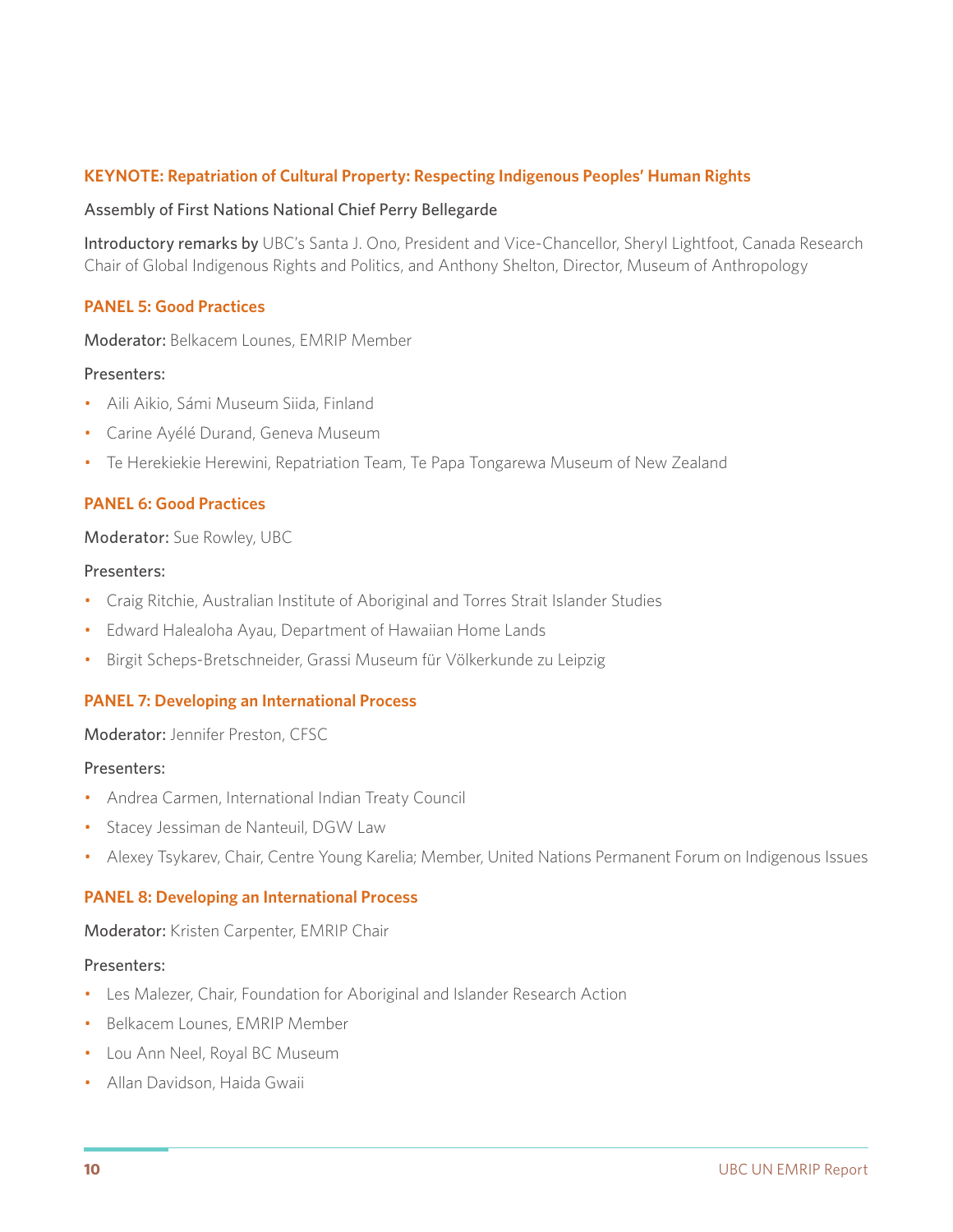### KEYNOTE: Repatriation of Cultural Property: Respecting Indigenous Peoples' Human Rights

Assembly of First Nations National Chief Perry Bellegarde

Introductory remarks by UBC's Santa J. Ono, President and Vice-Chancellor, Sheryl Lightfoot, Canada Research Chair of Global Indigenous Rights and Politics, and Anthony Shelton, Director, Museum of Anthropology

### PANEL 5: Good Practices

**Moderator:** Belkacem Lounes, EMRIP Member

Presenters:

- Aili Aikio, Sámi Museum Siida, Finland
- Carine Ayélé Durand, Geneva Museum
- Te Herekiekie Herewini, Repatriation Team, Te Papa Tongarewa Museum of New Zealand

### PANEL 6: Good Practices

**Moderator:** Sue Rowley, UBC

Presenters:

- Craig Ritchie, Australian Institute of Aboriginal and Torres Strait Islander Studies
- Edward Halealoha Ayau, Department of Hawaiian Home Lands
- Birgit Scheps-Bretschneider, Grassi Museum für Völkerkunde zu Leipzig

### PANEL 7: Developing an International Process

**Moderator:** Jennifer Preston, CFSC

Presenters:

- Andrea Carmen, International Indian Treaty Council
- Stacey Jessiman de Nanteuil, DGW Law
- Alexey Tsykarev, Chair, Centre Young Karelia; Member, United Nations Permanent Forum on Indigenous Issues

### PANEL 8: Developing an International Process

**Moderator:** Kristen Carpenter, EMRIP Chair

Presenters:

- Les Malezer, Chair, Foundation for Aboriginal and Islander Research Action
- Belkacem Lounes, EMRIP Member
- Lou Ann Neel, Royal BC Museum
- Allan Davidson, Haida Gwaii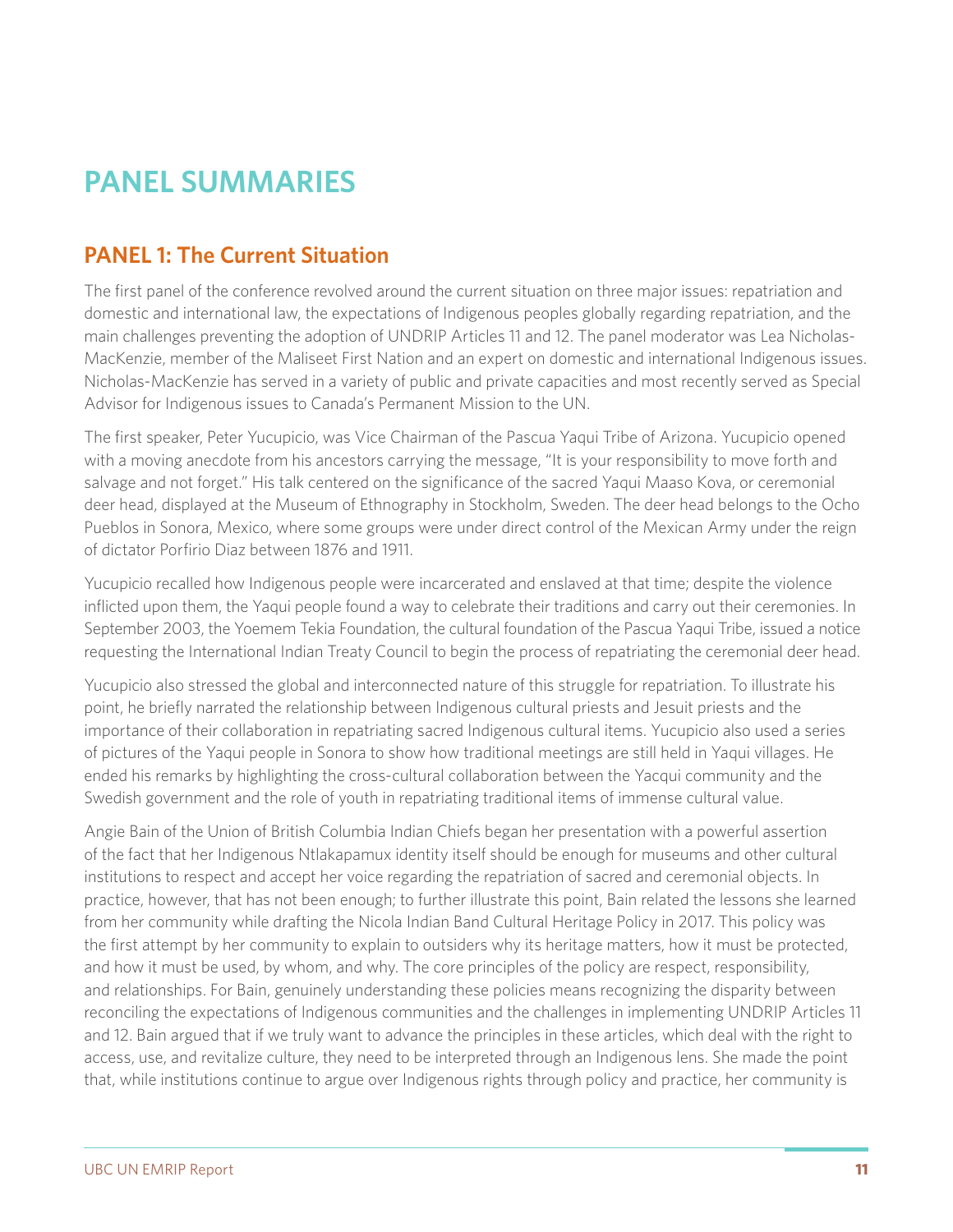# PANEL SUMMARIES

## PANEL 1: The Current Situation

The first panel of the conference revolved around the current situation on three major issues: repatriation and domestic and international law, the expectations of Indigenous peoples globally regarding repatriation, and the main challenges preventing the adoption of UNDRIP Articles 11 and 12. The panel moderator was Lea Nicholas-MacKenzie, member of the Maliseet First Nation and an expert on domestic and international Indigenous issues. Nicholas-MacKenzie has served in a variety of public and private capacities and most recently served as Special Advisor for Indigenous issues to Canada's Permanent Mission to the UN.

The first speaker, Peter Yucupicio, was Vice Chairman of the Pascua Yaqui Tribe of Arizona. Yucupicio opened with a moving anecdote from his ancestors carrying the message, "It is your responsibility to move forth and salvage and not forget." His talk centered on the significance of the sacred Yaqui Maaso Kova, or ceremonial deer head, displayed at the Museum of Ethnography in Stockholm, Sweden. The deer head belongs to the Ocho Pueblos in Sonora, Mexico, where some groups were under direct control of the Mexican Army under the reign of dictator Porfirio Diaz between 1876 and 1911.

Yucupicio recalled how Indigenous people were incarcerated and enslaved at that time; despite the violence inflicted upon them, the Yaqui people found a way to celebrate their traditions and carry out their ceremonies. In September 2003, the Yoemem Tekia Foundation, the cultural foundation of the Pascua Yaqui Tribe, issued a notice requesting the International Indian Treaty Council to begin the process of repatriating the ceremonial deer head.

Yucupicio also stressed the global and interconnected nature of this struggle for repatriation. To illustrate his point, he briefly narrated the relationship between Indigenous cultural priests and Jesuit priests and the importance of their collaboration in repatriating sacred Indigenous cultural items. Yucupicio also used a series of pictures of the Yaqui people in Sonora to show how traditional meetings are still held in Yaqui villages. He ended his remarks by highlighting the cross-cultural collaboration between the Yacqui community and the Swedish government and the role of youth in repatriating traditional items of immense cultural value.

Angie Bain of the Union of British Columbia Indian Chiefs began her presentation with a powerful assertion of the fact that her Indigenous Ntlakapamux identity itself should be enough for museums and other cultural institutions to respect and accept her voice regarding the repatriation of sacred and ceremonial objects. In practice, however, that has not been enough; to further illustrate this point, Bain related the lessons she learned from her community while drafting the Nicola Indian Band Cultural Heritage Policy in 2017. This policy was the first attempt by her community to explain to outsiders why its heritage matters, how it must be protected, and how it must be used, by whom, and why. The core principles of the policy are respect, responsibility, and relationships. For Bain, genuinely understanding these policies means recognizing the disparity between reconciling the expectations of Indigenous communities and the challenges in implementing UNDRIP Articles 11 and 12. Bain argued that if we truly want to advance the principles in these articles, which deal with the right to access, use, and revitalize culture, they need to be interpreted through an Indigenous lens. She made the point that, while institutions continue to argue over Indigenous rights through policy and practice, her community is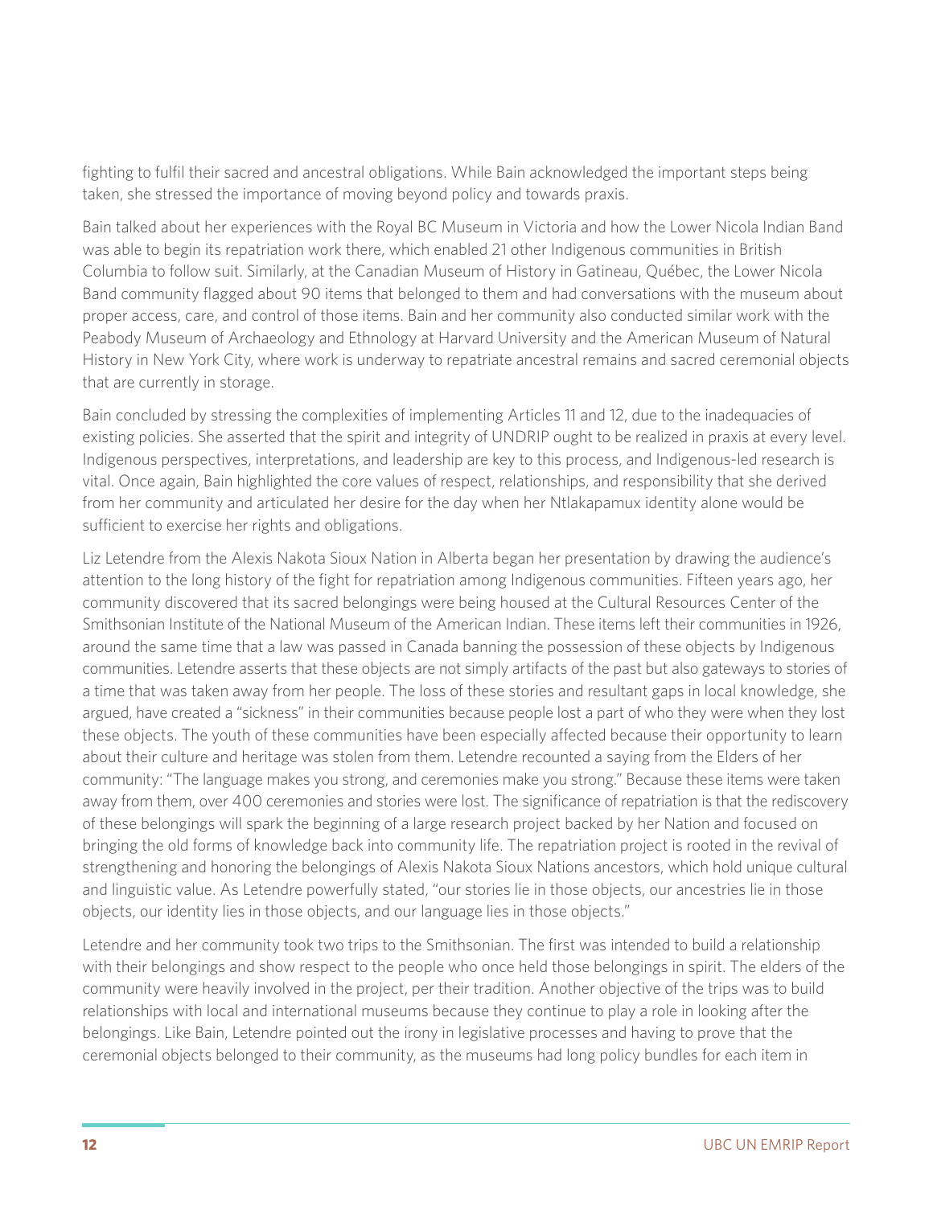fighting to fulfil their sacred and ancestral obligations. While Bain acknowledged the important steps being taken, she stressed the importance of moving beyond policy and towards praxis.

Bain talked about her experiences with the Royal BC Museum in Victoria and how the Lower Nicola Indian Band was able to begin its repatriation work there, which enabled 21 other Indigenous communities in British Columbia to follow suit. Similarly, at the Canadian Museum of History in Gatineau, Québec, the Lower Nicola Band community flagged about 90 items that belonged to them and had conversations with the museum about proper access, care, and control of those items. Bain and her community also conducted similar work with the Peabody Museum of Archaeology and Ethnology at Harvard University and the American Museum of Natural History in New York City, where work is underway to repatriate ancestral remains and sacred ceremonial objects that are currently in storage.

Bain concluded by stressing the complexities of implementing Articles 11 and 12, due to the inadequacies of existing policies. She asserted that the spirit and integrity of UNDRIP ought to be realized in praxis at every level. Indigenous perspectives, interpretations, and leadership are key to this process, and Indigenous-led research is vital. Once again, Bain highlighted the core values of respect, relationships, and responsibility that she derived from her community and articulated her desire for the day when her Ntlakapamux identity alone would be sufficient to exercise her rights and obligations.

Liz Letendre from the Alexis Nakota Sioux Nation in Alberta began her presentation by drawing the audience's attention to the long history of the fight for repatriation among Indigenous communities. Fifteen years ago, her community discovered that its sacred belongings were being housed at the Cultural Resources Center of the Smithsonian Institute of the National Museum of the American Indian. These items left their communities in 1926, around the same time that a law was passed in Canada banning the possession of these objects by Indigenous communities. Letendre asserts that these objects are not simply artifacts of the past but also gateways to stories of a time that was taken away from her people. The loss of these stories and resultant gaps in local knowledge, she argued, have created a "sickness" in their communities because people lost a part of who they were when they lost these objects. The youth of these communities have been especially affected because their opportunity to learn about their culture and heritage was stolen from them. Letendre recounted a saying from the Elders of her community: "The language makes you strong, and ceremonies make you strong." Because these items were taken away from them, over 400 ceremonies and stories were lost. The significance of repatriation is that the rediscovery of these belongings will spark the beginning of a large research project backed by her Nation and focused on bringing the old forms of knowledge back into community life. The repatriation project is rooted in the revival of strengthening and honoring the belongings of Alexis Nakota Sioux Nations ancestors, which hold unique cultural and linguistic value. As Letendre powerfully stated, "our stories lie in those objects, our ancestries lie in those objects, our identity lies in those objects, and our language lies in those objects."

Letendre and her community took two trips to the Smithsonian. The first was intended to build a relationship with their belongings and show respect to the people who once held those belongings in spirit. The elders of the community were heavily involved in the project, per their tradition. Another objective of the trips was to build relationships with local and international museums because they continue to play a role in looking after the belongings. Like Bain, Letendre pointed out the irony in legislative processes and having to prove that the ceremonial objects belonged to their community, as the museums had long policy bundles for each item in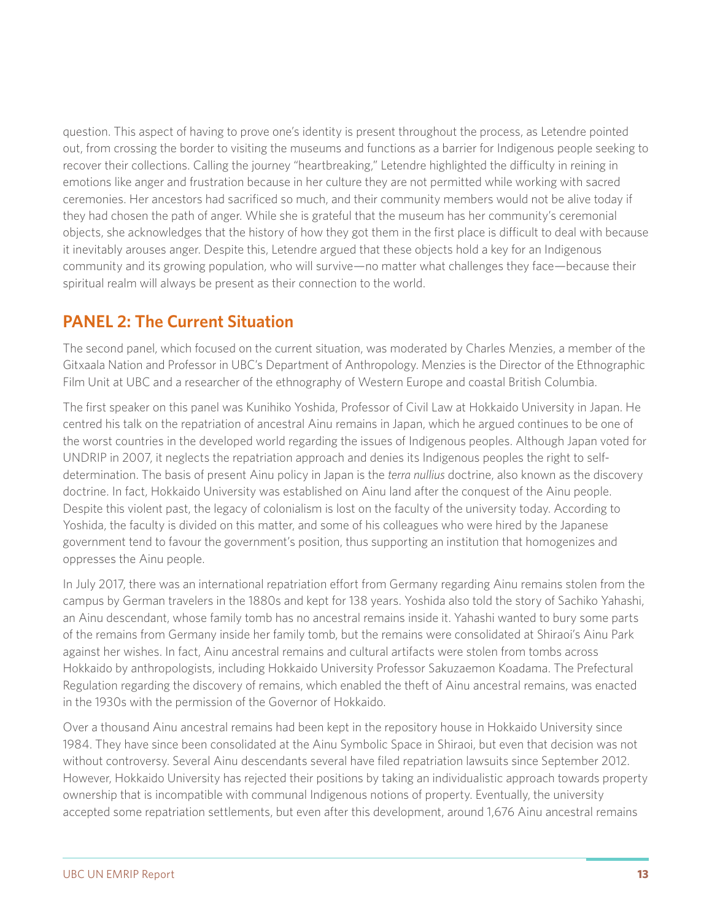question. This aspect of having to prove one's identity is present throughout the process, as Letendre pointed out, from crossing the border to visiting the museums and functions as a barrier for Indigenous people seeking to recover their collections. Calling the journey "heartbreaking," Letendre highlighted the difficulty in reining in emotions like anger and frustration because in her culture they are not permitted while working with sacred ceremonies. Her ancestors had sacrificed so much, and their community members would not be alive today if they had chosen the path of anger. While she is grateful that the museum has her community's ceremonial objects, she acknowledges that the history of how they got them in the first place is difficult to deal with because it inevitably arouses anger. Despite this, Letendre argued that these objects hold a key for an Indigenous community and its growing population, who will survive—no matter what challenges they face—because their spiritual realm will always be present as their connection to the world.

## PANEL 2: The Current Situation

The second panel, which focused on the current situation, was moderated by Charles Menzies, a member of the Gitxaala Nation and Professor in UBC's Department of Anthropology. Menzies is the Director of the Ethnographic Film Unit at UBC and a researcher of the ethnography of Western Europe and coastal British Columbia.

The first speaker on this panel was Kunihiko Yoshida, Professor of Civil Law at Hokkaido University in Japan. He centred his talk on the repatriation of ancestral Ainu remains in Japan, which he argued continues to be one of the worst countries in the developed world regarding the issues of Indigenous peoples. Although Japan voted for UNDRIP in 2007, it neglects the repatriation approach and denies its Indigenous peoples the right to self-determination. The basis of present Ainu policy in Japan is the *terra nullius* doctrine, also known as the discovery doctrine. In fact, Hokkaido University was established on Ainu land after the conquest of the Ainu people. Despite this violent past, the legacy of colonialism is lost on the faculty of the university today. According to Yoshida, the faculty is divided on this matter, and some of his colleagues who were hired by the Japanese government tend to favour the government's position, thus supporting an institution that homogenizes and oppresses the Ainu people.

In July 2017, there was an international repatriation effort from Germany regarding Ainu remains stolen from the campus by German travelers in the 1880s and kept for 138 years. Yoshida also told the story of Sachiko Yahashi, an Ainu descendant, whose family tomb has no ancestral remains inside it. Yahashi wanted to bury some parts of the remains from Germany inside her family tomb, but the remains were consolidated at Shiraoi's Ainu Park against her wishes. In fact, Ainu ancestral remains and cultural artifacts were stolen from tombs across Hokkaido by anthropologists, including Hokkaido University Professor Sakuzaemon Koadama. The Prefectural Regulation regarding the discovery of remains, which enabled the theft of Ainu ancestral remains, was enacted in the 1930s with the permission of the Governor of Hokkaido.

Over a thousand Ainu ancestral remains had been kept in the repository house in Hokkaido University since 1984. They have since been consolidated at the Ainu Symbolic Space in Shiraoi, but even that decision was not without controversy. Several Ainu descendants several have filed repatriation lawsuits since September 2012. However, Hokkaido University has rejected their positions by taking an individualistic approach towards property ownership that is incompatible with communal Indigenous notions of property. Eventually, the university accepted some repatriation settlements, but even after this development, around 1,676 Ainu ancestral remains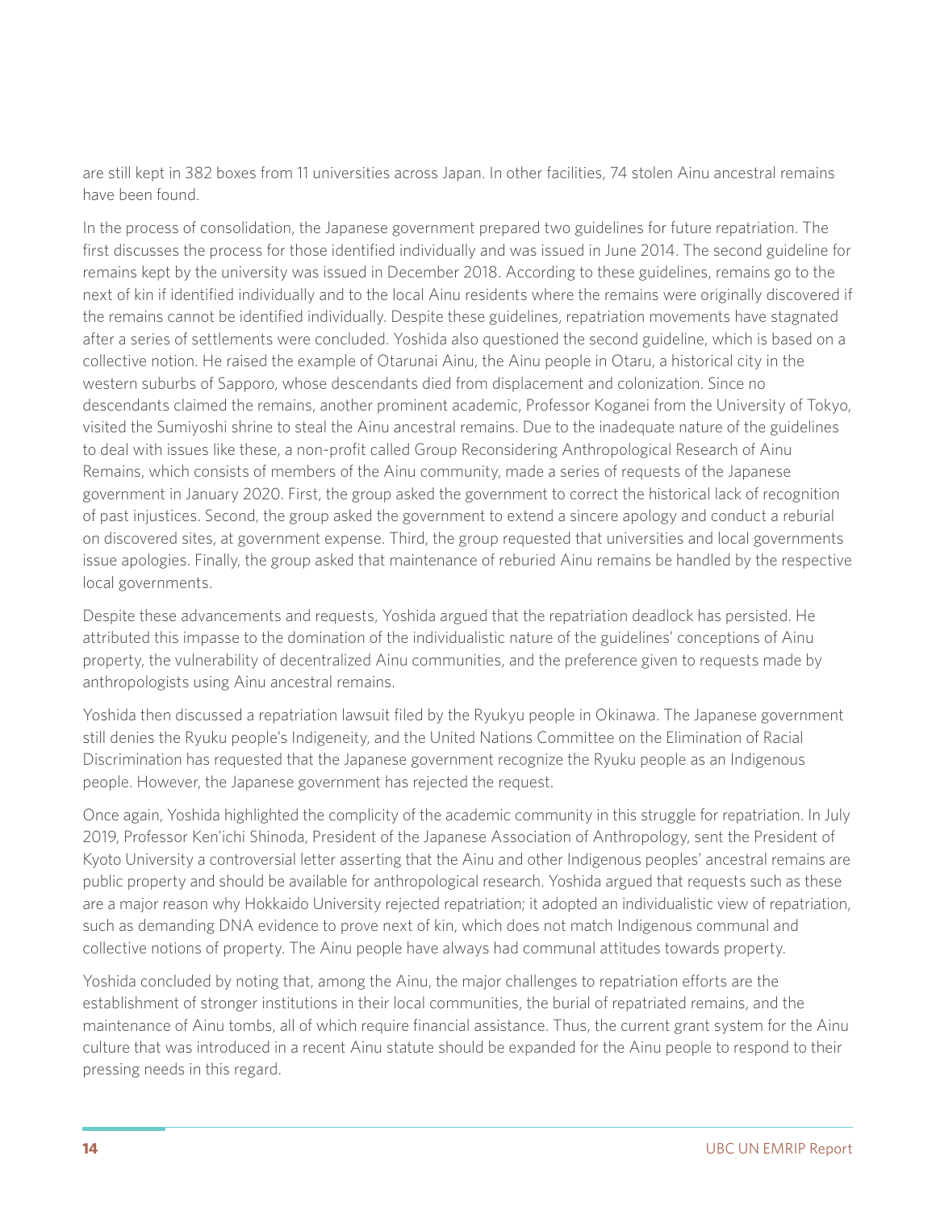are still kept in 382 boxes from 11 universities across Japan. In other facilities, 74 stolen Ainu ancestral remains have been found.

In the process of consolidation, the Japanese government prepared two guidelines for future repatriation. The first discusses the process for those identified individually and was issued in June 2014. The second guideline for remains kept by the university was issued in December 2018. According to these guidelines, remains go to the next of kin if identified individually and to the local Ainu residents where the remains were originally discovered if the remains cannot be identified individually. Despite these guidelines, repatriation movements have stagnated after a series of settlements were concluded. Yoshida also questioned the second guideline, which is based on a collective notion. He raised the example of Otarunai Ainu, the Ainu people in Otaru, a historical city in the western suburbs of Sapporo, whose descendants died from displacement and colonization. Since no descendants claimed the remains, another prominent academic, Professor Koganei from the University of Tokyo, visited the Sumiyoshi shrine to steal the Ainu ancestral remains. Due to the inadequate nature of the guidelines to deal with issues like these, a non-profit called Group Reconsidering Anthropological Research of Ainu Remains, which consists of members of the Ainu community, made a series of requests of the Japanese government in January 2020. First, the group asked the government to correct the historical lack of recognition of past injustices. Second, the group asked the government to extend a sincere apology and conduct a reburial on discovered sites, at government expense. Third, the group requested that universities and local governments issue apologies. Finally, the group asked that maintenance of reburied Ainu remains be handled by the respective local governments.

Despite these advancements and requests, Yoshida argued that the repatriation deadlock has persisted. He attributed this impasse to the domination of the individualistic nature of the guidelines' conceptions of Ainu property, the vulnerability of decentralized Ainu communities, and the preference given to requests made by anthropologists using Ainu ancestral remains.

Yoshida then discussed a repatriation lawsuit filed by the Ryukyu people in Okinawa. The Japanese government still denies the Ryuku people's Indigeneity, and the United Nations Committee on the Elimination of Racial Discrimination has requested that the Japanese government recognize the Ryuku people as an Indigenous people. However, the Japanese government has rejected the request.

Once again, Yoshida highlighted the complicity of the academic community in this struggle for repatriation. In July 2019, Professor Ken'ichi Shinoda, President of the Japanese Association of Anthropology, sent the President of Kyoto University a controversial letter asserting that the Ainu and other Indigenous peoples' ancestral remains are public property and should be available for anthropological research. Yoshida argued that requests such as these are a major reason why Hokkaido University rejected repatriation; it adopted an individualistic view of repatriation, such as demanding DNA evidence to prove next of kin, which does not match Indigenous communal and collective notions of property. The Ainu people have always had communal attitudes towards property.

Yoshida concluded by noting that, among the Ainu, the major challenges to repatriation efforts are the establishment of stronger institutions in their local communities, the burial of repatriated remains, and the maintenance of Ainu tombs, all of which require financial assistance. Thus, the current grant system for the Ainu culture that was introduced in a recent Ainu statute should be expanded for the Ainu people to respond to their pressing needs in this regard.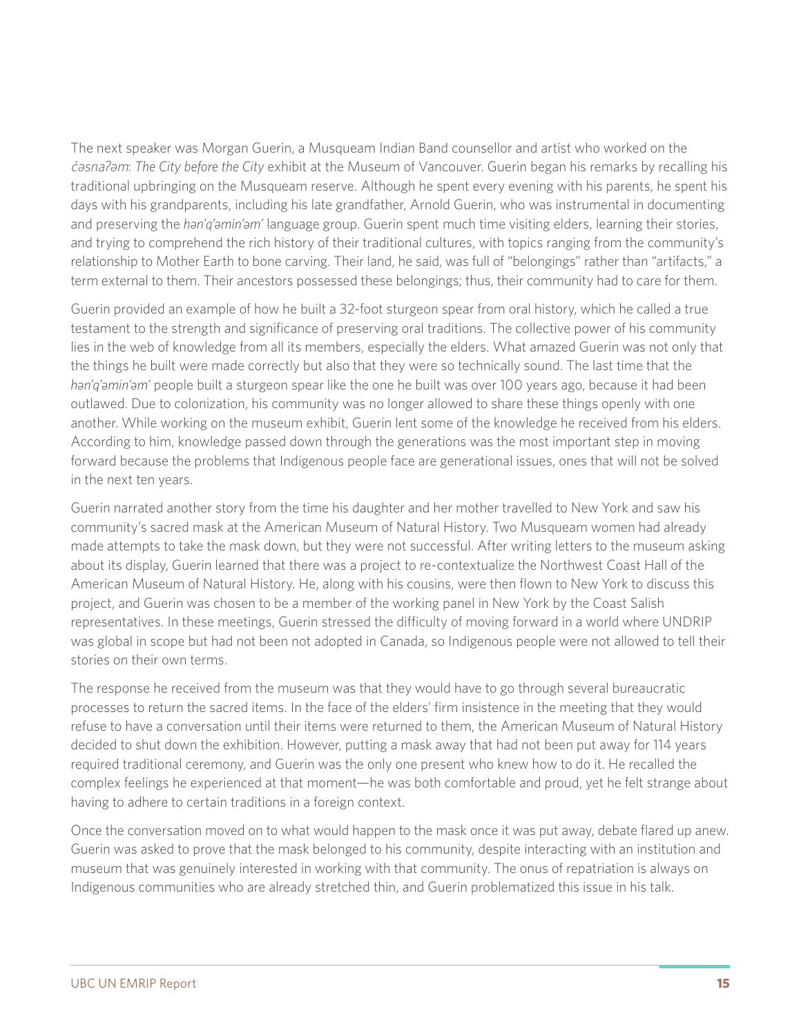The next speaker was Morgan Guerin, a Musqueam Indian Band counsellor and artist who worked on the *c̓əsnaʔəm: The City before the City* exhibit at the Museum of Vancouver. Guerin began his remarks by recalling his traditional upbringing on the Musqueam reserve. Although he spent every evening with his parents, he spent his days with his grandparents, including his late grandfather, Arnold Guerin, who was instrumental in documenting and preserving the *hən̓q̓əmin̓əm̓* language group. Guerin spent much time visiting elders, learning their stories, and trying to comprehend the rich history of their traditional cultures, with topics ranging from the community's relationship to Mother Earth to bone carving. Their land, he said, was full of "belongings" rather than "artifacts," a term external to them. Their ancestors possessed these belongings; thus, their community had to care for them.

Guerin provided an example of how he built a 32-foot sturgeon spear from oral history, which he called a true testament to the strength and significance of preserving oral traditions. The collective power of his community lies in the web of knowledge from all its members, especially the elders. What amazed Guerin was not only that the things he built were made correctly but also that they were so technically sound. The last time that the *hən̓q̓əmin̓əm̓* people built a sturgeon spear like the one he built was over 100 years ago, because it had been outlawed. Due to colonization, his community was no longer allowed to share these things openly with one another. While working on the museum exhibit, Guerin lent some of the knowledge he received from his elders. According to him, knowledge passed down through the generations was the most important step in moving forward because the problems that Indigenous people face are generational issues, ones that will not be solved in the next ten years.

Guerin narrated another story from the time his daughter and her mother travelled to New York and saw his community's sacred mask at the American Museum of Natural History. Two Musqueam women had already made attempts to take the mask down, but they were not successful. After writing letters to the museum asking about its display, Guerin learned that there was a project to re-contextualize the Northwest Coast Hall of the American Museum of Natural History. He, along with his cousins, were then flown to New York to discuss this project, and Guerin was chosen to be a member of the working panel in New York by the Coast Salish representatives. In these meetings, Guerin stressed the difficulty of moving forward in a world where UNDRIP was global in scope but had not been not adopted in Canada, so Indigenous people were not allowed to tell their stories on their own terms.

The response he received from the museum was that they would have to go through several bureaucratic processes to return the sacred items. In the face of the elders' firm insistence in the meeting that they would refuse to have a conversation until their items were returned to them, the American Museum of Natural History decided to shut down the exhibition. However, putting a mask away that had not been put away for 114 years required traditional ceremony, and Guerin was the only one present who knew how to do it. He recalled the complex feelings he experienced at that moment—he was both comfortable and proud, yet he felt strange about having to adhere to certain traditions in a foreign context.

Once the conversation moved on to what would happen to the mask once it was put away, debate flared up anew. Guerin was asked to prove that the mask belonged to his community, despite interacting with an institution and museum that was genuinely interested in working with that community. The onus of repatriation is always on Indigenous communities who are already stretched thin, and Guerin problematized this issue in his talk.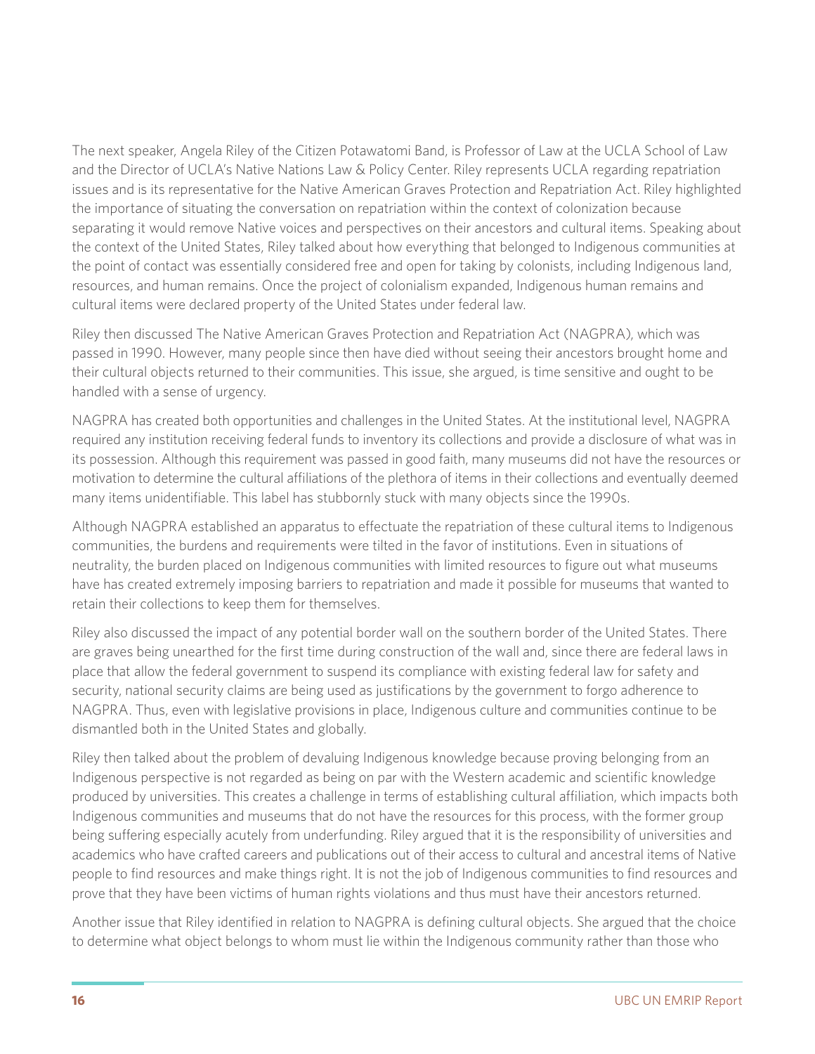The next speaker, Angela Riley of the Citizen Potawatomi Band, is Professor of Law at the UCLA School of Law and the Director of UCLA's Native Nations Law & Policy Center. Riley represents UCLA regarding repatriation issues and is its representative for the Native American Graves Protection and Repatriation Act. Riley highlighted the importance of situating the conversation on repatriation within the context of colonization because separating it would remove Native voices and perspectives on their ancestors and cultural items. Speaking about the context of the United States, Riley talked about how everything that belonged to Indigenous communities at the point of contact was essentially considered free and open for taking by colonists, including Indigenous land, resources, and human remains. Once the project of colonialism expanded, Indigenous human remains and cultural items were declared property of the United States under federal law.

Riley then discussed The Native American Graves Protection and Repatriation Act (NAGPRA), which was passed in 1990. However, many people since then have died without seeing their ancestors brought home and their cultural objects returned to their communities. This issue, she argued, is time sensitive and ought to be handled with a sense of urgency.

NAGPRA has created both opportunities and challenges in the United States. At the institutional level, NAGPRA required any institution receiving federal funds to inventory its collections and provide a disclosure of what was in its possession. Although this requirement was passed in good faith, many museums did not have the resources or motivation to determine the cultural affiliations of the plethora of items in their collections and eventually deemed many items unidentifiable. This label has stubbornly stuck with many objects since the 1990s.

Although NAGPRA established an apparatus to effectuate the repatriation of these cultural items to Indigenous communities, the burdens and requirements were tilted in the favor of institutions. Even in situations of neutrality, the burden placed on Indigenous communities with limited resources to figure out what museums have has created extremely imposing barriers to repatriation and made it possible for museums that wanted to retain their collections to keep them for themselves.

Riley also discussed the impact of any potential border wall on the southern border of the United States. There are graves being unearthed for the first time during construction of the wall and, since there are federal laws in place that allow the federal government to suspend its compliance with existing federal law for safety and security, national security claims are being used as justifications by the government to forgo adherence to NAGPRA. Thus, even with legislative provisions in place, Indigenous culture and communities continue to be dismantled both in the United States and globally.

Riley then talked about the problem of devaluing Indigenous knowledge because proving belonging from an Indigenous perspective is not regarded as being on par with the Western academic and scientific knowledge produced by universities. This creates a challenge in terms of establishing cultural affiliation, which impacts both Indigenous communities and museums that do not have the resources for this process, with the former group being suffering especially acutely from underfunding. Riley argued that it is the responsibility of universities and academics who have crafted careers and publications out of their access to cultural and ancestral items of Native people to find resources and make things right. It is not the job of Indigenous communities to find resources and prove that they have been victims of human rights violations and thus must have their ancestors returned.

Another issue that Riley identified in relation to NAGPRA is defining cultural objects. She argued that the choice to determine what object belongs to whom must lie within the Indigenous community rather than those who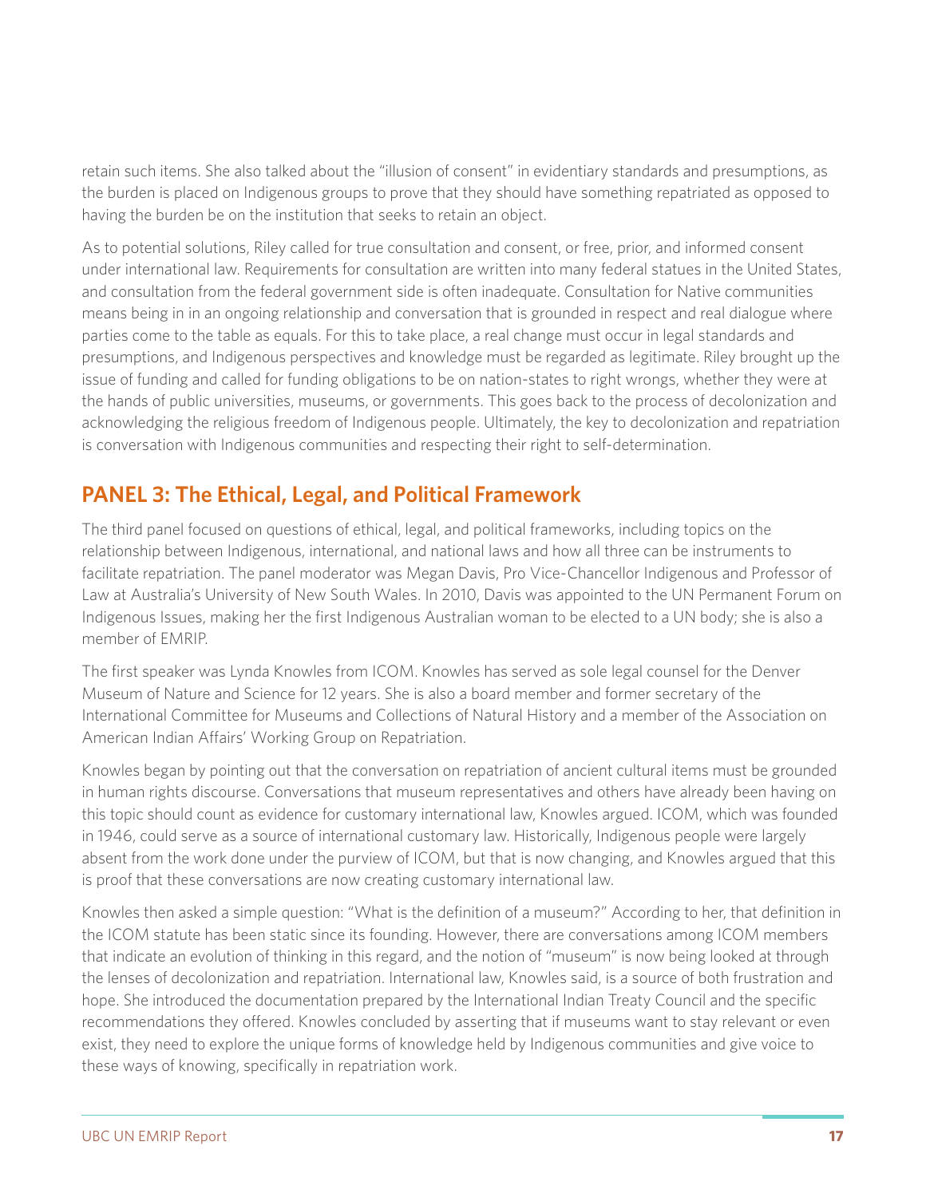retain such items. She also talked about the "illusion of consent" in evidentiary standards and presumptions, as the burden is placed on Indigenous groups to prove that they should have something repatriated as opposed to having the burden be on the institution that seeks to retain an object.

As to potential solutions, Riley called for true consultation and consent, or free, prior, and informed consent under international law. Requirements for consultation are written into many federal statues in the United States, and consultation from the federal government side is often inadequate. Consultation for Native communities means being in in an ongoing relationship and conversation that is grounded in respect and real dialogue where parties come to the table as equals. For this to take place, a real change must occur in legal standards and presumptions, and Indigenous perspectives and knowledge must be regarded as legitimate. Riley brought up the issue of funding and called for funding obligations to be on nation-states to right wrongs, whether they were at the hands of public universities, museums, or governments. This goes back to the process of decolonization and acknowledging the religious freedom of Indigenous people. Ultimately, the key to decolonization and repatriation is conversation with Indigenous communities and respecting their right to self-determination.

## PANEL 3: The Ethical, Legal, and Political Framework

The third panel focused on questions of ethical, legal, and political frameworks, including topics on the relationship between Indigenous, international, and national laws and how all three can be instruments to facilitate repatriation. The panel moderator was Megan Davis, Pro Vice-Chancellor Indigenous and Professor of Law at Australia's University of New South Wales. In 2010, Davis was appointed to the UN Permanent Forum on Indigenous Issues, making her the first Indigenous Australian woman to be elected to a UN body; she is also a member of EMRIP.

The first speaker was Lynda Knowles from ICOM. Knowles has served as sole legal counsel for the Denver Museum of Nature and Science for 12 years. She is also a board member and former secretary of the International Committee for Museums and Collections of Natural History and a member of the Association on American Indian Affairs' Working Group on Repatriation.

Knowles began by pointing out that the conversation on repatriation of ancient cultural items must be grounded in human rights discourse. Conversations that museum representatives and others have already been having on this topic should count as evidence for customary international law, Knowles argued. ICOM, which was founded in 1946, could serve as a source of international customary law. Historically, Indigenous people were largely absent from the work done under the purview of ICOM, but that is now changing, and Knowles argued that this is proof that these conversations are now creating customary international law.

Knowles then asked a simple question: "What is the definition of a museum?" According to her, that definition in the ICOM statute has been static since its founding. However, there are conversations among ICOM members that indicate an evolution of thinking in this regard, and the notion of "museum" is now being looked at through the lenses of decolonization and repatriation. International law, Knowles said, is a source of both frustration and hope. She introduced the documentation prepared by the International Indian Treaty Council and the specific recommendations they offered. Knowles concluded by asserting that if museums want to stay relevant or even exist, they need to explore the unique forms of knowledge held by Indigenous communities and give voice to these ways of knowing, specifically in repatriation work.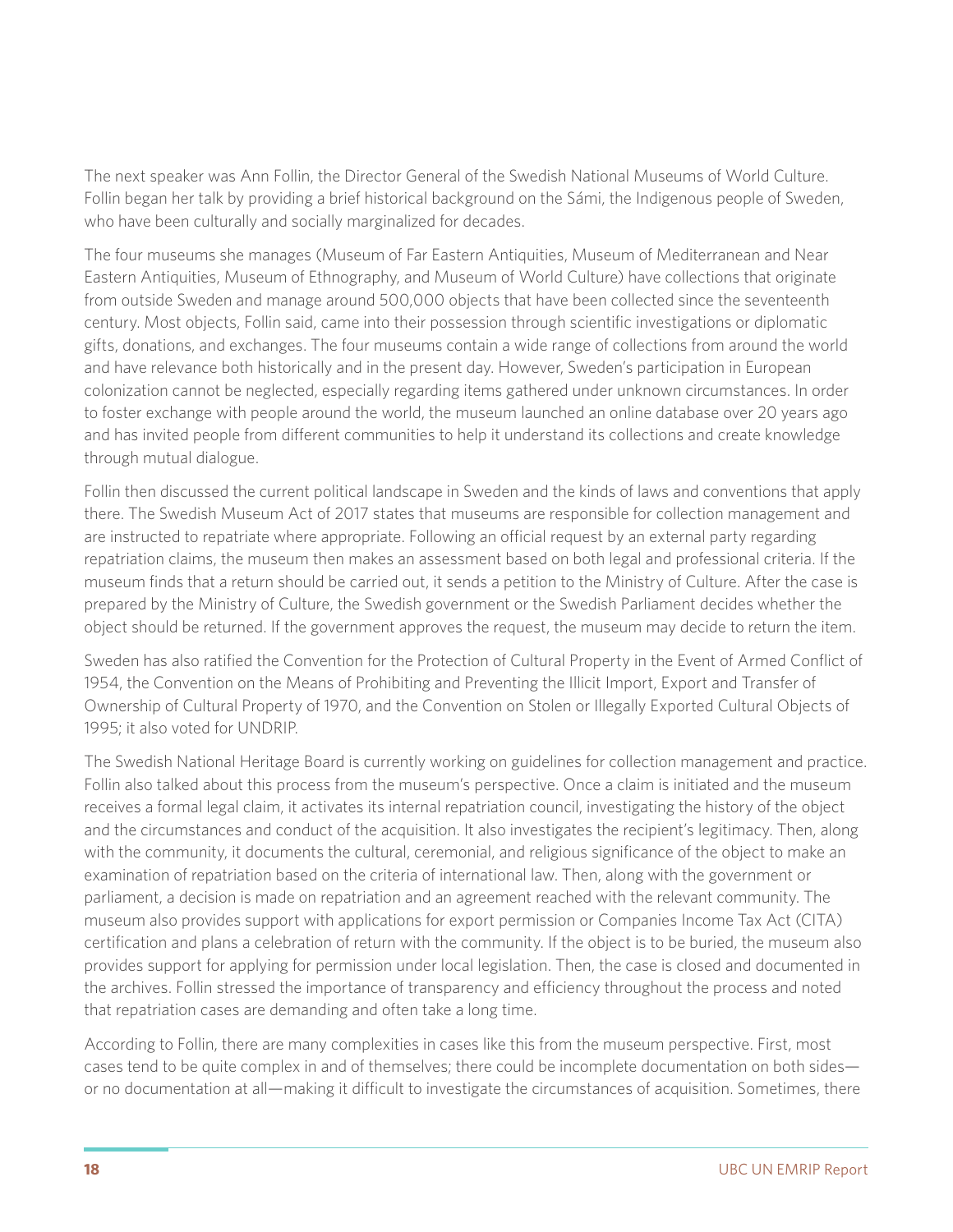The next speaker was Ann Follin, the Director General of the Swedish National Museums of World Culture. Follin began her talk by providing a brief historical background on the Sámi, the Indigenous people of Sweden, who have been culturally and socially marginalized for decades.

The four museums she manages (Museum of Far Eastern Antiquities, Museum of Mediterranean and Near Eastern Antiquities, Museum of Ethnography, and Museum of World Culture) have collections that originate from outside Sweden and manage around 500,000 objects that have been collected since the seventeenth century. Most objects, Follin said, came into their possession through scientific investigations or diplomatic gifts, donations, and exchanges. The four museums contain a wide range of collections from around the world and have relevance both historically and in the present day. However, Sweden's participation in European colonization cannot be neglected, especially regarding items gathered under unknown circumstances. In order to foster exchange with people around the world, the museum launched an online database over 20 years ago and has invited people from different communities to help it understand its collections and create knowledge through mutual dialogue.

Follin then discussed the current political landscape in Sweden and the kinds of laws and conventions that apply there. The Swedish Museum Act of 2017 states that museums are responsible for collection management and are instructed to repatriate where appropriate. Following an official request by an external party regarding repatriation claims, the museum then makes an assessment based on both legal and professional criteria. If the museum finds that a return should be carried out, it sends a petition to the Ministry of Culture. After the case is prepared by the Ministry of Culture, the Swedish government or the Swedish Parliament decides whether the object should be returned. If the government approves the request, the museum may decide to return the item.

Sweden has also ratified the Convention for the Protection of Cultural Property in the Event of Armed Conflict of 1954, the Convention on the Means of Prohibiting and Preventing the Illicit Import, Export and Transfer of Ownership of Cultural Property of 1970, and the Convention on Stolen or Illegally Exported Cultural Objects of 1995; it also voted for UNDRIP.

The Swedish National Heritage Board is currently working on guidelines for collection management and practice. Follin also talked about this process from the museum's perspective. Once a claim is initiated and the museum receives a formal legal claim, it activates its internal repatriation council, investigating the history of the object and the circumstances and conduct of the acquisition. It also investigates the recipient's legitimacy. Then, along with the community, it documents the cultural, ceremonial, and religious significance of the object to make an examination of repatriation based on the criteria of international law. Then, along with the government or parliament, a decision is made on repatriation and an agreement reached with the relevant community. The museum also provides support with applications for export permission or Companies Income Tax Act (CITA) certification and plans a celebration of return with the community. If the object is to be buried, the museum also provides support for applying for permission under local legislation. Then, the case is closed and documented in the archives. Follin stressed the importance of transparency and efficiency throughout the process and noted that repatriation cases are demanding and often take a long time.

According to Follin, there are many complexities in cases like this from the museum perspective. First, most cases tend to be quite complex in and of themselves; there could be incomplete documentation on both sides—or no documentation at all—making it difficult to investigate the circumstances of acquisition. Sometimes, there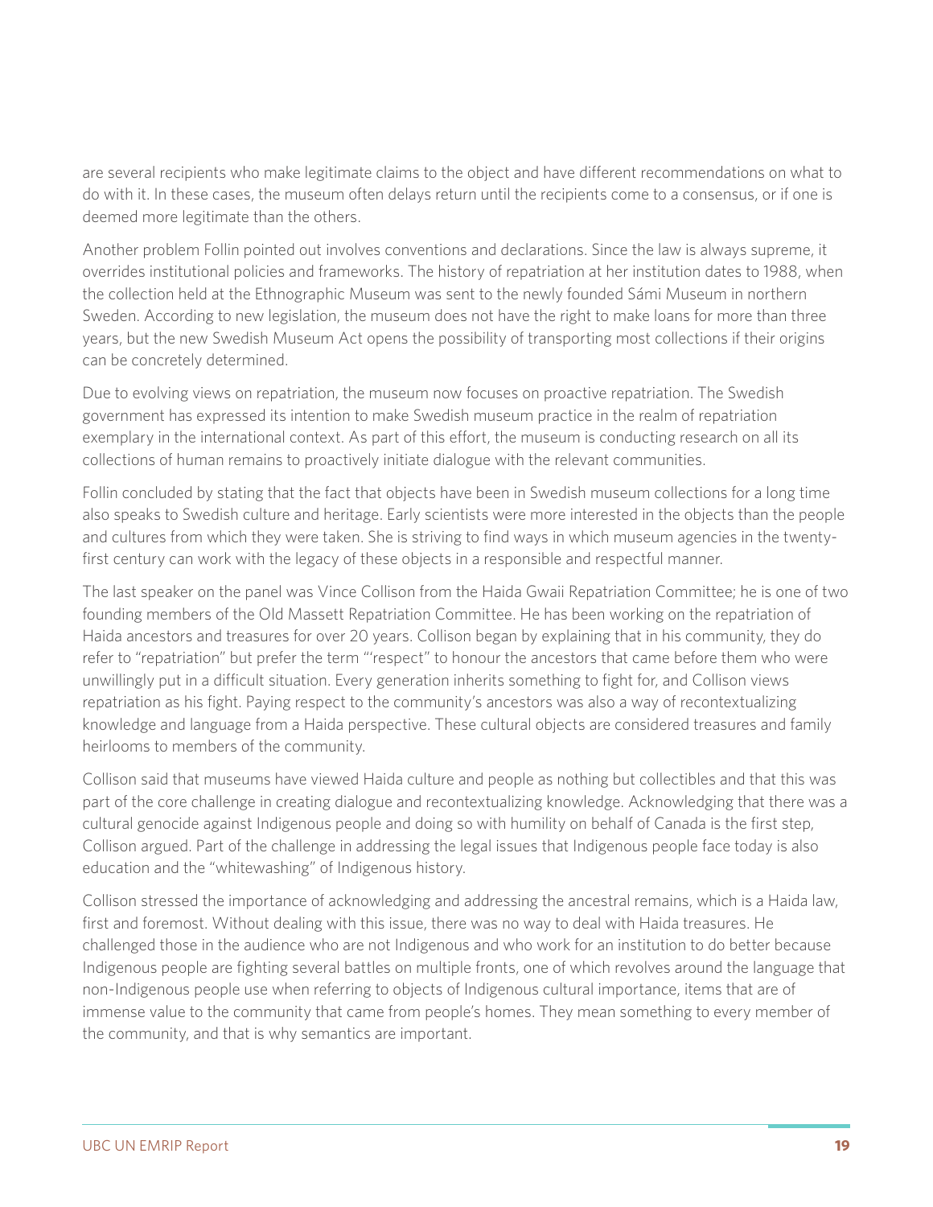are several recipients who make legitimate claims to the object and have different recommendations on what to do with it. In these cases, the museum often delays return until the recipients come to a consensus, or if one is deemed more legitimate than the others.

Another problem Follin pointed out involves conventions and declarations. Since the law is always supreme, it overrides institutional policies and frameworks. The history of repatriation at her institution dates to 1988, when the collection held at the Ethnographic Museum was sent to the newly founded Sámi Museum in northern Sweden. According to new legislation, the museum does not have the right to make loans for more than three years, but the new Swedish Museum Act opens the possibility of transporting most collections if their origins can be concretely determined.

Due to evolving views on repatriation, the museum now focuses on proactive repatriation. The Swedish government has expressed its intention to make Swedish museum practice in the realm of repatriation exemplary in the international context. As part of this effort, the museum is conducting research on all its collections of human remains to proactively initiate dialogue with the relevant communities.

Follin concluded by stating that the fact that objects have been in Swedish museum collections for a long time also speaks to Swedish culture and heritage. Early scientists were more interested in the objects than the people and cultures from which they were taken. She is striving to find ways in which museum agencies in the twenty-first century can work with the legacy of these objects in a responsible and respectful manner.

The last speaker on the panel was Vince Collison from the Haida Gwaii Repatriation Committee; he is one of two founding members of the Old Massett Repatriation Committee. He has been working on the repatriation of Haida ancestors and treasures for over 20 years. Collison began by explaining that in his community, they do refer to "repatriation" but prefer the term "'respect" to honour the ancestors that came before them who were unwillingly put in a difficult situation. Every generation inherits something to fight for, and Collison views repatriation as his fight. Paying respect to the community's ancestors was also a way of recontextualizing knowledge and language from a Haida perspective. These cultural objects are considered treasures and family heirlooms to members of the community.

Collison said that museums have viewed Haida culture and people as nothing but collectibles and that this was part of the core challenge in creating dialogue and recontextualizing knowledge. Acknowledging that there was a cultural genocide against Indigenous people and doing so with humility on behalf of Canada is the first step, Collison argued. Part of the challenge in addressing the legal issues that Indigenous people face today is also education and the "whitewashing" of Indigenous history.

Collison stressed the importance of acknowledging and addressing the ancestral remains, which is a Haida law, first and foremost. Without dealing with this issue, there was no way to deal with Haida treasures. He challenged those in the audience who are not Indigenous and who work for an institution to do better because Indigenous people are fighting several battles on multiple fronts, one of which revolves around the language that non-Indigenous people use when referring to objects of Indigenous cultural importance, items that are of immense value to the community that came from people's homes. They mean something to every member of the community, and that is why semantics are important.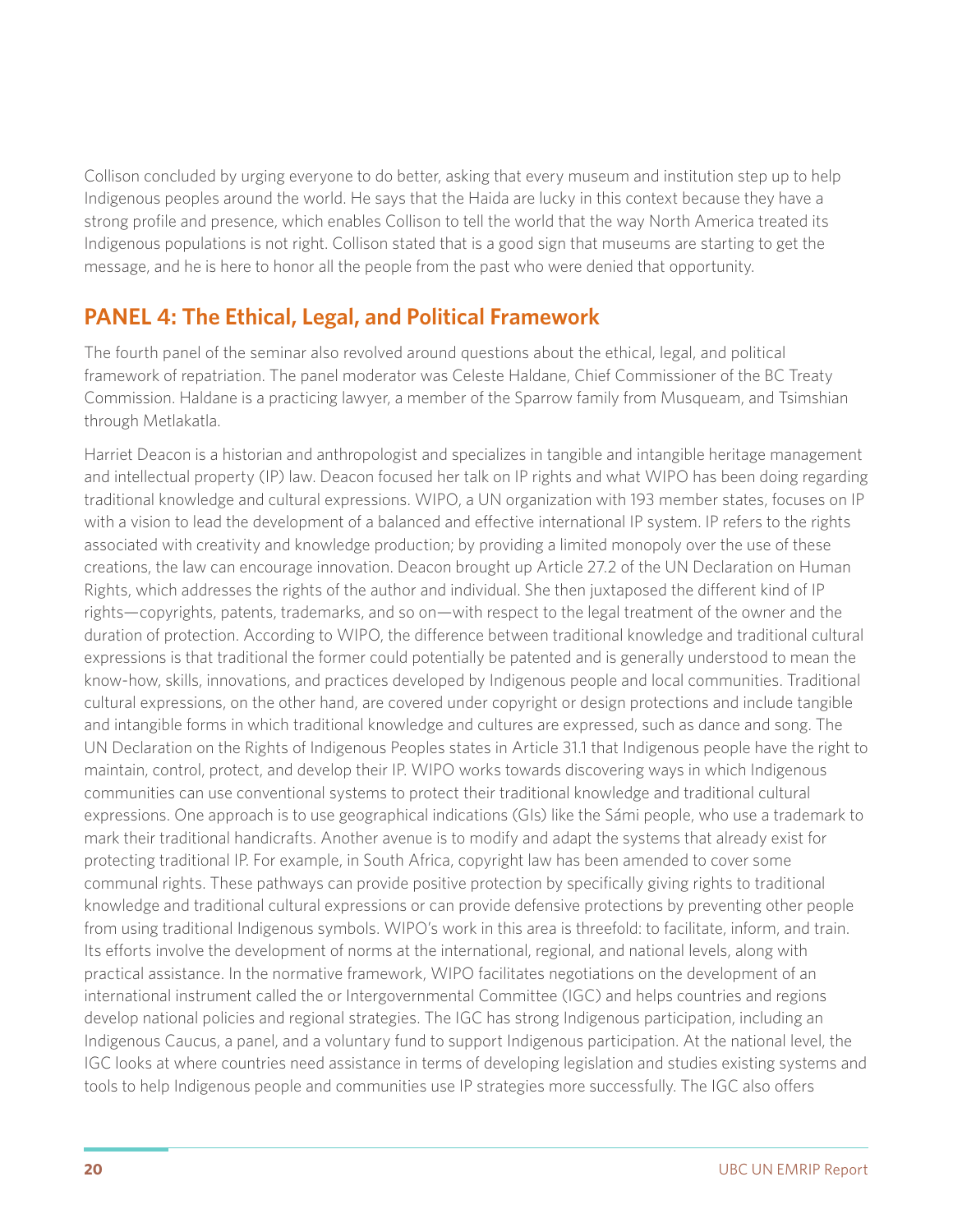Collison concluded by urging everyone to do better, asking that every museum and institution step up to help Indigenous peoples around the world. He says that the Haida are lucky in this context because they have a strong profile and presence, which enables Collison to tell the world that the way North America treated its Indigenous populations is not right. Collison stated that is a good sign that museums are starting to get the message, and he is here to honor all the people from the past who were denied that opportunity.

## PANEL 4: The Ethical, Legal, and Political Framework

The fourth panel of the seminar also revolved around questions about the ethical, legal, and political framework of repatriation. The panel moderator was Celeste Haldane, Chief Commissioner of the BC Treaty Commission. Haldane is a practicing lawyer, a member of the Sparrow family from Musqueam, and Tsimshian through Metlakatla.

Harriet Deacon is a historian and anthropologist and specializes in tangible and intangible heritage management and intellectual property (IP) law. Deacon focused her talk on IP rights and what WIPO has been doing regarding traditional knowledge and cultural expressions. WIPO, a UN organization with 193 member states, focuses on IP with a vision to lead the development of a balanced and effective international IP system. IP refers to the rights associated with creativity and knowledge production; by providing a limited monopoly over the use of these creations, the law can encourage innovation. Deacon brought up Article 27.2 of the UN Declaration on Human Rights, which addresses the rights of the author and individual. She then juxtaposed the different kind of IP rights—copyrights, patents, trademarks, and so on—with respect to the legal treatment of the owner and the duration of protection. According to WIPO, the difference between traditional knowledge and traditional cultural expressions is that traditional the former could potentially be patented and is generally understood to mean the know-how, skills, innovations, and practices developed by Indigenous people and local communities. Traditional cultural expressions, on the other hand, are covered under copyright or design protections and include tangible and intangible forms in which traditional knowledge and cultures are expressed, such as dance and song. The UN Declaration on the Rights of Indigenous Peoples states in Article 31.1 that Indigenous people have the right to maintain, control, protect, and develop their IP. WIPO works towards discovering ways in which Indigenous communities can use conventional systems to protect their traditional knowledge and traditional cultural expressions. One approach is to use geographical indications (GIs) like the Sámi people, who use a trademark to mark their traditional handicrafts. Another avenue is to modify and adapt the systems that already exist for protecting traditional IP. For example, in South Africa, copyright law has been amended to cover some communal rights. These pathways can provide positive protection by specifically giving rights to traditional knowledge and traditional cultural expressions or can provide defensive protections by preventing other people from using traditional Indigenous symbols. WIPO's work in this area is threefold: to facilitate, inform, and train. Its efforts involve the development of norms at the international, regional, and national levels, along with practical assistance. In the normative framework, WIPO facilitates negotiations on the development of an international instrument called the or Intergovernmental Committee (IGC) and helps countries and regions develop national policies and regional strategies. The IGC has strong Indigenous participation, including an Indigenous Caucus, a panel, and a voluntary fund to support Indigenous participation. At the national level, the IGC looks at where countries need assistance in terms of developing legislation and studies existing systems and tools to help Indigenous people and communities use IP strategies more successfully. The IGC also offers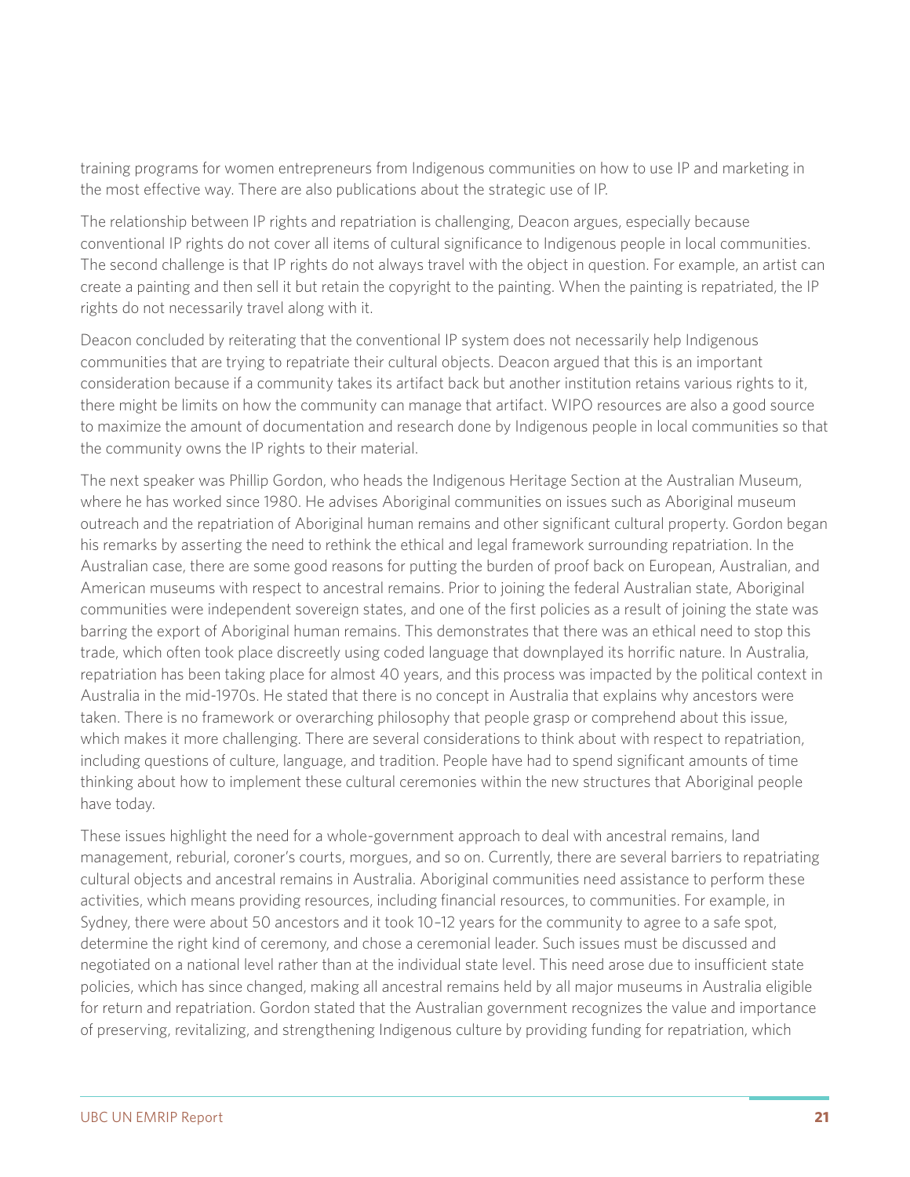training programs for women entrepreneurs from Indigenous communities on how to use IP and marketing in the most effective way. There are also publications about the strategic use of IP.

The relationship between IP rights and repatriation is challenging, Deacon argues, especially because conventional IP rights do not cover all items of cultural significance to Indigenous people in local communities. The second challenge is that IP rights do not always travel with the object in question. For example, an artist can create a painting and then sell it but retain the copyright to the painting. When the painting is repatriated, the IP rights do not necessarily travel along with it.

Deacon concluded by reiterating that the conventional IP system does not necessarily help Indigenous communities that are trying to repatriate their cultural objects. Deacon argued that this is an important consideration because if a community takes its artifact back but another institution retains various rights to it, there might be limits on how the community can manage that artifact. WIPO resources are also a good source to maximize the amount of documentation and research done by Indigenous people in local communities so that the community owns the IP rights to their material.

The next speaker was Phillip Gordon, who heads the Indigenous Heritage Section at the Australian Museum, where he has worked since 1980. He advises Aboriginal communities on issues such as Aboriginal museum outreach and the repatriation of Aboriginal human remains and other significant cultural property. Gordon began his remarks by asserting the need to rethink the ethical and legal framework surrounding repatriation. In the Australian case, there are some good reasons for putting the burden of proof back on European, Australian, and American museums with respect to ancestral remains. Prior to joining the federal Australian state, Aboriginal communities were independent sovereign states, and one of the first policies as a result of joining the state was barring the export of Aboriginal human remains. This demonstrates that there was an ethical need to stop this trade, which often took place discreetly using coded language that downplayed its horrific nature. In Australia, repatriation has been taking place for almost 40 years, and this process was impacted by the political context in Australia in the mid-1970s. He stated that there is no concept in Australia that explains why ancestors were taken. There is no framework or overarching philosophy that people grasp or comprehend about this issue, which makes it more challenging. There are several considerations to think about with respect to repatriation, including questions of culture, language, and tradition. People have had to spend significant amounts of time thinking about how to implement these cultural ceremonies within the new structures that Aboriginal people have today.

These issues highlight the need for a whole-government approach to deal with ancestral remains, land management, reburial, coroner's courts, morgues, and so on. Currently, there are several barriers to repatriating cultural objects and ancestral remains in Australia. Aboriginal communities need assistance to perform these activities, which means providing resources, including financial resources, to communities. For example, in Sydney, there were about 50 ancestors and it took 10–12 years for the community to agree to a safe spot, determine the right kind of ceremony, and chose a ceremonial leader. Such issues must be discussed and negotiated on a national level rather than at the individual state level. This need arose due to insufficient state policies, which has since changed, making all ancestral remains held by all major museums in Australia eligible for return and repatriation. Gordon stated that the Australian government recognizes the value and importance of preserving, revitalizing, and strengthening Indigenous culture by providing funding for repatriation, which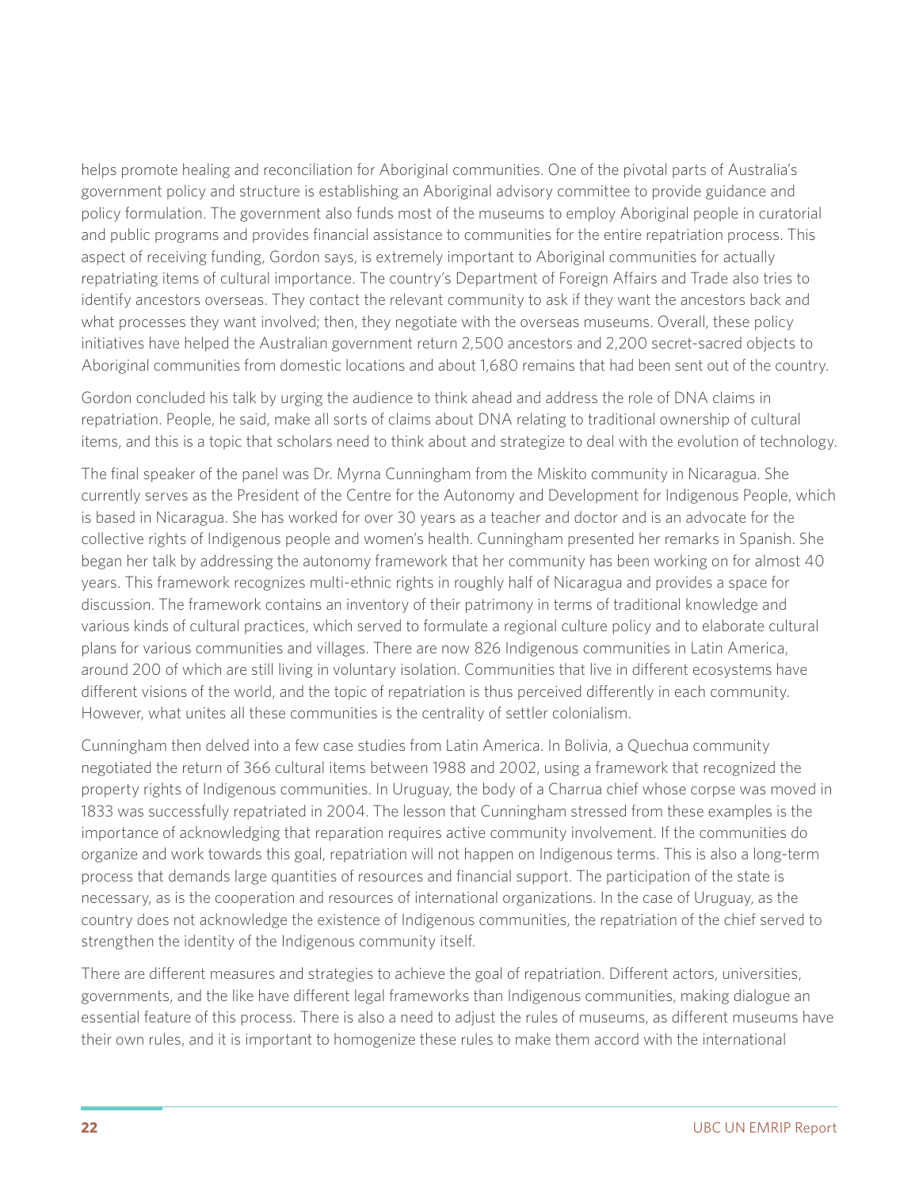helps promote healing and reconciliation for Aboriginal communities. One of the pivotal parts of Australia's government policy and structure is establishing an Aboriginal advisory committee to provide guidance and policy formulation. The government also funds most of the museums to employ Aboriginal people in curatorial and public programs and provides financial assistance to communities for the entire repatriation process. This aspect of receiving funding, Gordon says, is extremely important to Aboriginal communities for actually repatriating items of cultural importance. The country's Department of Foreign Affairs and Trade also tries to identify ancestors overseas. They contact the relevant community to ask if they want the ancestors back and what processes they want involved; then, they negotiate with the overseas museums. Overall, these policy initiatives have helped the Australian government return 2,500 ancestors and 2,200 secret-sacred objects to Aboriginal communities from domestic locations and about 1,680 remains that had been sent out of the country.

Gordon concluded his talk by urging the audience to think ahead and address the role of DNA claims in repatriation. People, he said, make all sorts of claims about DNA relating to traditional ownership of cultural items, and this is a topic that scholars need to think about and strategize to deal with the evolution of technology.

The final speaker of the panel was Dr. Myrna Cunningham from the Miskito community in Nicaragua. She currently serves as the President of the Centre for the Autonomy and Development for Indigenous People, which is based in Nicaragua. She has worked for over 30 years as a teacher and doctor and is an advocate for the collective rights of Indigenous people and women's health. Cunningham presented her remarks in Spanish. She began her talk by addressing the autonomy framework that her community has been working on for almost 40 years. This framework recognizes multi-ethnic rights in roughly half of Nicaragua and provides a space for discussion. The framework contains an inventory of their patrimony in terms of traditional knowledge and various kinds of cultural practices, which served to formulate a regional culture policy and to elaborate cultural plans for various communities and villages. There are now 826 Indigenous communities in Latin America, around 200 of which are still living in voluntary isolation. Communities that live in different ecosystems have different visions of the world, and the topic of repatriation is thus perceived differently in each community. However, what unites all these communities is the centrality of settler colonialism.

Cunningham then delved into a few case studies from Latin America. In Bolivia, a Quechua community negotiated the return of 366 cultural items between 1988 and 2002, using a framework that recognized the property rights of Indigenous communities. In Uruguay, the body of a Charrua chief whose corpse was moved in 1833 was successfully repatriated in 2004. The lesson that Cunningham stressed from these examples is the importance of acknowledging that reparation requires active community involvement. If the communities do organize and work towards this goal, repatriation will not happen on Indigenous terms. This is also a long-term process that demands large quantities of resources and financial support. The participation of the state is necessary, as is the cooperation and resources of international organizations. In the case of Uruguay, as the country does not acknowledge the existence of Indigenous communities, the repatriation of the chief served to strengthen the identity of the Indigenous community itself.

There are different measures and strategies to achieve the goal of repatriation. Different actors, universities, governments, and the like have different legal frameworks than Indigenous communities, making dialogue an essential feature of this process. There is also a need to adjust the rules of museums, as different museums have their own rules, and it is important to homogenize these rules to make them accord with the international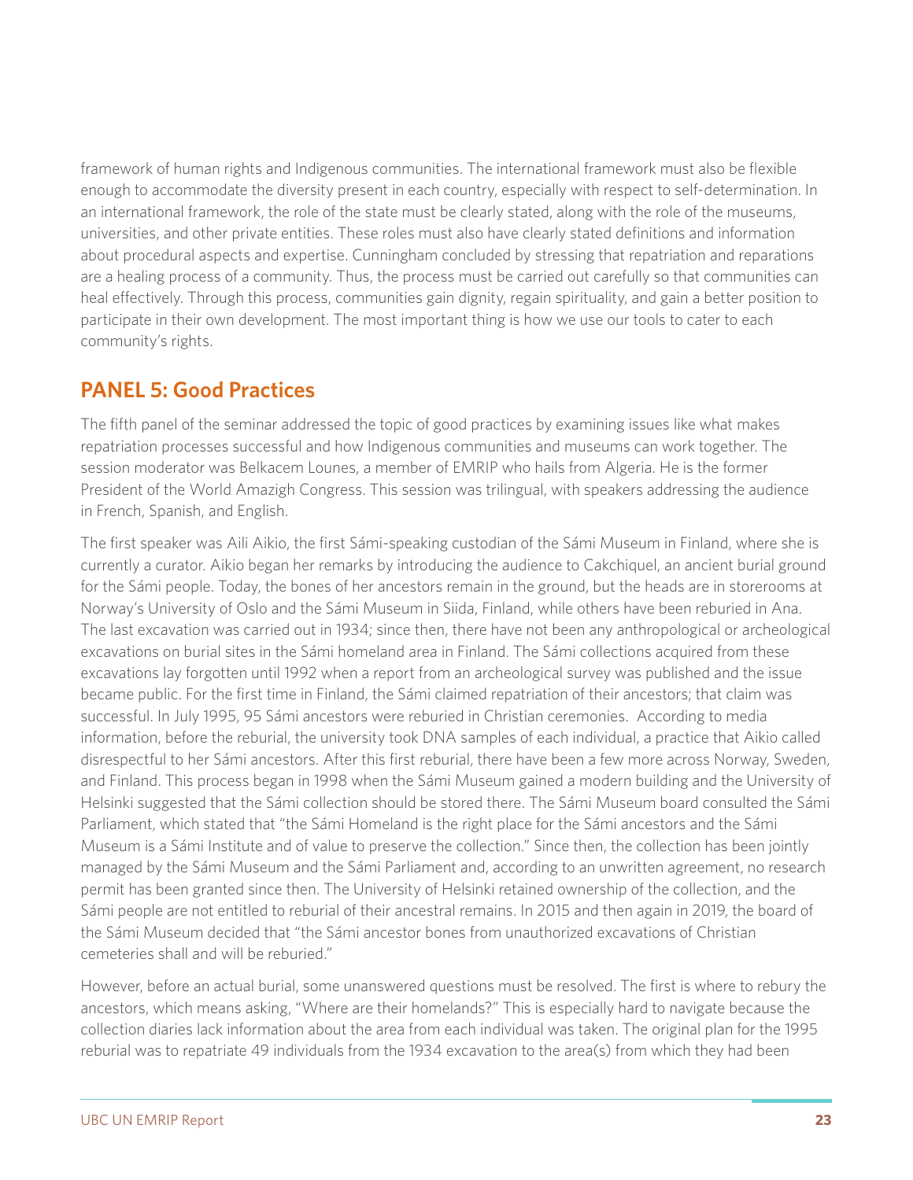framework of human rights and Indigenous communities. The international framework must also be flexible enough to accommodate the diversity present in each country, especially with respect to self-determination. In an international framework, the role of the state must be clearly stated, along with the role of the museums, universities, and other private entities. These roles must also have clearly stated definitions and information about procedural aspects and expertise. Cunningham concluded by stressing that repatriation and reparations are a healing process of a community. Thus, the process must be carried out carefully so that communities can heal effectively. Through this process, communities gain dignity, regain spirituality, and gain a better position to participate in their own development. The most important thing is how we use our tools to cater to each community's rights.

## PANEL 5: Good Practices

The fifth panel of the seminar addressed the topic of good practices by examining issues like what makes repatriation processes successful and how Indigenous communities and museums can work together. The session moderator was Belkacem Lounes, a member of EMRIP who hails from Algeria. He is the former President of the World Amazigh Congress. This session was trilingual, with speakers addressing the audience in French, Spanish, and English.

The first speaker was Aili Aikio, the first Sámi-speaking custodian of the Sámi Museum in Finland, where she is currently a curator. Aikio began her remarks by introducing the audience to Cakchiquel, an ancient burial ground for the Sámi people. Today, the bones of her ancestors remain in the ground, but the heads are in storerooms at Norway's University of Oslo and the Sámi Museum in Siida, Finland, while others have been reburied in Ana. The last excavation was carried out in 1934; since then, there have not been any anthropological or archeological excavations on burial sites in the Sámi homeland area in Finland. The Sámi collections acquired from these excavations lay forgotten until 1992 when a report from an archeological survey was published and the issue became public. For the first time in Finland, the Sámi claimed repatriation of their ancestors; that claim was successful. In July 1995, 95 Sámi ancestors were reburied in Christian ceremonies. According to media information, before the reburial, the university took DNA samples of each individual, a practice that Aikio called disrespectful to her Sámi ancestors. After this first reburial, there have been a few more across Norway, Sweden, and Finland. This process began in 1998 when the Sámi Museum gained a modern building and the University of Helsinki suggested that the Sámi collection should be stored there. The Sámi Museum board consulted the Sámi Parliament, which stated that "the Sámi Homeland is the right place for the Sámi ancestors and the Sámi Museum is a Sámi Institute and of value to preserve the collection." Since then, the collection has been jointly managed by the Sámi Museum and the Sámi Parliament and, according to an unwritten agreement, no research permit has been granted since then. The University of Helsinki retained ownership of the collection, and the Sámi people are not entitled to reburial of their ancestral remains. In 2015 and then again in 2019, the board of the Sámi Museum decided that "the Sámi ancestor bones from unauthorized excavations of Christian cemeteries shall and will be reburied."

However, before an actual burial, some unanswered questions must be resolved. The first is where to rebury the ancestors, which means asking, "Where are their homelands?" This is especially hard to navigate because the collection diaries lack information about the area from each individual was taken. The original plan for the 1995 reburial was to repatriate 49 individuals from the 1934 excavation to the area(s) from which they had been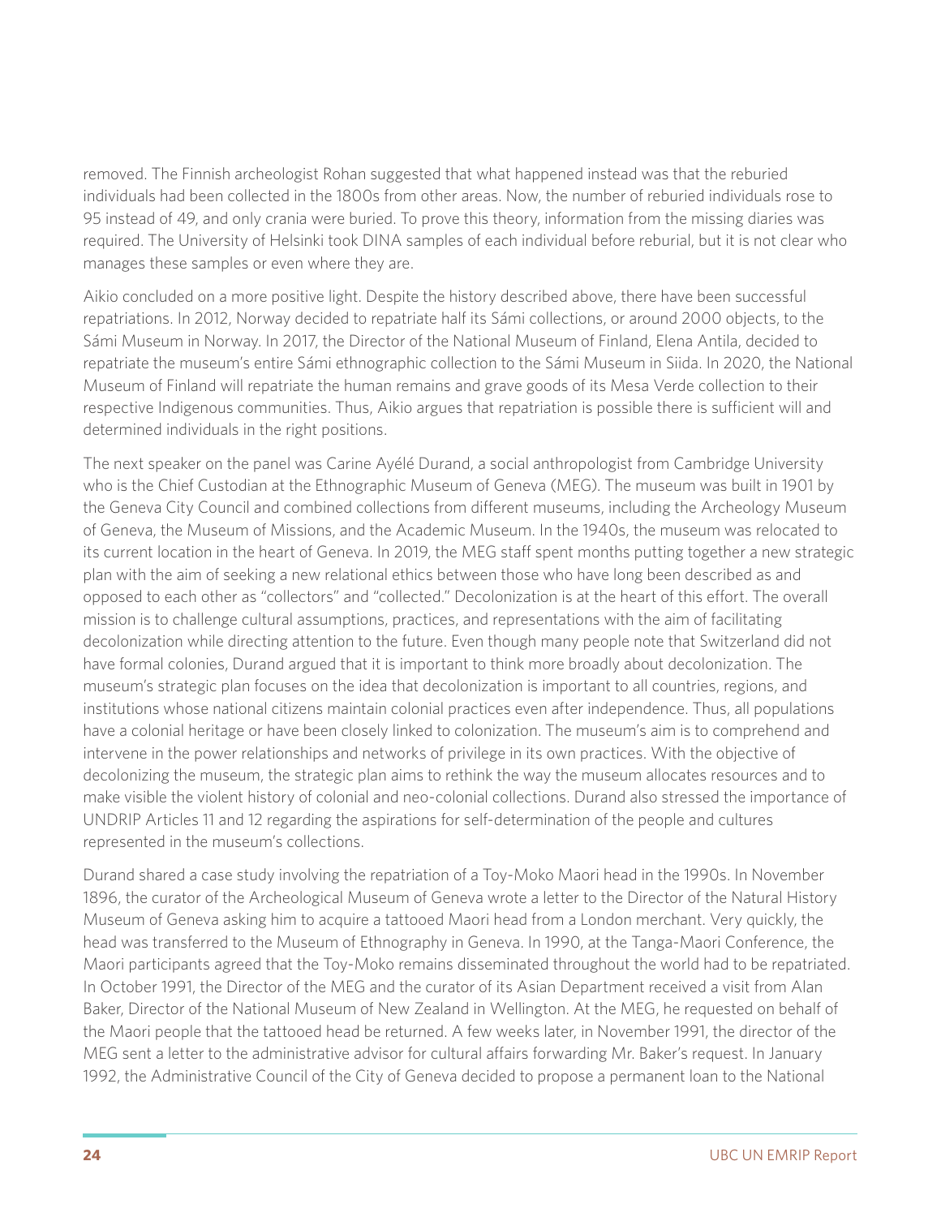removed. The Finnish archeologist Rohan suggested that what happened instead was that the reburied individuals had been collected in the 1800s from other areas. Now, the number of reburied individuals rose to 95 instead of 49, and only crania were buried. To prove this theory, information from the missing diaries was required. The University of Helsinki took DINA samples of each individual before reburial, but it is not clear who manages these samples or even where they are.

Aikio concluded on a more positive light. Despite the history described above, there have been successful repatriations. In 2012, Norway decided to repatriate half its Sámi collections, or around 2000 objects, to the Sámi Museum in Norway. In 2017, the Director of the National Museum of Finland, Elena Antila, decided to repatriate the museum's entire Sámi ethnographic collection to the Sámi Museum in Siida. In 2020, the National Museum of Finland will repatriate the human remains and grave goods of its Mesa Verde collection to their respective Indigenous communities. Thus, Aikio argues that repatriation is possible there is sufficient will and determined individuals in the right positions.

The next speaker on the panel was Carine Ayélé Durand, a social anthropologist from Cambridge University who is the Chief Custodian at the Ethnographic Museum of Geneva (MEG). The museum was built in 1901 by the Geneva City Council and combined collections from different museums, including the Archeology Museum of Geneva, the Museum of Missions, and the Academic Museum. In the 1940s, the museum was relocated to its current location in the heart of Geneva. In 2019, the MEG staff spent months putting together a new strategic plan with the aim of seeking a new relational ethics between those who have long been described as and opposed to each other as "collectors" and "collected." Decolonization is at the heart of this effort. The overall mission is to challenge cultural assumptions, practices, and representations with the aim of facilitating decolonization while directing attention to the future. Even though many people note that Switzerland did not have formal colonies, Durand argued that it is important to think more broadly about decolonization. The museum's strategic plan focuses on the idea that decolonization is important to all countries, regions, and institutions whose national citizens maintain colonial practices even after independence. Thus, all populations have a colonial heritage or have been closely linked to colonization. The museum's aim is to comprehend and intervene in the power relationships and networks of privilege in its own practices. With the objective of decolonizing the museum, the strategic plan aims to rethink the way the museum allocates resources and to make visible the violent history of colonial and neo-colonial collections. Durand also stressed the importance of UNDRIP Articles 11 and 12 regarding the aspirations for self-determination of the people and cultures represented in the museum's collections.

Durand shared a case study involving the repatriation of a Toy-Moko Maori head in the 1990s. In November 1896, the curator of the Archeological Museum of Geneva wrote a letter to the Director of the Natural History Museum of Geneva asking him to acquire a tattooed Maori head from a London merchant. Very quickly, the head was transferred to the Museum of Ethnography in Geneva. In 1990, at the Tanga-Maori Conference, the Maori participants agreed that the Toy-Moko remains disseminated throughout the world had to be repatriated. In October 1991, the Director of the MEG and the curator of its Asian Department received a visit from Alan Baker, Director of the National Museum of New Zealand in Wellington. At the MEG, he requested on behalf of the Maori people that the tattooed head be returned. A few weeks later, in November 1991, the director of the MEG sent a letter to the administrative advisor for cultural affairs forwarding Mr. Baker's request. In January 1992, the Administrative Council of the City of Geneva decided to propose a permanent loan to the National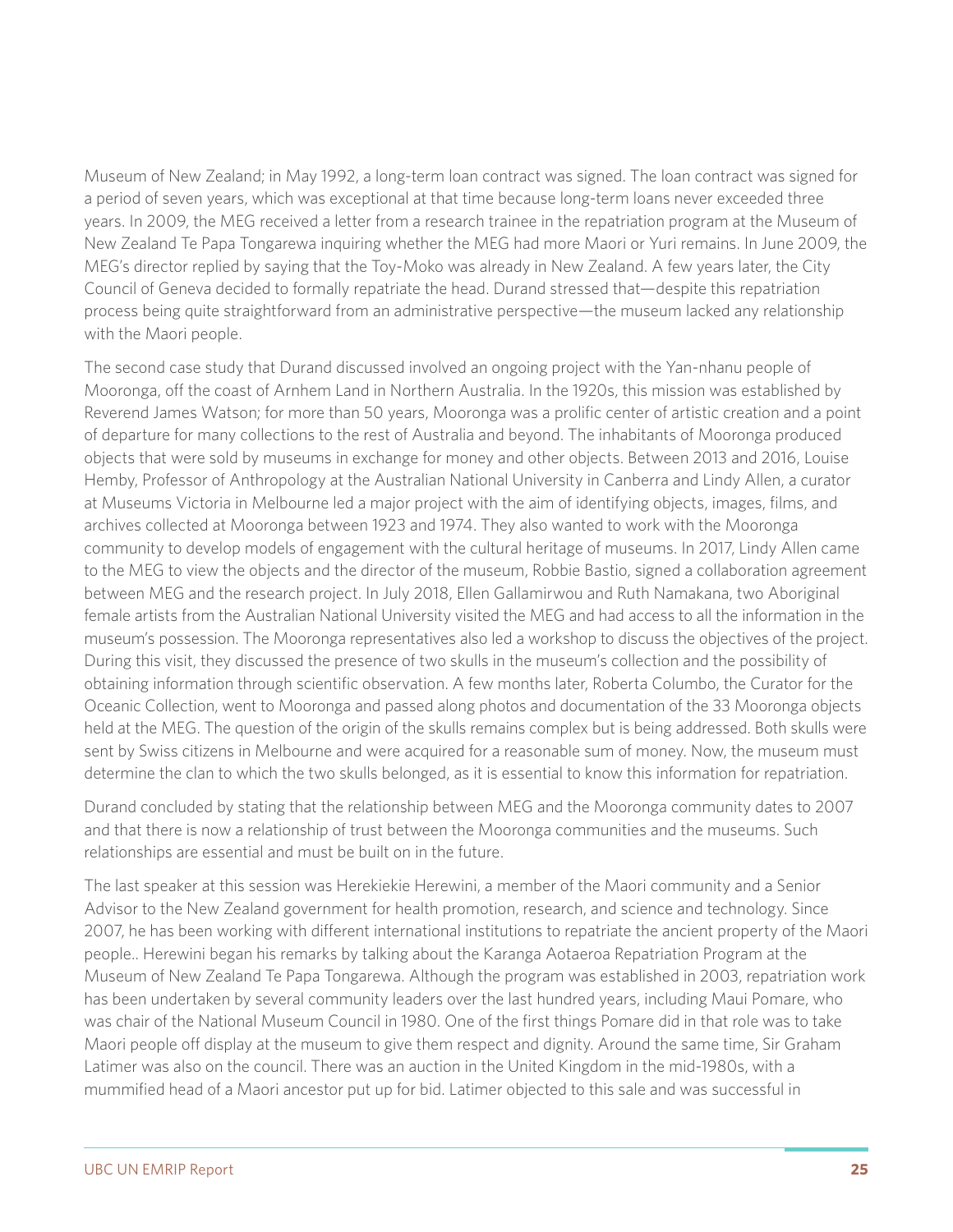Museum of New Zealand; in May 1992, a long-term loan contract was signed. The loan contract was signed for a period of seven years, which was exceptional at that time because long-term loans never exceeded three years. In 2009, the MEG received a letter from a research trainee in the repatriation program at the Museum of New Zealand Te Papa Tongarewa inquiring whether the MEG had more Maori or Yuri remains. In June 2009, the MEG's director replied by saying that the Toy-Moko was already in New Zealand. A few years later, the City Council of Geneva decided to formally repatriate the head. Durand stressed that—despite this repatriation process being quite straightforward from an administrative perspective—the museum lacked any relationship with the Maori people.

The second case study that Durand discussed involved an ongoing project with the Yan-nhanu people of Mooronga, off the coast of Arnhem Land in Northern Australia. In the 1920s, this mission was established by Reverend James Watson; for more than 50 years, Mooronga was a prolific center of artistic creation and a point of departure for many collections to the rest of Australia and beyond. The inhabitants of Mooronga produced objects that were sold by museums in exchange for money and other objects. Between 2013 and 2016, Louise Hemby, Professor of Anthropology at the Australian National University in Canberra and Lindy Allen, a curator at Museums Victoria in Melbourne led a major project with the aim of identifying objects, images, films, and archives collected at Mooronga between 1923 and 1974. They also wanted to work with the Mooronga community to develop models of engagement with the cultural heritage of museums. In 2017, Lindy Allen came to the MEG to view the objects and the director of the museum, Robbie Bastio, signed a collaboration agreement between MEG and the research project. In July 2018, Ellen Gallamirwou and Ruth Namakana, two Aboriginal female artists from the Australian National University visited the MEG and had access to all the information in the museum's possession. The Mooronga representatives also led a workshop to discuss the objectives of the project. During this visit, they discussed the presence of two skulls in the museum's collection and the possibility of obtaining information through scientific observation. A few months later, Roberta Columbo, the Curator for the Oceanic Collection, went to Mooronga and passed along photos and documentation of the 33 Mooronga objects held at the MEG. The question of the origin of the skulls remains complex but is being addressed. Both skulls were sent by Swiss citizens in Melbourne and were acquired for a reasonable sum of money. Now, the museum must determine the clan to which the two skulls belonged, as it is essential to know this information for repatriation.

Durand concluded by stating that the relationship between MEG and the Mooronga community dates to 2007 and that there is now a relationship of trust between the Mooronga communities and the museums. Such relationships are essential and must be built on in the future.

The last speaker at this session was Herekiekie Herewini, a member of the Maori community and a Senior Advisor to the New Zealand government for health promotion, research, and science and technology. Since 2007, he has been working with different international institutions to repatriate the ancient property of the Maori people.. Herewini began his remarks by talking about the Karanga Aotaeroa Repatriation Program at the Museum of New Zealand Te Papa Tongarewa. Although the program was established in 2003, repatriation work has been undertaken by several community leaders over the last hundred years, including Maui Pomare, who was chair of the National Museum Council in 1980. One of the first things Pomare did in that role was to take Maori people off display at the museum to give them respect and dignity. Around the same time, Sir Graham Latimer was also on the council. There was an auction in the United Kingdom in the mid-1980s, with a mummified head of a Maori ancestor put up for bid. Latimer objected to this sale and was successful in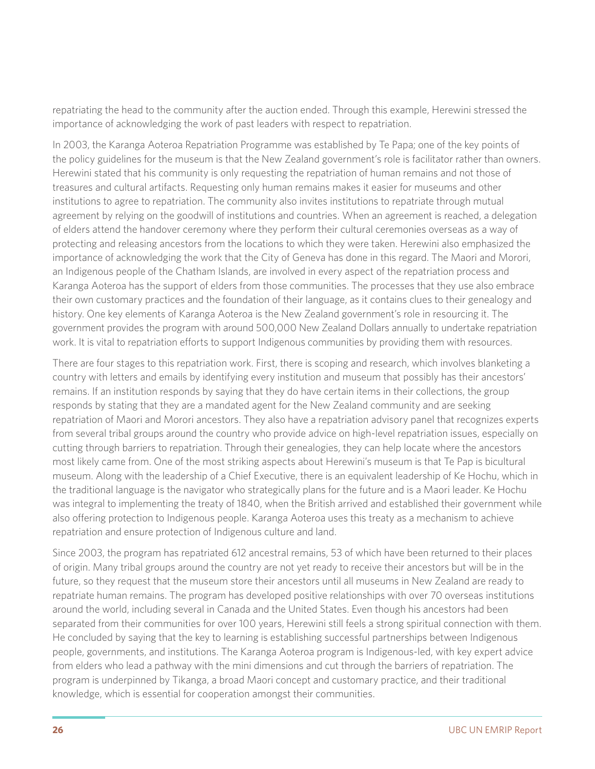repatriating the head to the community after the auction ended. Through this example, Herewini stressed the importance of acknowledging the work of past leaders with respect to repatriation.

In 2003, the Karanga Aoteroa Repatriation Programme was established by Te Papa; one of the key points of the policy guidelines for the museum is that the New Zealand government's role is facilitator rather than owners. Herewini stated that his community is only requesting the repatriation of human remains and not those of treasures and cultural artifacts. Requesting only human remains makes it easier for museums and other institutions to agree to repatriation. The community also invites institutions to repatriate through mutual agreement by relying on the goodwill of institutions and countries. When an agreement is reached, a delegation of elders attend the handover ceremony where they perform their cultural ceremonies overseas as a way of protecting and releasing ancestors from the locations to which they were taken. Herewini also emphasized the importance of acknowledging the work that the City of Geneva has done in this regard. The Maori and Morori, an Indigenous people of the Chatham Islands, are involved in every aspect of the repatriation process and Karanga Aoteroa has the support of elders from those communities. The processes that they use also embrace their own customary practices and the foundation of their language, as it contains clues to their genealogy and history. One key elements of Karanga Aoteroa is the New Zealand government's role in resourcing it. The government provides the program with around 500,000 New Zealand Dollars annually to undertake repatriation work. It is vital to repatriation efforts to support Indigenous communities by providing them with resources.

There are four stages to this repatriation work. First, there is scoping and research, which involves blanketing a country with letters and emails by identifying every institution and museum that possibly has their ancestors' remains. If an institution responds by saying that they do have certain items in their collections, the group responds by stating that they are a mandated agent for the New Zealand community and are seeking repatriation of Maori and Morori ancestors. They also have a repatriation advisory panel that recognizes experts from several tribal groups around the country who provide advice on high-level repatriation issues, especially on cutting through barriers to repatriation. Through their genealogies, they can help locate where the ancestors most likely came from. One of the most striking aspects about Herewini's museum is that Te Pap is bicultural museum. Along with the leadership of a Chief Executive, there is an equivalent leadership of Ke Hochu, which in the traditional language is the navigator who strategically plans for the future and is a Maori leader. Ke Hochu was integral to implementing the treaty of 1840, when the British arrived and established their government while also offering protection to Indigenous people. Karanga Aoteroa uses this treaty as a mechanism to achieve repatriation and ensure protection of Indigenous culture and land.

Since 2003, the program has repatriated 612 ancestral remains, 53 of which have been returned to their places of origin. Many tribal groups around the country are not yet ready to receive their ancestors but will be in the future, so they request that the museum store their ancestors until all museums in New Zealand are ready to repatriate human remains. The program has developed positive relationships with over 70 overseas institutions around the world, including several in Canada and the United States. Even though his ancestors had been separated from their communities for over 100 years, Herewini still feels a strong spiritual connection with them. He concluded by saying that the key to learning is establishing successful partnerships between Indigenous people, governments, and institutions. The Karanga Aoteroa program is Indigenous-led, with key expert advice from elders who lead a pathway with the mini dimensions and cut through the barriers of repatriation. The program is underpinned by Tikanga, a broad Maori concept and customary practice, and their traditional knowledge, which is essential for cooperation amongst their communities.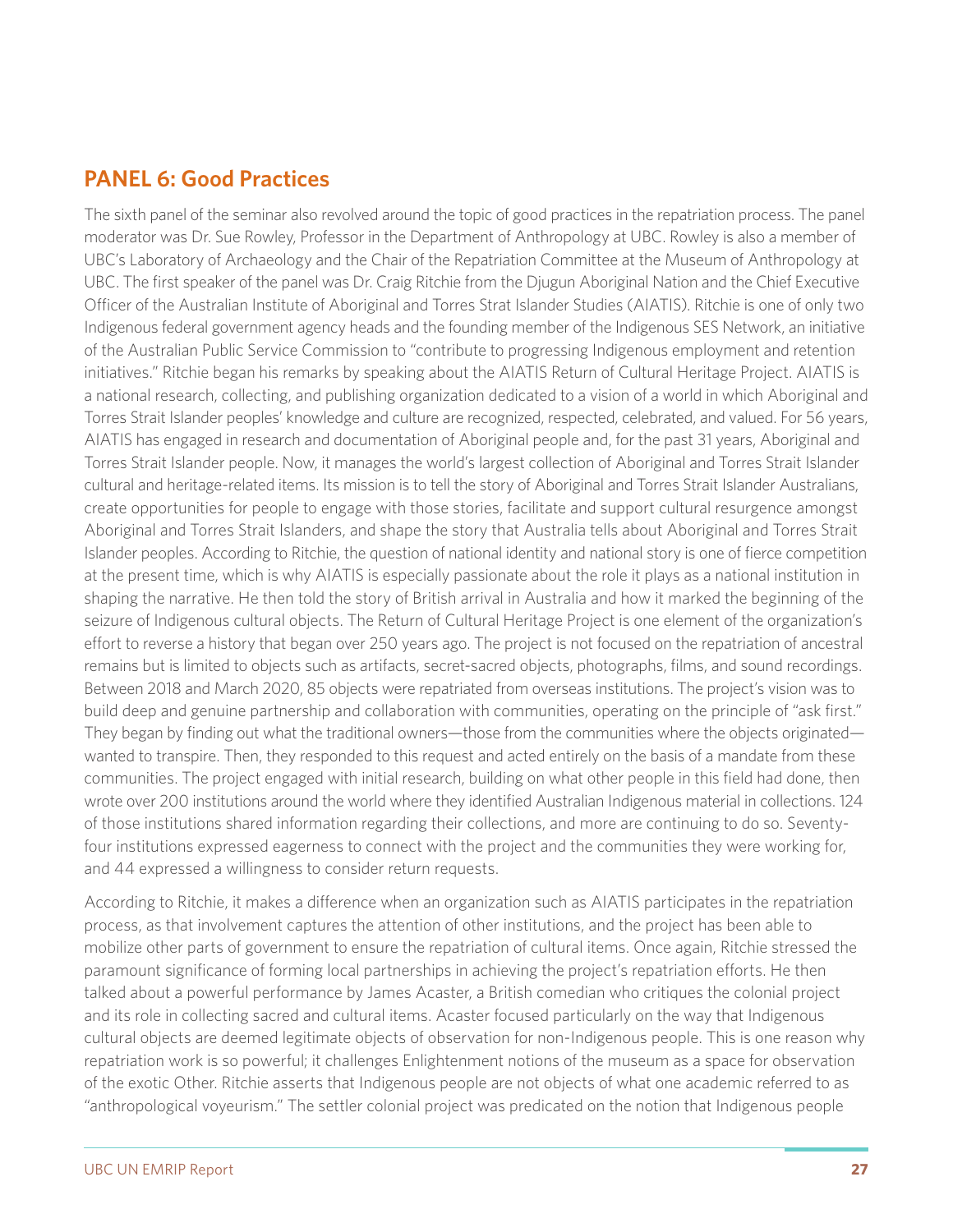## PANEL 6: Good Practices

The sixth panel of the seminar also revolved around the topic of good practices in the repatriation process. The panel moderator was Dr. Sue Rowley, Professor in the Department of Anthropology at UBC. Rowley is also a member of UBC's Laboratory of Archaeology and the Chair of the Repatriation Committee at the Museum of Anthropology at UBC. The first speaker of the panel was Dr. Craig Ritchie from the Djugun Aboriginal Nation and the Chief Executive Officer of the Australian Institute of Aboriginal and Torres Strat Islander Studies (AIATIS). Ritchie is one of only two Indigenous federal government agency heads and the founding member of the Indigenous SES Network, an initiative of the Australian Public Service Commission to "contribute to progressing Indigenous employment and retention initiatives." Ritchie began his remarks by speaking about the AIATIS Return of Cultural Heritage Project. AIATIS is a national research, collecting, and publishing organization dedicated to a vision of a world in which Aboriginal and Torres Strait Islander peoples' knowledge and culture are recognized, respected, celebrated, and valued. For 56 years, AIATIS has engaged in research and documentation of Aboriginal people and, for the past 31 years, Aboriginal and Torres Strait Islander people. Now, it manages the world's largest collection of Aboriginal and Torres Strait Islander cultural and heritage-related items. Its mission is to tell the story of Aboriginal and Torres Strait Islander Australians, create opportunities for people to engage with those stories, facilitate and support cultural resurgence amongst Aboriginal and Torres Strait Islanders, and shape the story that Australia tells about Aboriginal and Torres Strait Islander peoples. According to Ritchie, the question of national identity and national story is one of fierce competition at the present time, which is why AIATIS is especially passionate about the role it plays as a national institution in shaping the narrative. He then told the story of British arrival in Australia and how it marked the beginning of the seizure of Indigenous cultural objects. The Return of Cultural Heritage Project is one element of the organization's effort to reverse a history that began over 250 years ago. The project is not focused on the repatriation of ancestral remains but is limited to objects such as artifacts, secret-sacred objects, photographs, films, and sound recordings. Between 2018 and March 2020, 85 objects were repatriated from overseas institutions. The project's vision was to build deep and genuine partnership and collaboration with communities, operating on the principle of "ask first." They began by finding out what the traditional owners—those from the communities where the objects originated—wanted to transpire. Then, they responded to this request and acted entirely on the basis of a mandate from these communities. The project engaged with initial research, building on what other people in this field had done, then wrote over 200 institutions around the world where they identified Australian Indigenous material in collections. 124 of those institutions shared information regarding their collections, and more are continuing to do so. Seventy-four institutions expressed eagerness to connect with the project and the communities they were working for, and 44 expressed a willingness to consider return requests.

According to Ritchie, it makes a difference when an organization such as AIATIS participates in the repatriation process, as that involvement captures the attention of other institutions, and the project has been able to mobilize other parts of government to ensure the repatriation of cultural items. Once again, Ritchie stressed the paramount significance of forming local partnerships in achieving the project's repatriation efforts. He then talked about a powerful performance by James Acaster, a British comedian who critiques the colonial project and its role in collecting sacred and cultural items. Acaster focused particularly on the way that Indigenous cultural objects are deemed legitimate objects of observation for non-Indigenous people. This is one reason why repatriation work is so powerful; it challenges Enlightenment notions of the museum as a space for observation of the exotic Other. Ritchie asserts that Indigenous people are not objects of what one academic referred to as "anthropological voyeurism." The settler colonial project was predicated on the notion that Indigenous people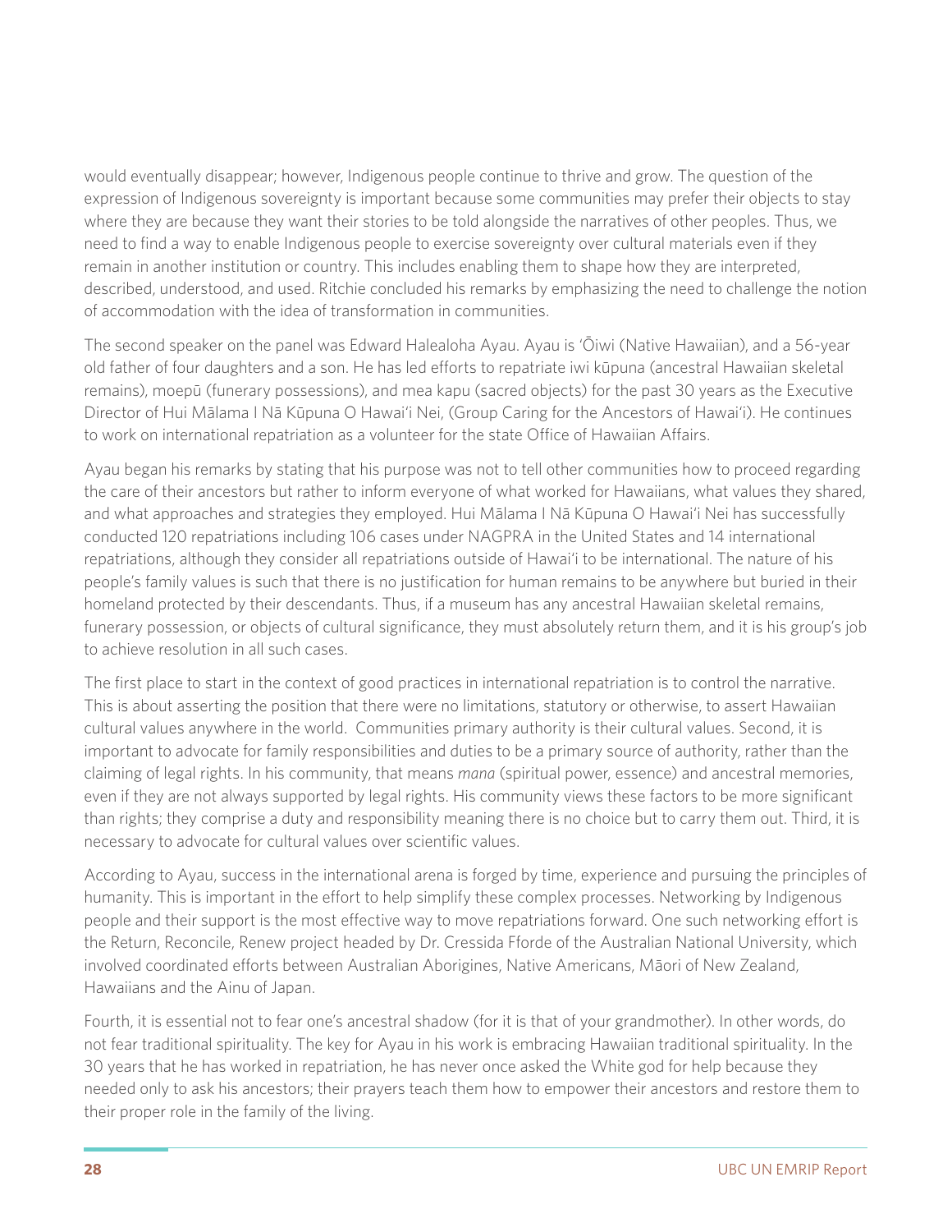would eventually disappear; however, Indigenous people continue to thrive and grow. The question of the expression of Indigenous sovereignty is important because some communities may prefer their objects to stay where they are because they want their stories to be told alongside the narratives of other peoples. Thus, we need to find a way to enable Indigenous people to exercise sovereignty over cultural materials even if they remain in another institution or country. This includes enabling them to shape how they are interpreted, described, understood, and used. Ritchie concluded his remarks by emphasizing the need to challenge the notion of accommodation with the idea of transformation in communities.

The second speaker on the panel was Edward Halealoha Ayau. Ayau is ʻŌiwi (Native Hawaiian), and a 56-year old father of four daughters and a son. He has led efforts to repatriate iwi kūpuna (ancestral Hawaiian skeletal remains), moepū (funerary possessions), and mea kapu (sacred objects) for the past 30 years as the Executive Director of Hui Mālama I Nā Kūpuna O Hawaiʻi Nei, (Group Caring for the Ancestors of Hawaiʻi). He continues to work on international repatriation as a volunteer for the state Office of Hawaiian Affairs.

Ayau began his remarks by stating that his purpose was not to tell other communities how to proceed regarding the care of their ancestors but rather to inform everyone of what worked for Hawaiians, what values they shared, and what approaches and strategies they employed. Hui Mālama I Nā Kūpuna O Hawaiʻi Nei has successfully conducted 120 repatriations including 106 cases under NAGPRA in the United States and 14 international repatriations, although they consider all repatriations outside of Hawaiʻi to be international. The nature of his people's family values is such that there is no justification for human remains to be anywhere but buried in their homeland protected by their descendants. Thus, if a museum has any ancestral Hawaiian skeletal remains, funerary possession, or objects of cultural significance, they must absolutely return them, and it is his group's job to achieve resolution in all such cases.

The first place to start in the context of good practices in international repatriation is to control the narrative. This is about asserting the position that there were no limitations, statutory or otherwise, to assert Hawaiian cultural values anywhere in the world. Communities primary authority is their cultural values. Second, it is important to advocate for family responsibilities and duties to be a primary source of authority, rather than the claiming of legal rights. In his community, that means *mana* (spiritual power, essence) and ancestral memories, even if they are not always supported by legal rights. His community views these factors to be more significant than rights; they comprise a duty and responsibility meaning there is no choice but to carry them out. Third, it is necessary to advocate for cultural values over scientific values.

According to Ayau, success in the international arena is forged by time, experience and pursuing the principles of humanity. This is important in the effort to help simplify these complex processes. Networking by Indigenous people and their support is the most effective way to move repatriations forward. One such networking effort is the Return, Reconcile, Renew project headed by Dr. Cressida Fforde of the Australian National University, which involved coordinated efforts between Australian Aborigines, Native Americans, Māori of New Zealand, Hawaiians and the Ainu of Japan.

Fourth, it is essential not to fear one's ancestral shadow (for it is that of your grandmother). In other words, do not fear traditional spirituality. The key for Ayau in his work is embracing Hawaiian traditional spirituality. In the 30 years that he has worked in repatriation, he has never once asked the White god for help because they needed only to ask his ancestors; their prayers teach them how to empower their ancestors and restore them to their proper role in the family of the living.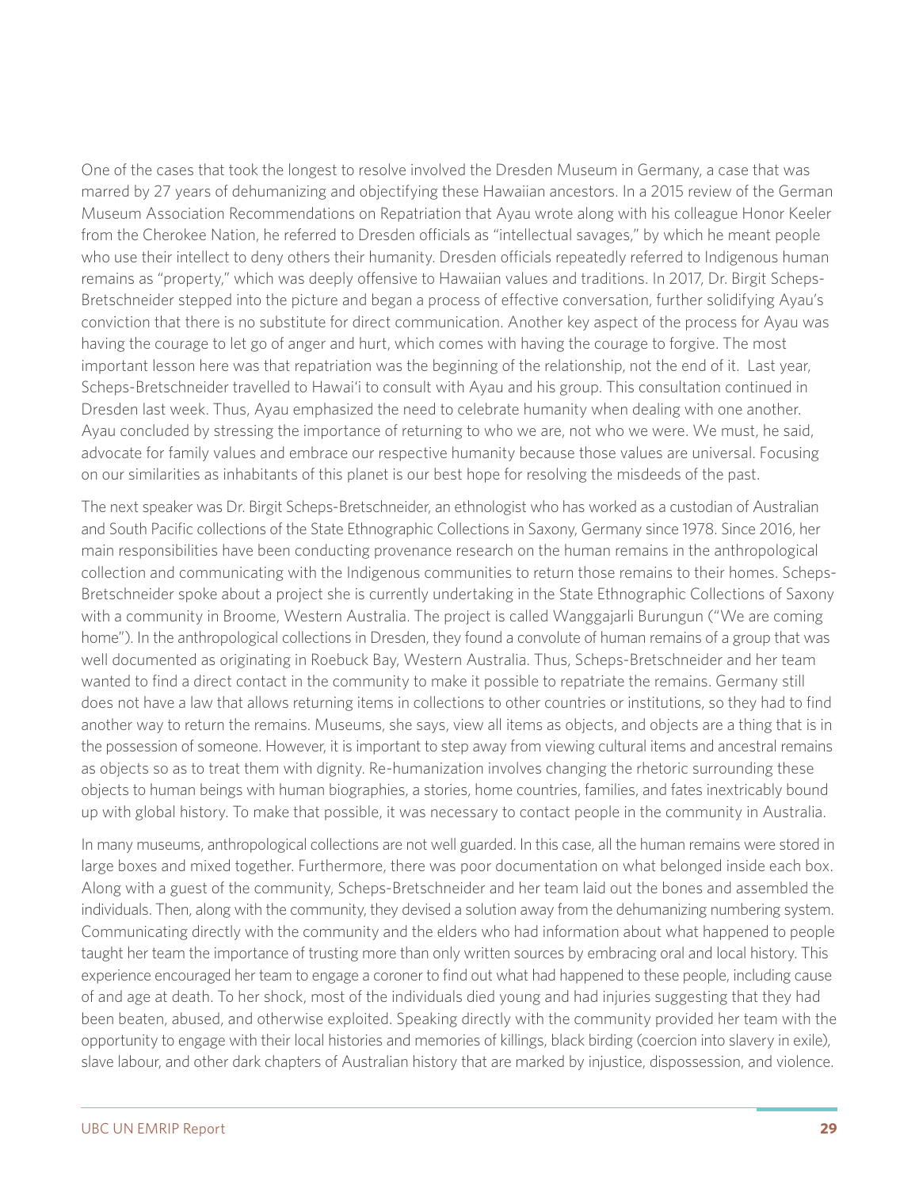One of the cases that took the longest to resolve involved the Dresden Museum in Germany, a case that was marred by 27 years of dehumanizing and objectifying these Hawaiian ancestors. In a 2015 review of the German Museum Association Recommendations on Repatriation that Ayau wrote along with his colleague Honor Keeler from the Cherokee Nation, he referred to Dresden officials as "intellectual savages," by which he meant people who use their intellect to deny others their humanity. Dresden officials repeatedly referred to Indigenous human remains as "property," which was deeply offensive to Hawaiian values and traditions. In 2017, Dr. Birgit Scheps-Bretschneider stepped into the picture and began a process of effective conversation, further solidifying Ayau's conviction that there is no substitute for direct communication. Another key aspect of the process for Ayau was having the courage to let go of anger and hurt, which comes with having the courage to forgive. The most important lesson here was that repatriation was the beginning of the relationship, not the end of it. Last year, Scheps-Bretschneider travelled to Hawai'i to consult with Ayau and his group. This consultation continued in Dresden last week. Thus, Ayau emphasized the need to celebrate humanity when dealing with one another. Ayau concluded by stressing the importance of returning to who we are, not who we were. We must, he said, advocate for family values and embrace our respective humanity because those values are universal. Focusing on our similarities as inhabitants of this planet is our best hope for resolving the misdeeds of the past.

The next speaker was Dr. Birgit Scheps-Bretschneider, an ethnologist who has worked as a custodian of Australian and South Pacific collections of the State Ethnographic Collections in Saxony, Germany since 1978. Since 2016, her main responsibilities have been conducting provenance research on the human remains in the anthropological collection and communicating with the Indigenous communities to return those remains to their homes. Scheps-Bretschneider spoke about a project she is currently undertaking in the State Ethnographic Collections of Saxony with a community in Broome, Western Australia. The project is called Wanggajarli Burungun ("We are coming home"). In the anthropological collections in Dresden, they found a convolute of human remains of a group that was well documented as originating in Roebuck Bay, Western Australia. Thus, Scheps-Bretschneider and her team wanted to find a direct contact in the community to make it possible to repatriate the remains. Germany still does not have a law that allows returning items in collections to other countries or institutions, so they had to find another way to return the remains. Museums, she says, view all items as objects, and objects are a thing that is in the possession of someone. However, it is important to step away from viewing cultural items and ancestral remains as objects so as to treat them with dignity. Re-humanization involves changing the rhetoric surrounding these objects to human beings with human biographies, a stories, home countries, families, and fates inextricably bound up with global history. To make that possible, it was necessary to contact people in the community in Australia.

In many museums, anthropological collections are not well guarded. In this case, all the human remains were stored in large boxes and mixed together. Furthermore, there was poor documentation on what belonged inside each box. Along with a guest of the community, Scheps-Bretschneider and her team laid out the bones and assembled the individuals. Then, along with the community, they devised a solution away from the dehumanizing numbering system. Communicating directly with the community and the elders who had information about what happened to people taught her team the importance of trusting more than only written sources by embracing oral and local history. This experience encouraged her team to engage a coroner to find out what had happened to these people, including cause of and age at death. To her shock, most of the individuals died young and had injuries suggesting that they had been beaten, abused, and otherwise exploited. Speaking directly with the community provided her team with the opportunity to engage with their local histories and memories of killings, black birding (coercion into slavery in exile), slave labour, and other dark chapters of Australian history that are marked by injustice, dispossession, and violence.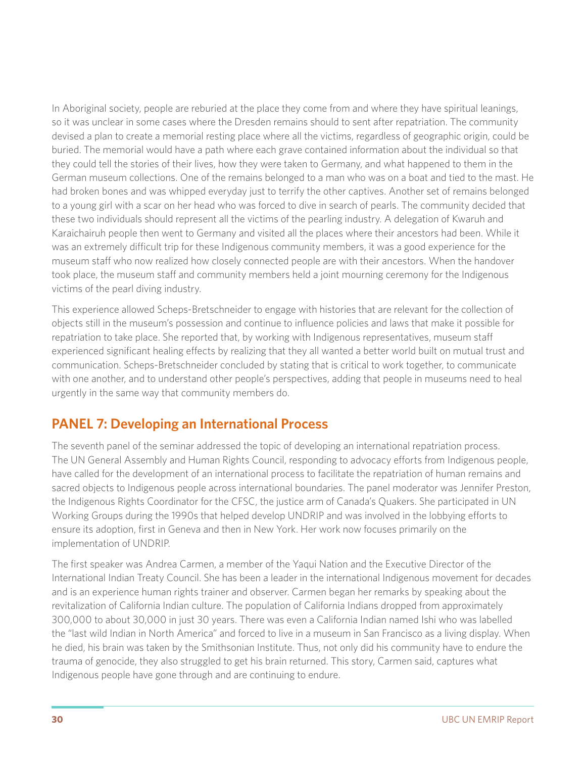In Aboriginal society, people are reburied at the place they come from and where they have spiritual leanings, so it was unclear in some cases where the Dresden remains should to sent after repatriation. The community devised a plan to create a memorial resting place where all the victims, regardless of geographic origin, could be buried. The memorial would have a path where each grave contained information about the individual so that they could tell the stories of their lives, how they were taken to Germany, and what happened to them in the German museum collections. One of the remains belonged to a man who was on a boat and tied to the mast. He had broken bones and was whipped everyday just to terrify the other captives. Another set of remains belonged to a young girl with a scar on her head who was forced to dive in search of pearls. The community decided that these two individuals should represent all the victims of the pearling industry. A delegation of Kwaruh and Karaichairuh people then went to Germany and visited all the places where their ancestors had been. While it was an extremely difficult trip for these Indigenous community members, it was a good experience for the museum staff who now realized how closely connected people are with their ancestors. When the handover took place, the museum staff and community members held a joint mourning ceremony for the Indigenous victims of the pearl diving industry.

This experience allowed Scheps-Bretschneider to engage with histories that are relevant for the collection of objects still in the museum's possession and continue to influence policies and laws that make it possible for repatriation to take place. She reported that, by working with Indigenous representatives, museum staff experienced significant healing effects by realizing that they all wanted a better world built on mutual trust and communication. Scheps-Bretschneider concluded by stating that is critical to work together, to communicate with one another, and to understand other people's perspectives, adding that people in museums need to heal urgently in the same way that community members do.

## PANEL 7: Developing an International Process

The seventh panel of the seminar addressed the topic of developing an international repatriation process. The UN General Assembly and Human Rights Council, responding to advocacy efforts from Indigenous people, have called for the development of an international process to facilitate the repatriation of human remains and sacred objects to Indigenous people across international boundaries. The panel moderator was Jennifer Preston, the Indigenous Rights Coordinator for the CFSC, the justice arm of Canada's Quakers. She participated in UN Working Groups during the 1990s that helped develop UNDRIP and was involved in the lobbying efforts to ensure its adoption, first in Geneva and then in New York. Her work now focuses primarily on the implementation of UNDRIP.

The first speaker was Andrea Carmen, a member of the Yaqui Nation and the Executive Director of the International Indian Treaty Council. She has been a leader in the international Indigenous movement for decades and is an experience human rights trainer and observer. Carmen began her remarks by speaking about the revitalization of California Indian culture. The population of California Indians dropped from approximately 300,000 to about 30,000 in just 30 years. There was even a California Indian named Ishi who was labelled the "last wild Indian in North America" and forced to live in a museum in San Francisco as a living display. When he died, his brain was taken by the Smithsonian Institute. Thus, not only did his community have to endure the trauma of genocide, they also struggled to get his brain returned. This story, Carmen said, captures what Indigenous people have gone through and are continuing to endure.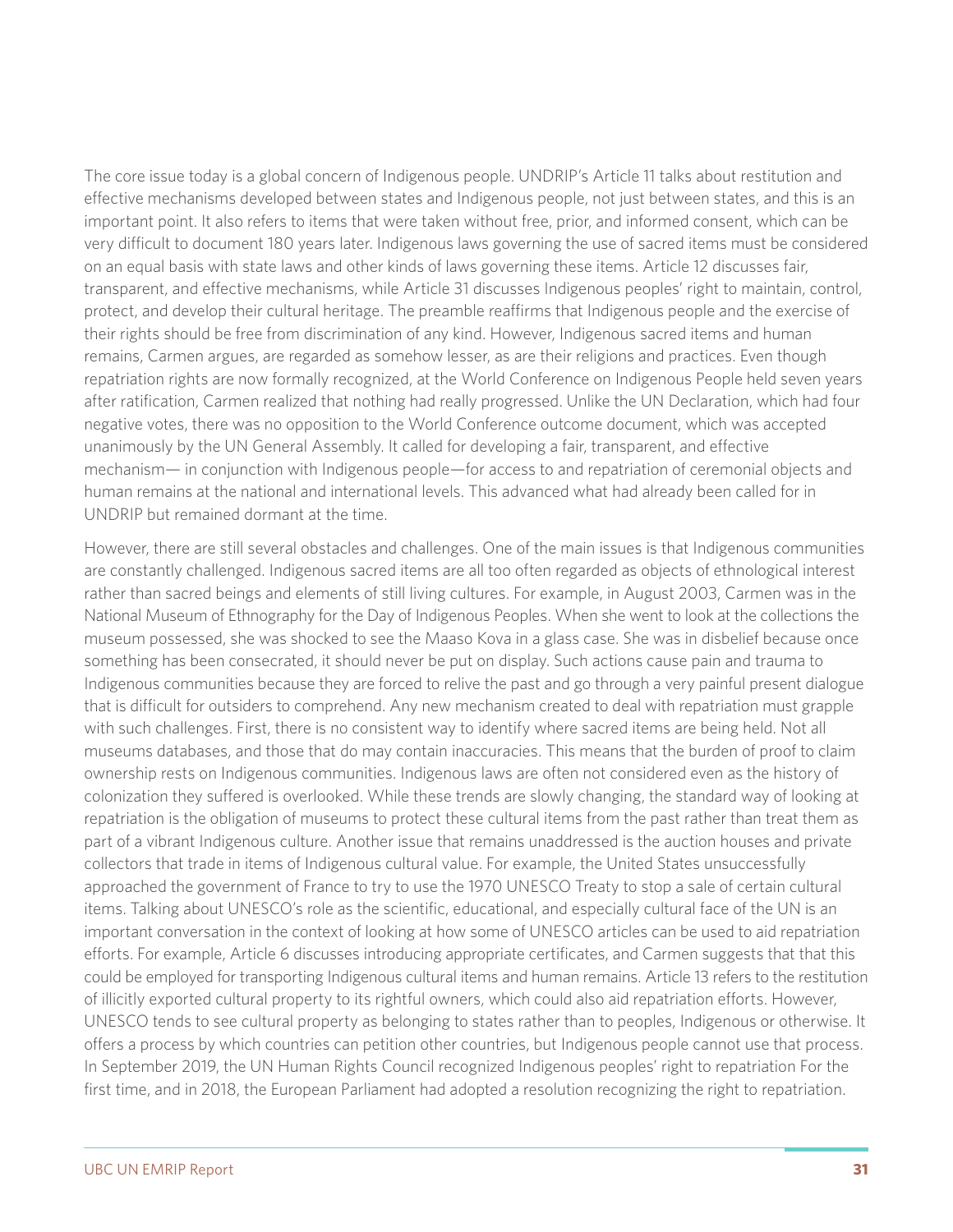The core issue today is a global concern of Indigenous people. UNDRIP's Article 11 talks about restitution and effective mechanisms developed between states and Indigenous people, not just between states, and this is an important point. It also refers to items that were taken without free, prior, and informed consent, which can be very difficult to document 180 years later. Indigenous laws governing the use of sacred items must be considered on an equal basis with state laws and other kinds of laws governing these items. Article 12 discusses fair, transparent, and effective mechanisms, while Article 31 discusses Indigenous peoples' right to maintain, control, protect, and develop their cultural heritage. The preamble reaffirms that Indigenous people and the exercise of their rights should be free from discrimination of any kind. However, Indigenous sacred items and human remains, Carmen argues, are regarded as somehow lesser, as are their religions and practices. Even though repatriation rights are now formally recognized, at the World Conference on Indigenous People held seven years after ratification, Carmen realized that nothing had really progressed. Unlike the UN Declaration, which had four negative votes, there was no opposition to the World Conference outcome document, which was accepted unanimously by the UN General Assembly. It called for developing a fair, transparent, and effective mechanism— in conjunction with Indigenous people—for access to and repatriation of ceremonial objects and human remains at the national and international levels. This advanced what had already been called for in UNDRIP but remained dormant at the time.

However, there are still several obstacles and challenges. One of the main issues is that Indigenous communities are constantly challenged. Indigenous sacred items are all too often regarded as objects of ethnological interest rather than sacred beings and elements of still living cultures. For example, in August 2003, Carmen was in the National Museum of Ethnography for the Day of Indigenous Peoples. When she went to look at the collections the museum possessed, she was shocked to see the Maaso Kova in a glass case. She was in disbelief because once something has been consecrated, it should never be put on display. Such actions cause pain and trauma to Indigenous communities because they are forced to relive the past and go through a very painful present dialogue that is difficult for outsiders to comprehend. Any new mechanism created to deal with repatriation must grapple with such challenges. First, there is no consistent way to identify where sacred items are being held. Not all museums databases, and those that do may contain inaccuracies. This means that the burden of proof to claim ownership rests on Indigenous communities. Indigenous laws are often not considered even as the history of colonization they suffered is overlooked. While these trends are slowly changing, the standard way of looking at repatriation is the obligation of museums to protect these cultural items from the past rather than treat them as part of a vibrant Indigenous culture. Another issue that remains unaddressed is the auction houses and private collectors that trade in items of Indigenous cultural value. For example, the United States unsuccessfully approached the government of France to try to use the 1970 UNESCO Treaty to stop a sale of certain cultural items. Talking about UNESCO's role as the scientific, educational, and especially cultural face of the UN is an important conversation in the context of looking at how some of UNESCO articles can be used to aid repatriation efforts. For example, Article 6 discusses introducing appropriate certificates, and Carmen suggests that that this could be employed for transporting Indigenous cultural items and human remains. Article 13 refers to the restitution of illicitly exported cultural property to its rightful owners, which could also aid repatriation efforts. However, UNESCO tends to see cultural property as belonging to states rather than to peoples, Indigenous or otherwise. It offers a process by which countries can petition other countries, but Indigenous people cannot use that process. In September 2019, the UN Human Rights Council recognized Indigenous peoples' right to repatriation For the first time, and in 2018, the European Parliament had adopted a resolution recognizing the right to repatriation.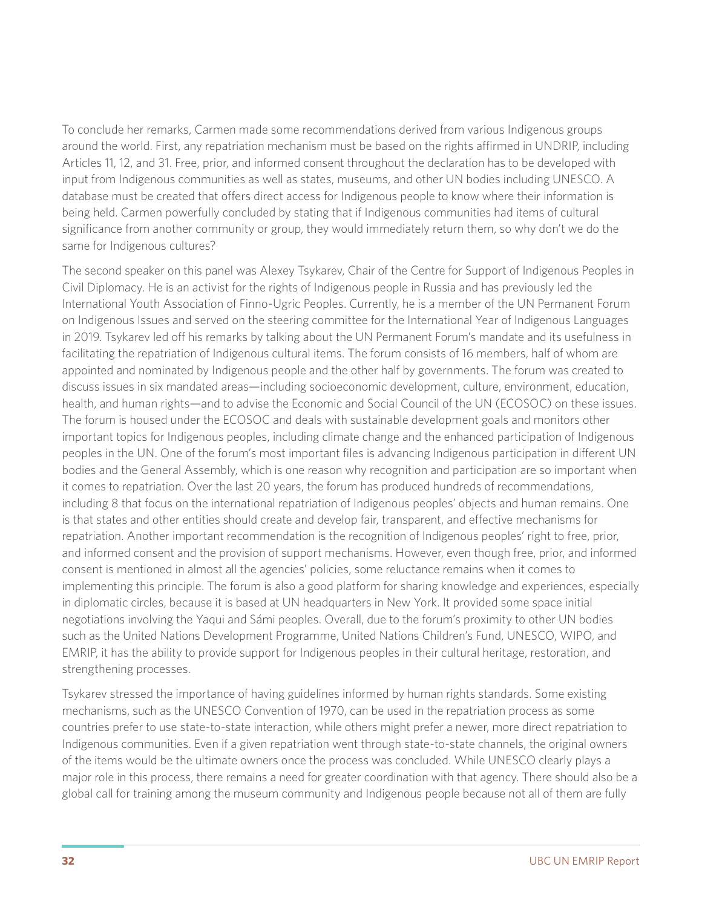To conclude her remarks, Carmen made some recommendations derived from various Indigenous groups around the world. First, any repatriation mechanism must be based on the rights affirmed in UNDRIP, including Articles 11, 12, and 31. Free, prior, and informed consent throughout the declaration has to be developed with input from Indigenous communities as well as states, museums, and other UN bodies including UNESCO. A database must be created that offers direct access for Indigenous people to know where their information is being held. Carmen powerfully concluded by stating that if Indigenous communities had items of cultural significance from another community or group, they would immediately return them, so why don't we do the same for Indigenous cultures?

The second speaker on this panel was Alexey Tsykarev, Chair of the Centre for Support of Indigenous Peoples in Civil Diplomacy. He is an activist for the rights of Indigenous people in Russia and has previously led the International Youth Association of Finno-Ugric Peoples. Currently, he is a member of the UN Permanent Forum on Indigenous Issues and served on the steering committee for the International Year of Indigenous Languages in 2019. Tsykarev led off his remarks by talking about the UN Permanent Forum's mandate and its usefulness in facilitating the repatriation of Indigenous cultural items. The forum consists of 16 members, half of whom are appointed and nominated by Indigenous people and the other half by governments. The forum was created to discuss issues in six mandated areas—including socioeconomic development, culture, environment, education, health, and human rights—and to advise the Economic and Social Council of the UN (ECOSOC) on these issues. The forum is housed under the ECOSOC and deals with sustainable development goals and monitors other important topics for Indigenous peoples, including climate change and the enhanced participation of Indigenous peoples in the UN. One of the forum's most important files is advancing Indigenous participation in different UN bodies and the General Assembly, which is one reason why recognition and participation are so important when it comes to repatriation. Over the last 20 years, the forum has produced hundreds of recommendations, including 8 that focus on the international repatriation of Indigenous peoples' objects and human remains. One is that states and other entities should create and develop fair, transparent, and effective mechanisms for repatriation. Another important recommendation is the recognition of Indigenous peoples' right to free, prior, and informed consent and the provision of support mechanisms. However, even though free, prior, and informed consent is mentioned in almost all the agencies' policies, some reluctance remains when it comes to implementing this principle. The forum is also a good platform for sharing knowledge and experiences, especially in diplomatic circles, because it is based at UN headquarters in New York. It provided some space initial negotiations involving the Yaqui and Sámi peoples. Overall, due to the forum's proximity to other UN bodies such as the United Nations Development Programme, United Nations Children's Fund, UNESCO, WIPO, and EMRIP, it has the ability to provide support for Indigenous peoples in their cultural heritage, restoration, and strengthening processes.

Tsykarev stressed the importance of having guidelines informed by human rights standards. Some existing mechanisms, such as the UNESCO Convention of 1970, can be used in the repatriation process as some countries prefer to use state-to-state interaction, while others might prefer a newer, more direct repatriation to Indigenous communities. Even if a given repatriation went through state-to-state channels, the original owners of the items would be the ultimate owners once the process was concluded. While UNESCO clearly plays a major role in this process, there remains a need for greater coordination with that agency. There should also be a global call for training among the museum community and Indigenous people because not all of them are fully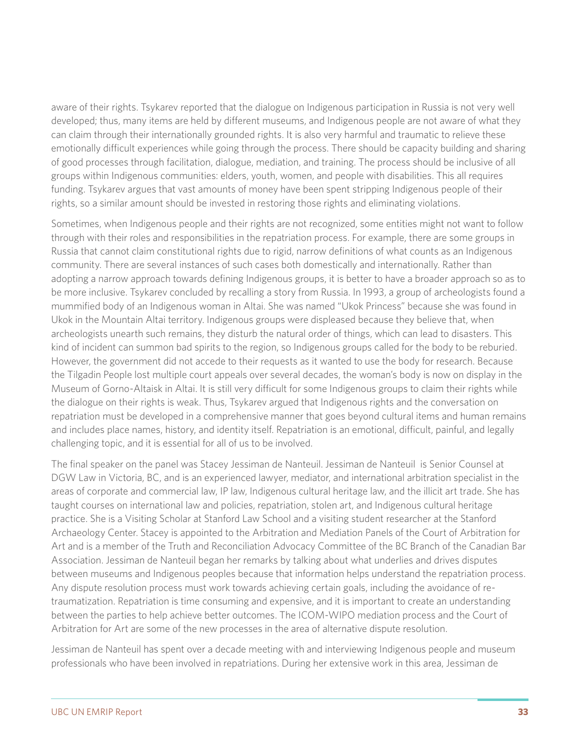aware of their rights. Tsykarev reported that the dialogue on Indigenous participation in Russia is not very well developed; thus, many items are held by different museums, and Indigenous people are not aware of what they can claim through their internationally grounded rights. It is also very harmful and traumatic to relieve these emotionally difficult experiences while going through the process. There should be capacity building and sharing of good processes through facilitation, dialogue, mediation, and training. The process should be inclusive of all groups within Indigenous communities: elders, youth, women, and people with disabilities. This all requires funding. Tsykarev argues that vast amounts of money have been spent stripping Indigenous people of their rights, so a similar amount should be invested in restoring those rights and eliminating violations.

Sometimes, when Indigenous people and their rights are not recognized, some entities might not want to follow through with their roles and responsibilities in the repatriation process. For example, there are some groups in Russia that cannot claim constitutional rights due to rigid, narrow definitions of what counts as an Indigenous community. There are several instances of such cases both domestically and internationally. Rather than adopting a narrow approach towards defining Indigenous groups, it is better to have a broader approach so as to be more inclusive. Tsykarev concluded by recalling a story from Russia. In 1993, a group of archeologists found a mummified body of an Indigenous woman in Altai. She was named "Ukok Princess" because she was found in Ukok in the Mountain Altai territory. Indigenous groups were displeased because they believe that, when archeologists unearth such remains, they disturb the natural order of things, which can lead to disasters. This kind of incident can summon bad spirits to the region, so Indigenous groups called for the body to be reburied. However, the government did not accede to their requests as it wanted to use the body for research. Because the Tilgadin People lost multiple court appeals over several decades, the woman's body is now on display in the Museum of Gorno-Altaisk in Altai. It is still very difficult for some Indigenous groups to claim their rights while the dialogue on their rights is weak. Thus, Tsykarev argued that Indigenous rights and the conversation on repatriation must be developed in a comprehensive manner that goes beyond cultural items and human remains and includes place names, history, and identity itself. Repatriation is an emotional, difficult, painful, and legally challenging topic, and it is essential for all of us to be involved.

The final speaker on the panel was Stacey Jessiman de Nanteuil. Jessiman de Nanteuil is Senior Counsel at DGW Law in Victoria, BC, and is an experienced lawyer, mediator, and international arbitration specialist in the areas of corporate and commercial law, IP law, Indigenous cultural heritage law, and the illicit art trade. She has taught courses on international law and policies, repatriation, stolen art, and Indigenous cultural heritage practice. She is a Visiting Scholar at Stanford Law School and a visiting student researcher at the Stanford Archaeology Center. Stacey is appointed to the Arbitration and Mediation Panels of the Court of Arbitration for Art and is a member of the Truth and Reconciliation Advocacy Committee of the BC Branch of the Canadian Bar Association. Jessiman de Nanteuil began her remarks by talking about what underlies and drives disputes between museums and Indigenous peoples because that information helps understand the repatriation process. Any dispute resolution process must work towards achieving certain goals, including the avoidance of re-traumatization. Repatriation is time consuming and expensive, and it is important to create an understanding between the parties to help achieve better outcomes. The ICOM-WIPO mediation process and the Court of Arbitration for Art are some of the new processes in the area of alternative dispute resolution.

Jessiman de Nanteuil has spent over a decade meeting with and interviewing Indigenous people and museum professionals who have been involved in repatriations. During her extensive work in this area, Jessiman de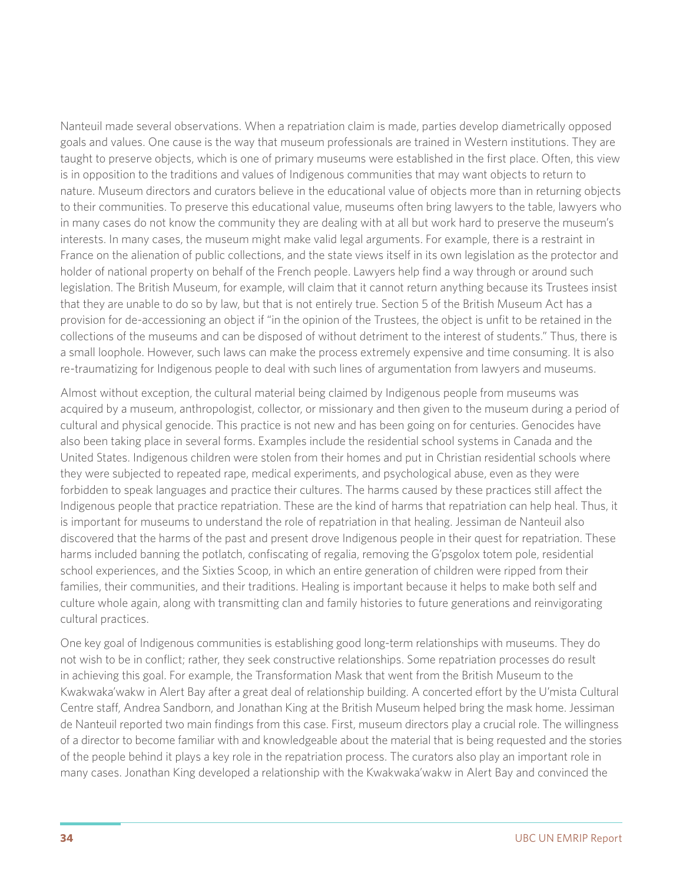Nanteuil made several observations. When a repatriation claim is made, parties develop diametrically opposed goals and values. One cause is the way that museum professionals are trained in Western institutions. They are taught to preserve objects, which is one of primary museums were established in the first place. Often, this view is in opposition to the traditions and values of Indigenous communities that may want objects to return to nature. Museum directors and curators believe in the educational value of objects more than in returning objects to their communities. To preserve this educational value, museums often bring lawyers to the table, lawyers who in many cases do not know the community they are dealing with at all but work hard to preserve the museum's interests. In many cases, the museum might make valid legal arguments. For example, there is a restraint in France on the alienation of public collections, and the state views itself in its own legislation as the protector and holder of national property on behalf of the French people. Lawyers help find a way through or around such legislation. The British Museum, for example, will claim that it cannot return anything because its Trustees insist that they are unable to do so by law, but that is not entirely true. Section 5 of the British Museum Act has a provision for de-accessioning an object if "in the opinion of the Trustees, the object is unfit to be retained in the collections of the museums and can be disposed of without detriment to the interest of students." Thus, there is a small loophole. However, such laws can make the process extremely expensive and time consuming. It is also re-traumatizing for Indigenous people to deal with such lines of argumentation from lawyers and museums.

Almost without exception, the cultural material being claimed by Indigenous people from museums was acquired by a museum, anthropologist, collector, or missionary and then given to the museum during a period of cultural and physical genocide. This practice is not new and has been going on for centuries. Genocides have also been taking place in several forms. Examples include the residential school systems in Canada and the United States. Indigenous children were stolen from their homes and put in Christian residential schools where they were subjected to repeated rape, medical experiments, and psychological abuse, even as they were forbidden to speak languages and practice their cultures. The harms caused by these practices still affect the Indigenous people that practice repatriation. These are the kind of harms that repatriation can help heal. Thus, it is important for museums to understand the role of repatriation in that healing. Jessiman de Nanteuil also discovered that the harms of the past and present drove Indigenous people in their quest for repatriation. These harms included banning the potlatch, confiscating of regalia, removing the G'psgolox totem pole, residential school experiences, and the Sixties Scoop, in which an entire generation of children were ripped from their families, their communities, and their traditions. Healing is important because it helps to make both self and culture whole again, along with transmitting clan and family histories to future generations and reinvigorating cultural practices.

One key goal of Indigenous communities is establishing good long-term relationships with museums. They do not wish to be in conflict; rather, they seek constructive relationships. Some repatriation processes do result in achieving this goal. For example, the Transformation Mask that went from the British Museum to the Kwakwaka'wakw in Alert Bay after a great deal of relationship building. A concerted effort by the U'mista Cultural Centre staff, Andrea Sandborn, and Jonathan King at the British Museum helped bring the mask home. Jessiman de Nanteuil reported two main findings from this case. First, museum directors play a crucial role. The willingness of a director to become familiar with and knowledgeable about the material that is being requested and the stories of the people behind it plays a key role in the repatriation process. The curators also play an important role in many cases. Jonathan King developed a relationship with the Kwakwaka'wakw in Alert Bay and convinced the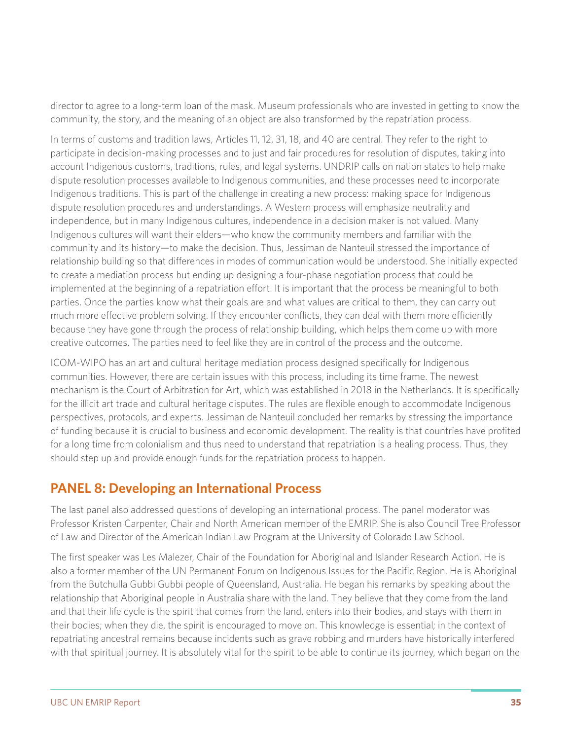director to agree to a long-term loan of the mask. Museum professionals who are invested in getting to know the community, the story, and the meaning of an object are also transformed by the repatriation process.

In terms of customs and tradition laws, Articles 11, 12, 31, 18, and 40 are central. They refer to the right to participate in decision-making processes and to just and fair procedures for resolution of disputes, taking into account Indigenous customs, traditions, rules, and legal systems. UNDRIP calls on nation states to help make dispute resolution processes available to Indigenous communities, and these processes need to incorporate Indigenous traditions. This is part of the challenge in creating a new process: making space for Indigenous dispute resolution procedures and understandings. A Western process will emphasize neutrality and independence, but in many Indigenous cultures, independence in a decision maker is not valued. Many Indigenous cultures will want their elders—who know the community members and familiar with the community and its history—to make the decision. Thus, Jessiman de Nanteuil stressed the importance of relationship building so that differences in modes of communication would be understood. She initially expected to create a mediation process but ending up designing a four-phase negotiation process that could be implemented at the beginning of a repatriation effort. It is important that the process be meaningful to both parties. Once the parties know what their goals are and what values are critical to them, they can carry out much more effective problem solving. If they encounter conflicts, they can deal with them more efficiently because they have gone through the process of relationship building, which helps them come up with more creative outcomes. The parties need to feel like they are in control of the process and the outcome.

ICOM-WIPO has an art and cultural heritage mediation process designed specifically for Indigenous communities. However, there are certain issues with this process, including its time frame. The newest mechanism is the Court of Arbitration for Art, which was established in 2018 in the Netherlands. It is specifically for the illicit art trade and cultural heritage disputes. The rules are flexible enough to accommodate Indigenous perspectives, protocols, and experts. Jessiman de Nanteuil concluded her remarks by stressing the importance of funding because it is crucial to business and economic development. The reality is that countries have profited for a long time from colonialism and thus need to understand that repatriation is a healing process. Thus, they should step up and provide enough funds for the repatriation process to happen.

## PANEL 8: Developing an International Process

The last panel also addressed questions of developing an international process. The panel moderator was Professor Kristen Carpenter, Chair and North American member of the EMRIP. She is also Council Tree Professor of Law and Director of the American Indian Law Program at the University of Colorado Law School.

The first speaker was Les Malezer, Chair of the Foundation for Aboriginal and Islander Research Action. He is also a former member of the UN Permanent Forum on Indigenous Issues for the Pacific Region. He is Aboriginal from the Butchulla Gubbi Gubbi people of Queensland, Australia. He began his remarks by speaking about the relationship that Aboriginal people in Australia share with the land. They believe that they come from the land and that their life cycle is the spirit that comes from the land, enters into their bodies, and stays with them in their bodies; when they die, the spirit is encouraged to move on. This knowledge is essential; in the context of repatriating ancestral remains because incidents such as grave robbing and murders have historically interfered with that spiritual journey. It is absolutely vital for the spirit to be able to continue its journey, which began on the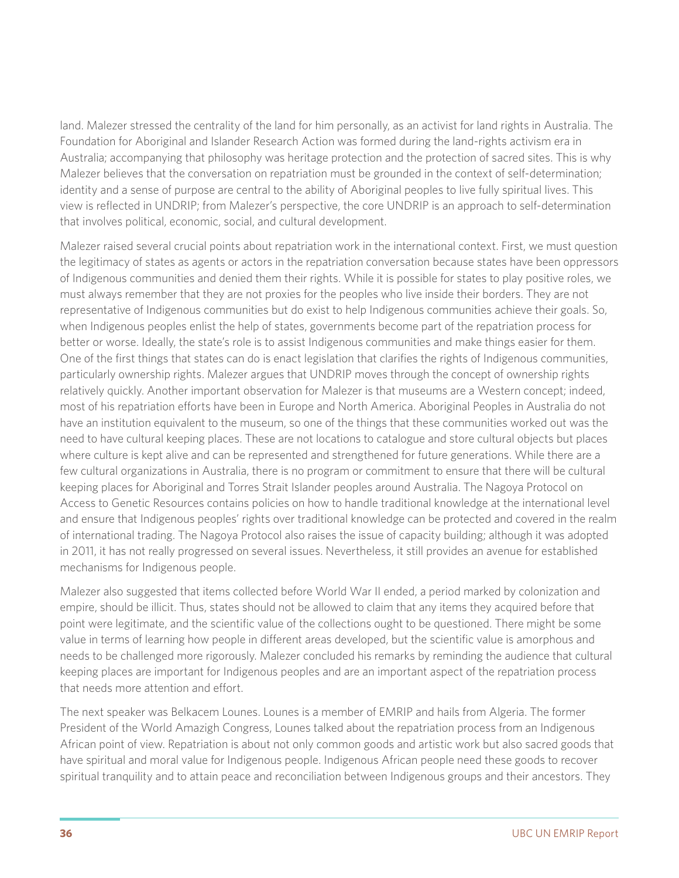land. Malezer stressed the centrality of the land for him personally, as an activist for land rights in Australia. The Foundation for Aboriginal and Islander Research Action was formed during the land-rights activism era in Australia; accompanying that philosophy was heritage protection and the protection of sacred sites. This is why Malezer believes that the conversation on repatriation must be grounded in the context of self-determination; identity and a sense of purpose are central to the ability of Aboriginal peoples to live fully spiritual lives. This view is reflected in UNDRIP; from Malezer's perspective, the core UNDRIP is an approach to self-determination that involves political, economic, social, and cultural development.

Malezer raised several crucial points about repatriation work in the international context. First, we must question the legitimacy of states as agents or actors in the repatriation conversation because states have been oppressors of Indigenous communities and denied them their rights. While it is possible for states to play positive roles, we must always remember that they are not proxies for the peoples who live inside their borders. They are not representative of Indigenous communities but do exist to help Indigenous communities achieve their goals. So, when Indigenous peoples enlist the help of states, governments become part of the repatriation process for better or worse. Ideally, the state's role is to assist Indigenous communities and make things easier for them. One of the first things that states can do is enact legislation that clarifies the rights of Indigenous communities, particularly ownership rights. Malezer argues that UNDRIP moves through the concept of ownership rights relatively quickly. Another important observation for Malezer is that museums are a Western concept; indeed, most of his repatriation efforts have been in Europe and North America. Aboriginal Peoples in Australia do not have an institution equivalent to the museum, so one of the things that these communities worked out was the need to have cultural keeping places. These are not locations to catalogue and store cultural objects but places where culture is kept alive and can be represented and strengthened for future generations. While there are a few cultural organizations in Australia, there is no program or commitment to ensure that there will be cultural keeping places for Aboriginal and Torres Strait Islander peoples around Australia. The Nagoya Protocol on Access to Genetic Resources contains policies on how to handle traditional knowledge at the international level and ensure that Indigenous peoples' rights over traditional knowledge can be protected and covered in the realm of international trading. The Nagoya Protocol also raises the issue of capacity building; although it was adopted in 2011, it has not really progressed on several issues. Nevertheless, it still provides an avenue for established mechanisms for Indigenous people.

Malezer also suggested that items collected before World War II ended, a period marked by colonization and empire, should be illicit. Thus, states should not be allowed to claim that any items they acquired before that point were legitimate, and the scientific value of the collections ought to be questioned. There might be some value in terms of learning how people in different areas developed, but the scientific value is amorphous and needs to be challenged more rigorously. Malezer concluded his remarks by reminding the audience that cultural keeping places are important for Indigenous peoples and are an important aspect of the repatriation process that needs more attention and effort.

The next speaker was Belkacem Lounes. Lounes is a member of EMRIP and hails from Algeria. The former President of the World Amazigh Congress, Lounes talked about the repatriation process from an Indigenous African point of view. Repatriation is about not only common goods and artistic work but also sacred goods that have spiritual and moral value for Indigenous people. Indigenous African people need these goods to recover spiritual tranquility and to attain peace and reconciliation between Indigenous groups and their ancestors. They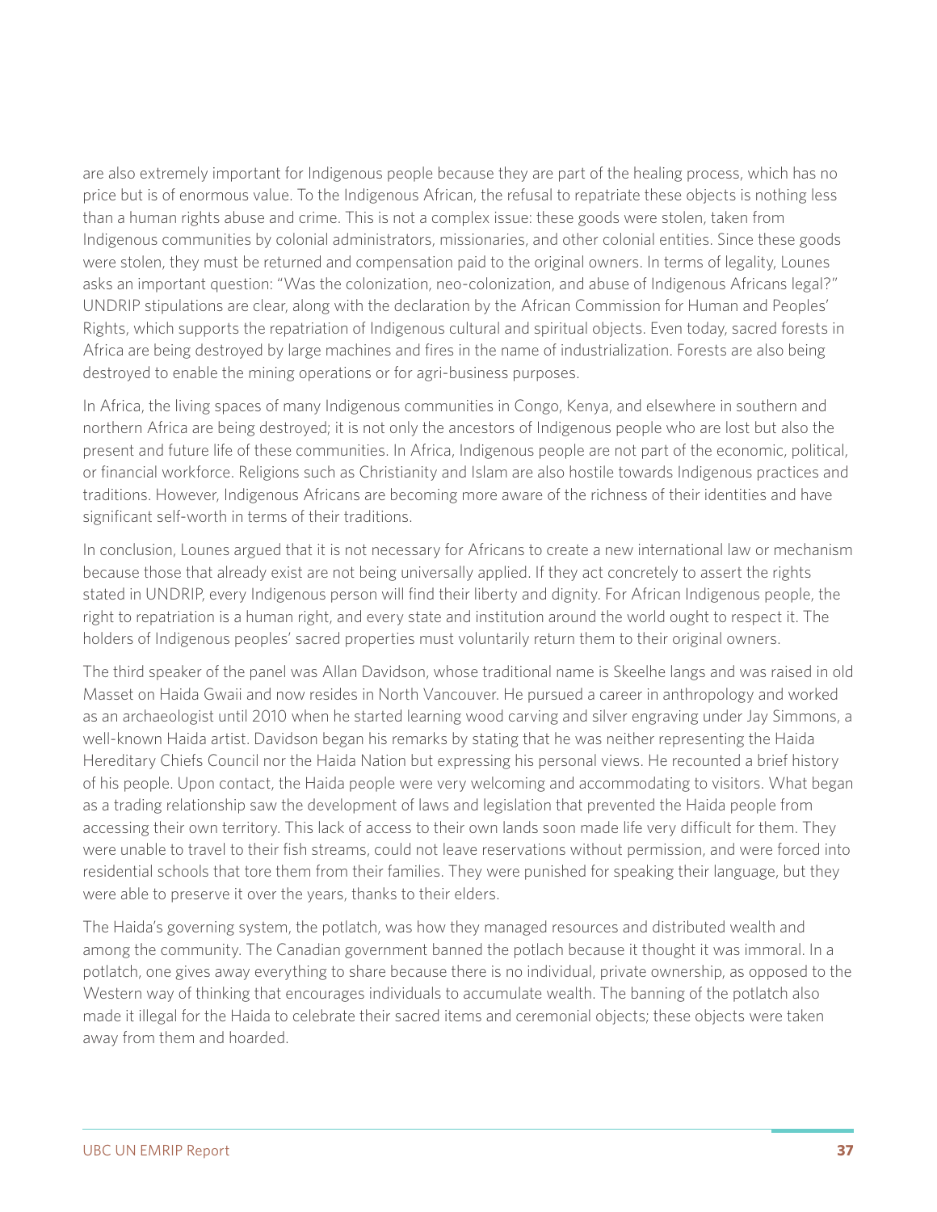are also extremely important for Indigenous people because they are part of the healing process, which has no price but is of enormous value. To the Indigenous African, the refusal to repatriate these objects is nothing less than a human rights abuse and crime. This is not a complex issue: these goods were stolen, taken from Indigenous communities by colonial administrators, missionaries, and other colonial entities. Since these goods were stolen, they must be returned and compensation paid to the original owners. In terms of legality, Lounes asks an important question: "Was the colonization, neo-colonization, and abuse of Indigenous Africans legal?" UNDRIP stipulations are clear, along with the declaration by the African Commission for Human and Peoples' Rights, which supports the repatriation of Indigenous cultural and spiritual objects. Even today, sacred forests in Africa are being destroyed by large machines and fires in the name of industrialization. Forests are also being destroyed to enable the mining operations or for agri-business purposes.

In Africa, the living spaces of many Indigenous communities in Congo, Kenya, and elsewhere in southern and northern Africa are being destroyed; it is not only the ancestors of Indigenous people who are lost but also the present and future life of these communities. In Africa, Indigenous people are not part of the economic, political, or financial workforce. Religions such as Christianity and Islam are also hostile towards Indigenous practices and traditions. However, Indigenous Africans are becoming more aware of the richness of their identities and have significant self-worth in terms of their traditions.

In conclusion, Lounes argued that it is not necessary for Africans to create a new international law or mechanism because those that already exist are not being universally applied. If they act concretely to assert the rights stated in UNDRIP, every Indigenous person will find their liberty and dignity. For African Indigenous people, the right to repatriation is a human right, and every state and institution around the world ought to respect it. The holders of Indigenous peoples' sacred properties must voluntarily return them to their original owners.

The third speaker of the panel was Allan Davidson, whose traditional name is Skeelhe langs and was raised in old Masset on Haida Gwaii and now resides in North Vancouver. He pursued a career in anthropology and worked as an archaeologist until 2010 when he started learning wood carving and silver engraving under Jay Simmons, a well-known Haida artist. Davidson began his remarks by stating that he was neither representing the Haida Hereditary Chiefs Council nor the Haida Nation but expressing his personal views. He recounted a brief history of his people. Upon contact, the Haida people were very welcoming and accommodating to visitors. What began as a trading relationship saw the development of laws and legislation that prevented the Haida people from accessing their own territory. This lack of access to their own lands soon made life very difficult for them. They were unable to travel to their fish streams, could not leave reservations without permission, and were forced into residential schools that tore them from their families. They were punished for speaking their language, but they were able to preserve it over the years, thanks to their elders.

The Haida's governing system, the potlatch, was how they managed resources and distributed wealth and among the community. The Canadian government banned the potlach because it thought it was immoral. In a potlatch, one gives away everything to share because there is no individual, private ownership, as opposed to the Western way of thinking that encourages individuals to accumulate wealth. The banning of the potlatch also made it illegal for the Haida to celebrate their sacred items and ceremonial objects; these objects were taken away from them and hoarded.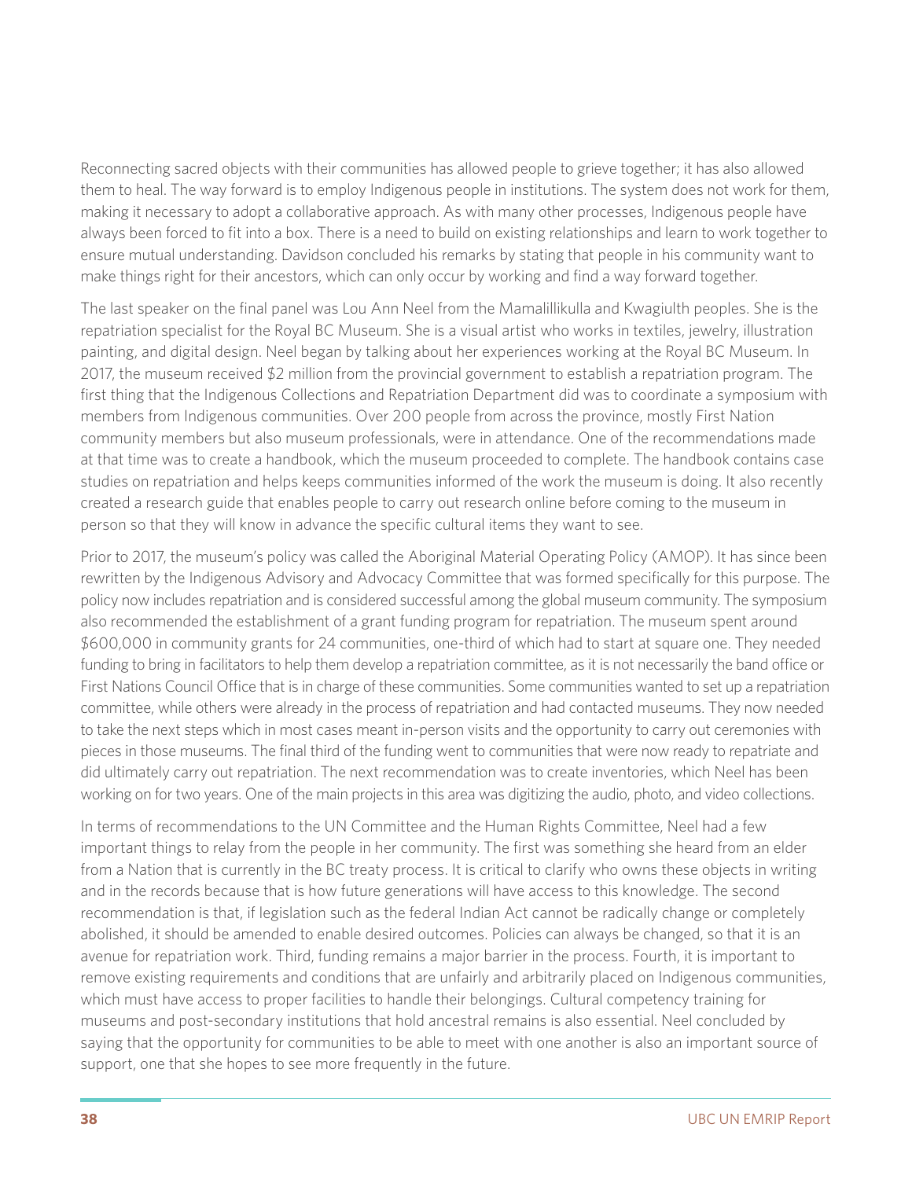Reconnecting sacred objects with their communities has allowed people to grieve together; it has also allowed them to heal. The way forward is to employ Indigenous people in institutions. The system does not work for them, making it necessary to adopt a collaborative approach. As with many other processes, Indigenous people have always been forced to fit into a box. There is a need to build on existing relationships and learn to work together to ensure mutual understanding. Davidson concluded his remarks by stating that people in his community want to make things right for their ancestors, which can only occur by working and find a way forward together.

The last speaker on the final panel was Lou Ann Neel from the Mamalillikulla and Kwagiulth peoples. She is the repatriation specialist for the Royal BC Museum. She is a visual artist who works in textiles, jewelry, illustration painting, and digital design. Neel began by talking about her experiences working at the Royal BC Museum. In 2017, the museum received $2 million from the provincial government to establish a repatriation program. The first thing that the Indigenous Collections and Repatriation Department did was to coordinate a symposium with members from Indigenous communities. Over 200 people from across the province, mostly First Nation community members but also museum professionals, were in attendance. One of the recommendations made at that time was to create a handbook, which the museum proceeded to complete. The handbook contains case studies on repatriation and helps keeps communities informed of the work the museum is doing. It also recently created a research guide that enables people to carry out research online before coming to the museum in person so that they will know in advance the specific cultural items they want to see.

Prior to 2017, the museum's policy was called the Aboriginal Material Operating Policy (AMOP). It has since been rewritten by the Indigenous Advisory and Advocacy Committee that was formed specifically for this purpose. The policy now includes repatriation and is considered successful among the global museum community. The symposium also recommended the establishment of a grant funding program for repatriation. The museum spent around $600,000 in community grants for 24 communities, one-third of which had to start at square one. They needed funding to bring in facilitators to help them develop a repatriation committee, as it is not necessarily the band office or First Nations Council Office that is in charge of these communities. Some communities wanted to set up a repatriation committee, while others were already in the process of repatriation and had contacted museums. They now needed to take the next steps which in most cases meant in-person visits and the opportunity to carry out ceremonies with pieces in those museums. The final third of the funding went to communities that were now ready to repatriate and did ultimately carry out repatriation. The next recommendation was to create inventories, which Neel has been working on for two years. One of the main projects in this area was digitizing the audio, photo, and video collections.

In terms of recommendations to the UN Committee and the Human Rights Committee, Neel had a few important things to relay from the people in her community. The first was something she heard from an elder from a Nation that is currently in the BC treaty process. It is critical to clarify who owns these objects in writing and in the records because that is how future generations will have access to this knowledge. The second recommendation is that, if legislation such as the federal Indian Act cannot be radically change or completely abolished, it should be amended to enable desired outcomes. Policies can always be changed, so that it is an avenue for repatriation work. Third, funding remains a major barrier in the process. Fourth, it is important to remove existing requirements and conditions that are unfairly and arbitrarily placed on Indigenous communities, which must have access to proper facilities to handle their belongings. Cultural competency training for museums and post-secondary institutions that hold ancestral remains is also essential. Neel concluded by saying that the opportunity for communities to be able to meet with one another is also an important source of support, one that she hopes to see more frequently in the future.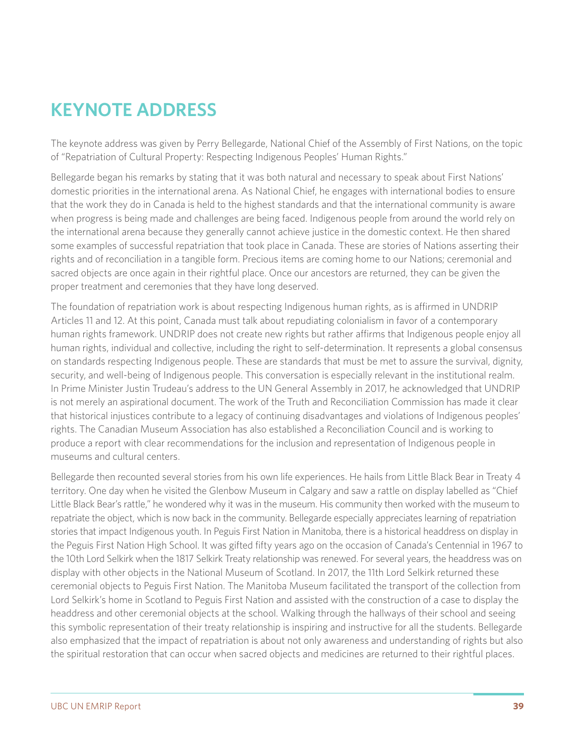# KEYNOTE ADDRESS

The keynote address was given by Perry Bellegarde, National Chief of the Assembly of First Nations, on the topic of "Repatriation of Cultural Property: Respecting Indigenous Peoples' Human Rights."

Bellegarde began his remarks by stating that it was both natural and necessary to speak about First Nations' domestic priorities in the international arena. As National Chief, he engages with international bodies to ensure that the work they do in Canada is held to the highest standards and that the international community is aware when progress is being made and challenges are being faced. Indigenous people from around the world rely on the international arena because they generally cannot achieve justice in the domestic context. He then shared some examples of successful repatriation that took place in Canada. These are stories of Nations asserting their rights and of reconciliation in a tangible form. Precious items are coming home to our Nations; ceremonial and sacred objects are once again in their rightful place. Once our ancestors are returned, they can be given the proper treatment and ceremonies that they have long deserved.

The foundation of repatriation work is about respecting Indigenous human rights, as is affirmed in UNDRIP Articles 11 and 12. At this point, Canada must talk about repudiating colonialism in favor of a contemporary human rights framework. UNDRIP does not create new rights but rather affirms that Indigenous people enjoy all human rights, individual and collective, including the right to self-determination. It represents a global consensus on standards respecting Indigenous people. These are standards that must be met to assure the survival, dignity, security, and well-being of Indigenous people. This conversation is especially relevant in the institutional realm. In Prime Minister Justin Trudeau's address to the UN General Assembly in 2017, he acknowledged that UNDRIP is not merely an aspirational document. The work of the Truth and Reconciliation Commission has made it clear that historical injustices contribute to a legacy of continuing disadvantages and violations of Indigenous peoples' rights. The Canadian Museum Association has also established a Reconciliation Council and is working to produce a report with clear recommendations for the inclusion and representation of Indigenous people in museums and cultural centers.

Bellegarde then recounted several stories from his own life experiences. He hails from Little Black Bear in Treaty 4 territory. One day when he visited the Glenbow Museum in Calgary and saw a rattle on display labelled as "Chief Little Black Bear's rattle," he wondered why it was in the museum. His community then worked with the museum to repatriate the object, which is now back in the community. Bellegarde especially appreciates learning of repatriation stories that impact Indigenous youth. In Peguis First Nation in Manitoba, there is a historical headdress on display in the Peguis First Nation High School. It was gifted fifty years ago on the occasion of Canada's Centennial in 1967 to the 10th Lord Selkirk when the 1817 Selkirk Treaty relationship was renewed. For several years, the headdress was on display with other objects in the National Museum of Scotland. In 2017, the 11th Lord Selkirk returned these ceremonial objects to Peguis First Nation. The Manitoba Museum facilitated the transport of the collection from Lord Selkirk's home in Scotland to Peguis First Nation and assisted with the construction of a case to display the headdress and other ceremonial objects at the school. Walking through the hallways of their school and seeing this symbolic representation of their treaty relationship is inspiring and instructive for all the students. Bellegarde also emphasized that the impact of repatriation is about not only awareness and understanding of rights but also the spiritual restoration that can occur when sacred objects and medicines are returned to their rightful places.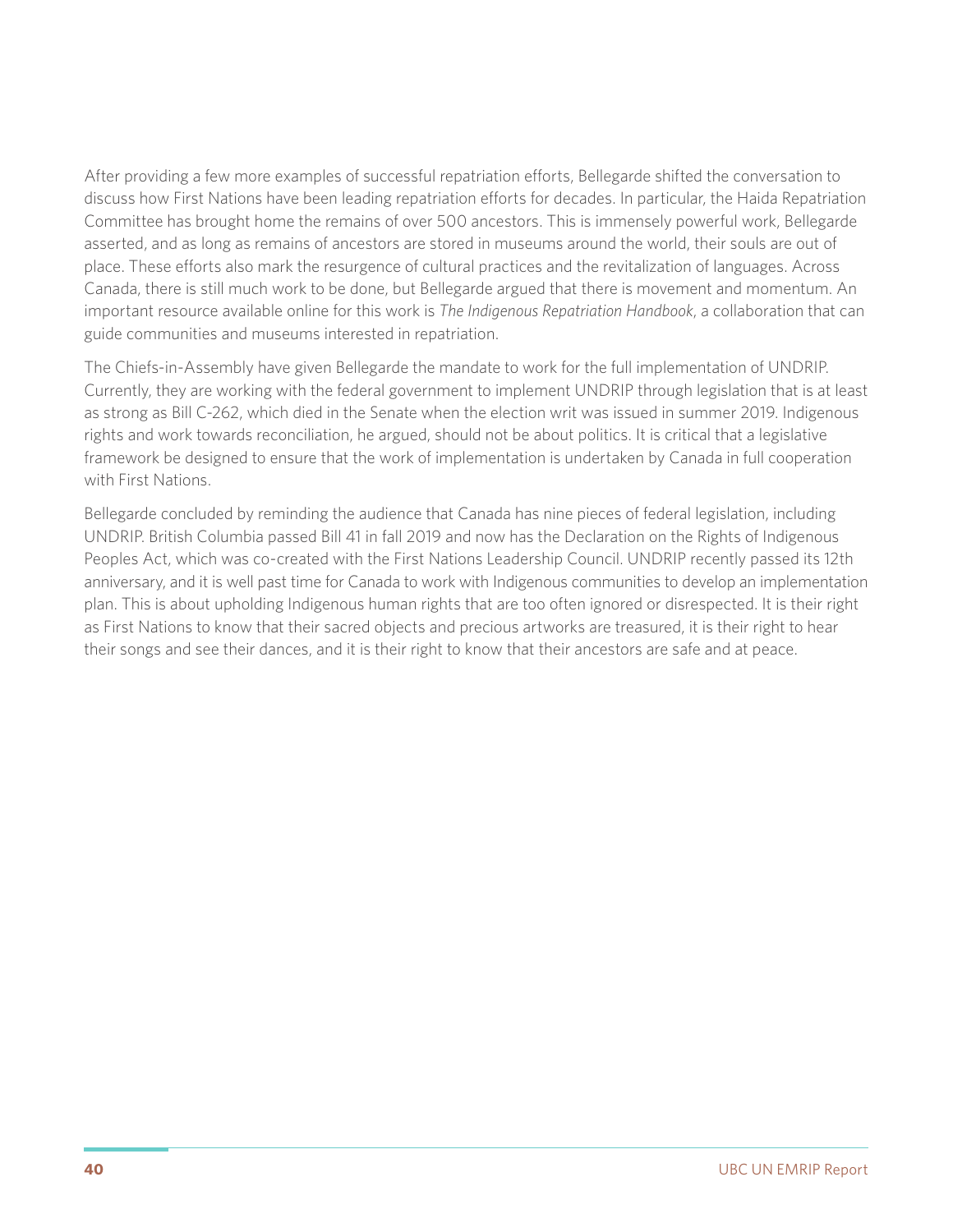After providing a few more examples of successful repatriation efforts, Bellegarde shifted the conversation to discuss how First Nations have been leading repatriation efforts for decades. In particular, the Haida Repatriation Committee has brought home the remains of over 500 ancestors. This is immensely powerful work, Bellegarde asserted, and as long as remains of ancestors are stored in museums around the world, their souls are out of place. These efforts also mark the resurgence of cultural practices and the revitalization of languages. Across Canada, there is still much work to be done, but Bellegarde argued that there is movement and momentum. An important resource available online for this work is *The Indigenous Repatriation Handbook*, a collaboration that can guide communities and museums interested in repatriation.

The Chiefs-in-Assembly have given Bellegarde the mandate to work for the full implementation of UNDRIP. Currently, they are working with the federal government to implement UNDRIP through legislation that is at least as strong as Bill C-262, which died in the Senate when the election writ was issued in summer 2019. Indigenous rights and work towards reconciliation, he argued, should not be about politics. It is critical that a legislative framework be designed to ensure that the work of implementation is undertaken by Canada in full cooperation with First Nations.

Bellegarde concluded by reminding the audience that Canada has nine pieces of federal legislation, including UNDRIP. British Columbia passed Bill 41 in fall 2019 and now has the Declaration on the Rights of Indigenous Peoples Act, which was co-created with the First Nations Leadership Council. UNDRIP recently passed its 12th anniversary, and it is well past time for Canada to work with Indigenous communities to develop an implementation plan. This is about upholding Indigenous human rights that are too often ignored or disrespected. It is their right as First Nations to know that their sacred objects and precious artworks are treasured, it is their right to hear their songs and see their dances, and it is their right to know that their ancestors are safe and at peace.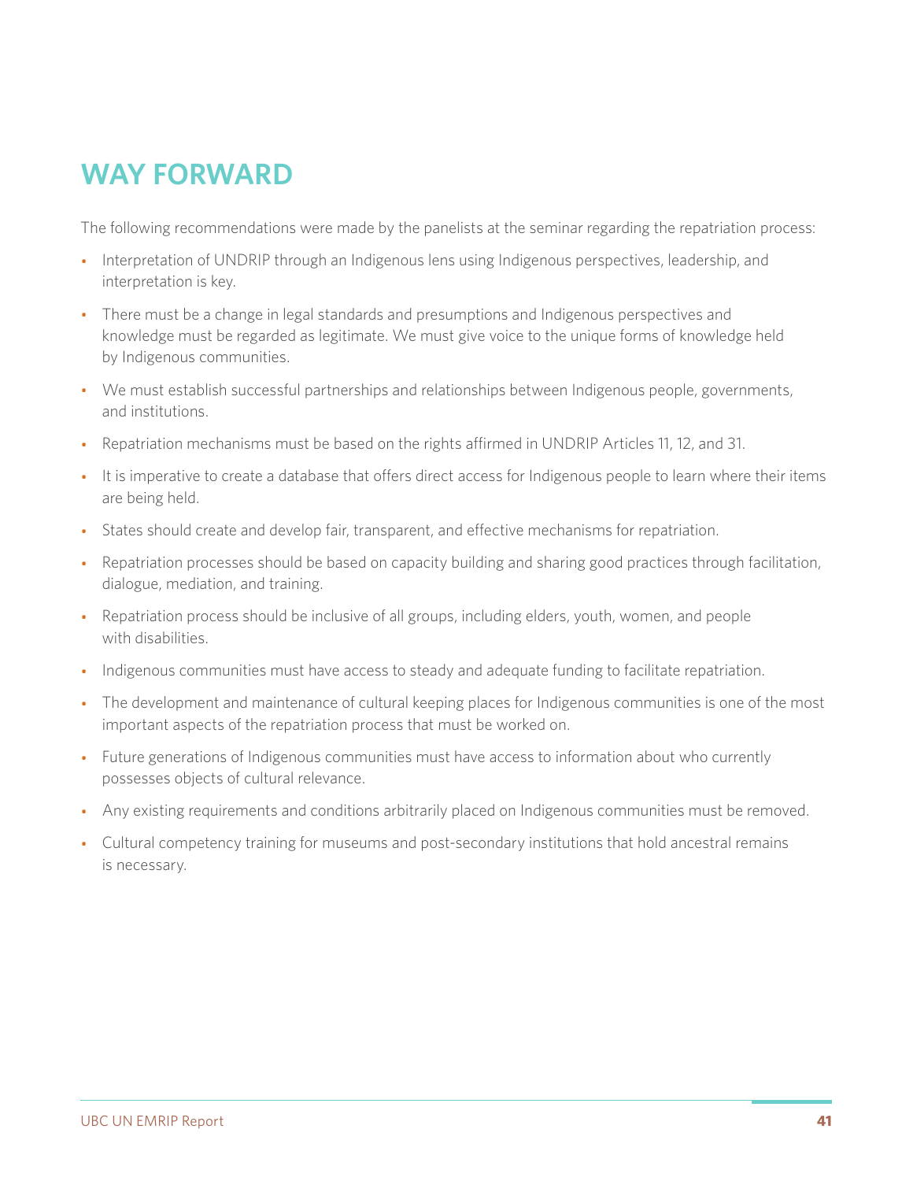## WAY FORWARD

The following recommendations were made by the panelists at the seminar regarding the repatriation process:

- Interpretation of UNDRIP through an Indigenous lens using Indigenous perspectives, leadership, and interpretation is key.
- There must be a change in legal standards and presumptions and Indigenous perspectives and knowledge must be regarded as legitimate. We must give voice to the unique forms of knowledge held by Indigenous communities.
- We must establish successful partnerships and relationships between Indigenous people, governments, and institutions.
- Repatriation mechanisms must be based on the rights affirmed in UNDRIP Articles 11, 12, and 31.
- It is imperative to create a database that offers direct access for Indigenous people to learn where their items are being held.
- States should create and develop fair, transparent, and effective mechanisms for repatriation.
- Repatriation processes should be based on capacity building and sharing good practices through facilitation, dialogue, mediation, and training.
- Repatriation process should be inclusive of all groups, including elders, youth, women, and people with disabilities.
- Indigenous communities must have access to steady and adequate funding to facilitate repatriation.
- The development and maintenance of cultural keeping places for Indigenous communities is one of the most important aspects of the repatriation process that must be worked on.
- Future generations of Indigenous communities must have access to information about who currently possesses objects of cultural relevance.
- Any existing requirements and conditions arbitrarily placed on Indigenous communities must be removed.
- Cultural competency training for museums and post-secondary institutions that hold ancestral remains is necessary.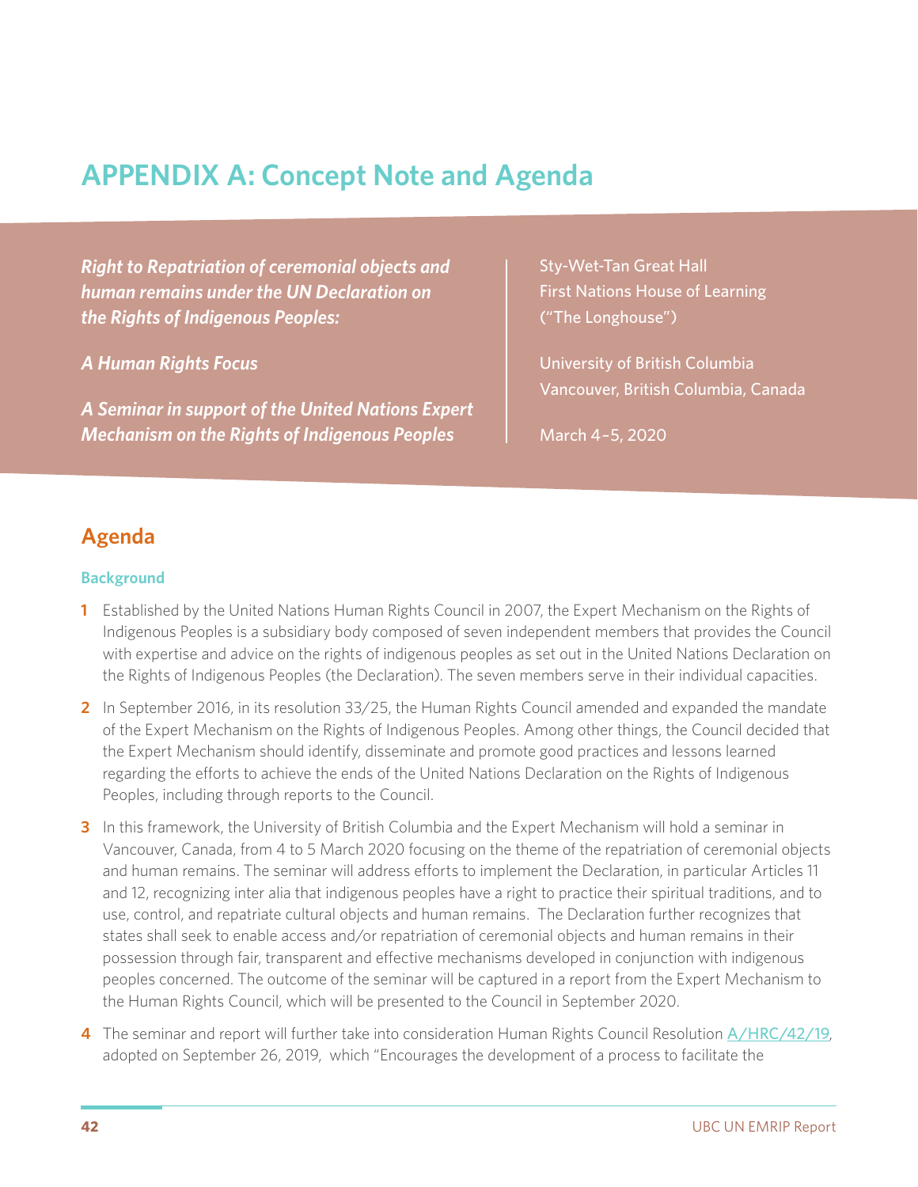# APPENDIX A: Concept Note and Agenda

***Right to Repatriation of ceremonial objects and human remains under the UN Declaration on the Rights of Indigenous Peoples:***

***A Human Rights Focus***

***A Seminar in support of the United Nations Expert Mechanism on the Rights of Indigenous Peoples***

Sty-Wet-Tan Great Hall
First Nations House of Learning
("The Longhouse")

University of British Columbia
Vancouver, British Columbia, Canada

March 4–5, 2020

## Agenda

### Background

1 Established by the United Nations Human Rights Council in 2007, the Expert Mechanism on the Rights of Indigenous Peoples is a subsidiary body composed of seven independent members that provides the Council with expertise and advice on the rights of indigenous peoples as set out in the United Nations Declaration on the Rights of Indigenous Peoples (the Declaration). The seven members serve in their individual capacities.

2 In September 2016, in its resolution 33/25, the Human Rights Council amended and expanded the mandate of the Expert Mechanism on the Rights of Indigenous Peoples. Among other things, the Council decided that the Expert Mechanism should identify, disseminate and promote good practices and lessons learned regarding the efforts to achieve the ends of the United Nations Declaration on the Rights of Indigenous Peoples, including through reports to the Council.

3 In this framework, the University of British Columbia and the Expert Mechanism will hold a seminar in Vancouver, Canada, from 4 to 5 March 2020 focusing on the theme of the repatriation of ceremonial objects and human remains. The seminar will address efforts to implement the Declaration, in particular Articles 11 and 12, recognizing inter alia that indigenous peoples have a right to practice their spiritual traditions, and to use, control, and repatriate cultural objects and human remains. The Declaration further recognizes that states shall seek to enable access and/or repatriation of ceremonial objects and human remains in their possession through fair, transparent and effective mechanisms developed in conjunction with indigenous peoples concerned. The outcome of the seminar will be captured in a report from the Expert Mechanism to the Human Rights Council, which will be presented to the Council in September 2020.

4 The seminar and report will further take into consideration Human Rights Council Resolution A/HRC/42/19, adopted on September 26, 2019, which "Encourages the development of a process to facilitate the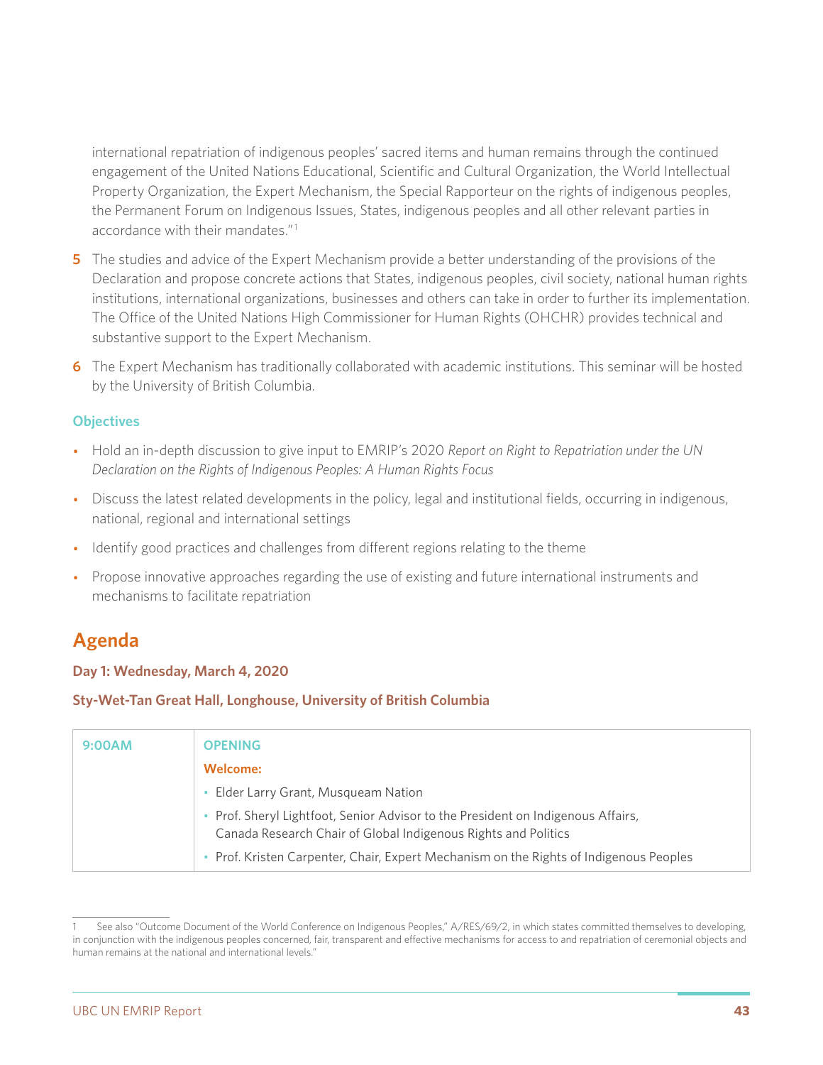international repatriation of indigenous peoples' sacred items and human remains through the continued engagement of the United Nations Educational, Scientific and Cultural Organization, the World Intellectual Property Organization, the Expert Mechanism, the Special Rapporteur on the rights of indigenous peoples, the Permanent Forum on Indigenous Issues, States, indigenous peoples and all other relevant parties in accordance with their mandates."[1]

**5** The studies and advice of the Expert Mechanism provide a better understanding of the provisions of the Declaration and propose concrete actions that States, indigenous peoples, civil society, national human rights institutions, international organizations, businesses and others can take in order to further its implementation. The Office of the United Nations High Commissioner for Human Rights (OHCHR) provides technical and substantive support to the Expert Mechanism.

**6** The Expert Mechanism has traditionally collaborated with academic institutions. This seminar will be hosted by the University of British Columbia.

### Objectives

- Hold an in-depth discussion to give input to EMRIP's 2020 *Report on Right to Repatriation under the UN Declaration on the Rights of Indigenous Peoples: A Human Rights Focus*
- Discuss the latest related developments in the policy, legal and institutional fields, occurring in indigenous, national, regional and international settings
- Identify good practices and challenges from different regions relating to the theme
- Propose innovative approaches regarding the use of existing and future international instruments and mechanisms to facilitate repatriation

## Agenda

### Day 1: Wednesday, March 4, 2020

### Sty-Wet-Tan Great Hall, Longhouse, University of British Columbia

| | |
|---|---|
| 9:00AM | **OPENING**<br>**Welcome:**<br>• Elder Larry Grant, Musqueam Nation<br>• Prof. Sheryl Lightfoot, Senior Advisor to the President on Indigenous Affairs, Canada Research Chair of Global Indigenous Rights and Politics<br>• Prof. Kristen Carpenter, Chair, Expert Mechanism on the Rights of Indigenous Peoples |

[1] See also "Outcome Document of the World Conference on Indigenous Peoples," A/RES/69/2, in which states committed themselves to developing, in conjunction with the indigenous peoples concerned, fair, transparent and effective mechanisms for access to and repatriation of ceremonial objects and human remains at the national and international levels."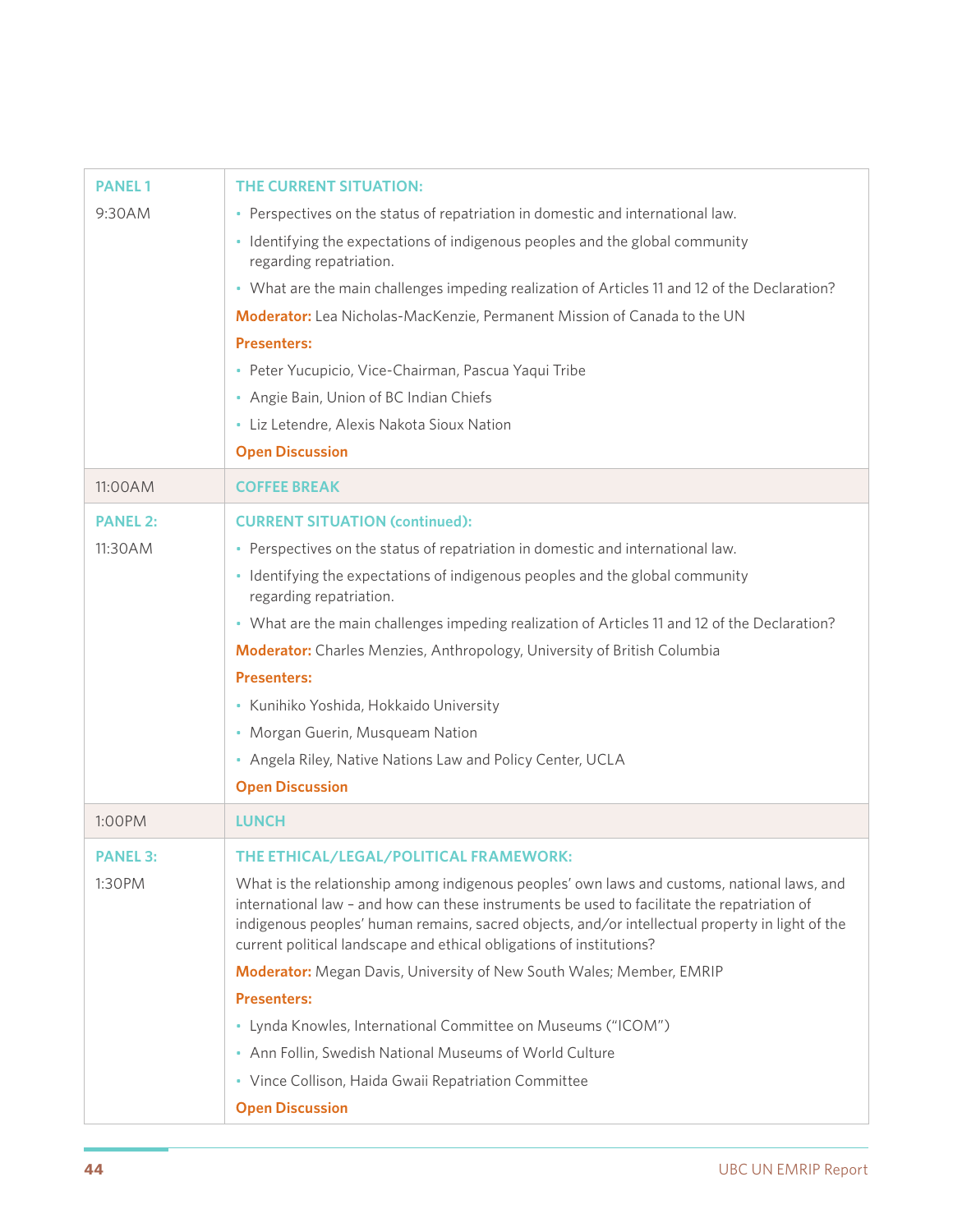| PANEL 1<br>9:30AM | **THE CURRENT SITUATION:**<br>• Perspectives on the status of repatriation in domestic and international law.<br>• Identifying the expectations of indigenous peoples and the global community regarding repatriation.<br>• What are the main challenges impeding realization of Articles 11 and 12 of the Declaration?<br>**Moderator:** Lea Nicholas-MacKenzie, Permanent Mission of Canada to the UN<br>**Presenters:**<br>• Peter Yucupicio, Vice-Chairman, Pascua Yaqui Tribe<br>• Angie Bain, Union of BC Indian Chiefs<br>• Liz Letendre, Alexis Nakota Sioux Nation<br>**Open Discussion** |
|---|---|
| 11:00AM | **COFFEE BREAK** |
| PANEL 2:<br>11:30AM | **CURRENT SITUATION (continued):**<br>• Perspectives on the status of repatriation in domestic and international law.<br>• Identifying the expectations of indigenous peoples and the global community regarding repatriation.<br>• What are the main challenges impeding realization of Articles 11 and 12 of the Declaration?<br>**Moderator:** Charles Menzies, Anthropology, University of British Columbia<br>**Presenters:**<br>• Kunihiko Yoshida, Hokkaido University<br>• Morgan Guerin, Musqueam Nation<br>• Angela Riley, Native Nations Law and Policy Center, UCLA<br>**Open Discussion** |
| 1:00PM | **LUNCH** |
| PANEL 3:<br>1:30PM | **THE ETHICAL/LEGAL/POLITICAL FRAMEWORK:**<br>What is the relationship among indigenous peoples' own laws and customs, national laws, and international law – and how can these instruments be used to facilitate the repatriation of indigenous peoples' human remains, sacred objects, and/or intellectual property in light of the current political landscape and ethical obligations of institutions?<br>**Moderator:** Megan Davis, University of New South Wales; Member, EMRIP<br>**Presenters:**<br>• Lynda Knowles, International Committee on Museums ("ICOM")<br>• Ann Follin, Swedish National Museums of World Culture<br>• Vince Collison, Haida Gwaii Repatriation Committee<br>**Open Discussion** |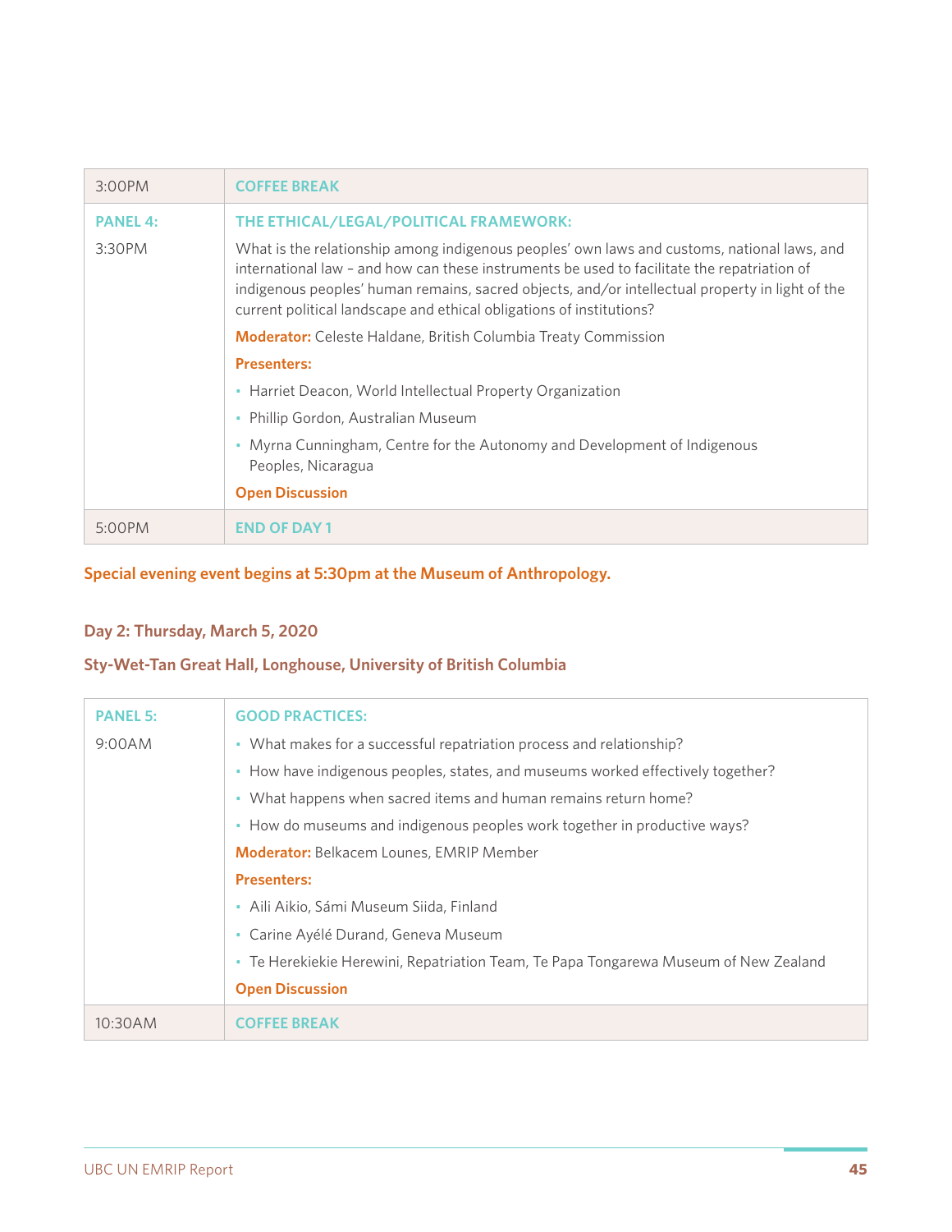| 3:00PM | **COFFEE BREAK** |
|---|---|
| **PANEL 4:**<br>3:30PM | **THE ETHICAL/LEGAL/POLITICAL FRAMEWORK:**<br>What is the relationship among indigenous peoples' own laws and customs, national laws, and international law – and how can these instruments be used to facilitate the repatriation of indigenous peoples' human remains, sacred objects, and/or intellectual property in light of the current political landscape and ethical obligations of institutions?<br>**Moderator:** Celeste Haldane, British Columbia Treaty Commission<br>**Presenters:**<br>• Harriet Deacon, World Intellectual Property Organization<br>• Phillip Gordon, Australian Museum<br>• Myrna Cunningham, Centre for the Autonomy and Development of Indigenous Peoples, Nicaragua<br>**Open Discussion** |
| 5:00PM | **END OF DAY 1** |

**Special evening event begins at 5:30pm at the Museum of Anthropology.**

**Day 2: Thursday, March 5, 2020**

**Sty-Wet-Tan Great Hall, Longhouse, University of British Columbia**

| **PANEL 5:**<br>9:00AM | **GOOD PRACTICES:**<br>• What makes for a successful repatriation process and relationship?<br>• How have indigenous peoples, states, and museums worked effectively together?<br>• What happens when sacred items and human remains return home?<br>• How do museums and indigenous peoples work together in productive ways?<br>**Moderator:** Belkacem Lounes, EMRIP Member<br>**Presenters:**<br>• Aili Aikio, Sámi Museum Siida, Finland<br>• Carine Ayélé Durand, Geneva Museum<br>• Te Herekiekie Herewini, Repatriation Team, Te Papa Tongarewa Museum of New Zealand<br>**Open Discussion** |
|---|---|
| 10:30AM | **COFFEE BREAK** |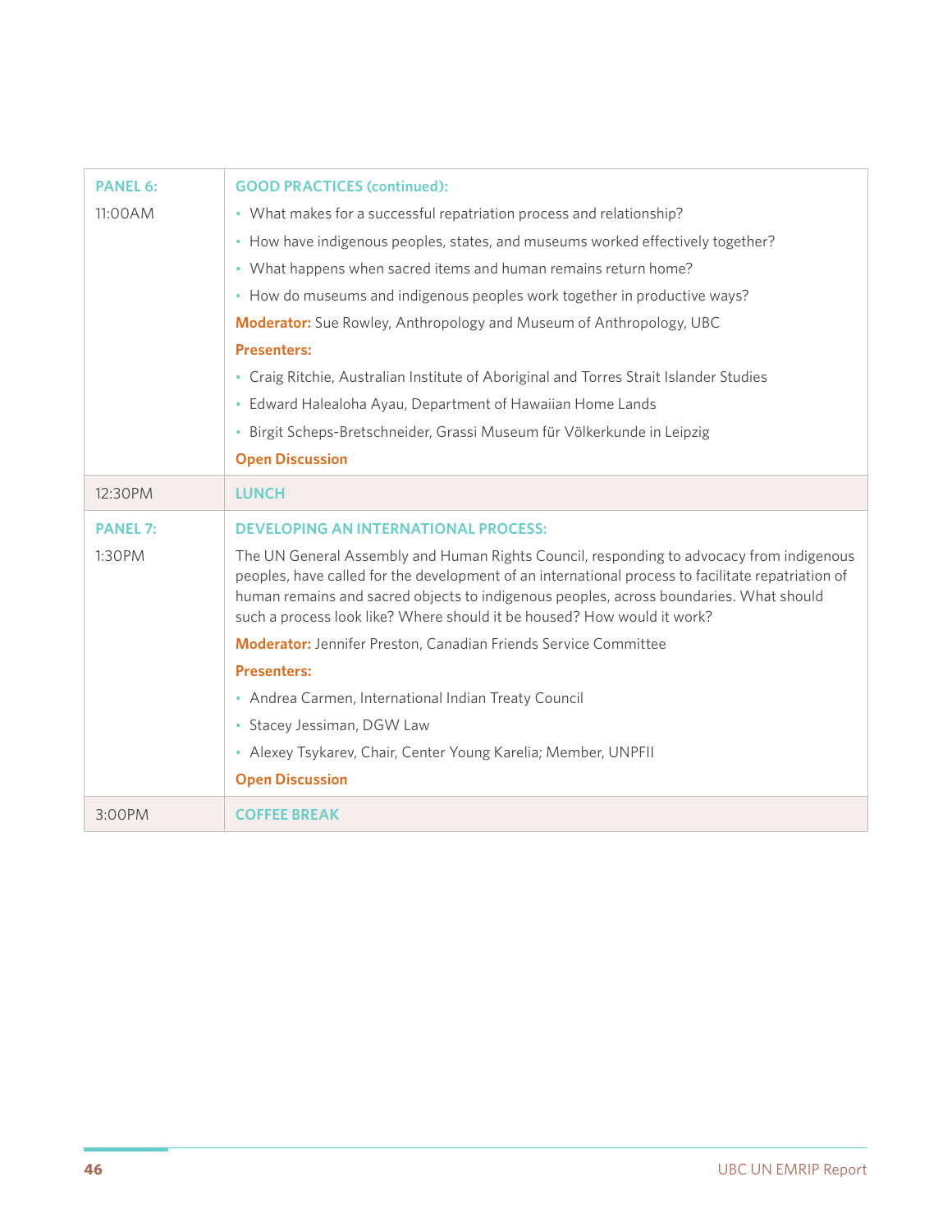| | |
|---|---|
| **PANEL 6:**<br>11:00AM | **GOOD PRACTICES (continued):**<br>• What makes for a successful repatriation process and relationship?<br>• How have indigenous peoples, states, and museums worked effectively together?<br>• What happens when sacred items and human remains return home?<br>• How do museums and indigenous peoples work together in productive ways?<br>**Moderator:** Sue Rowley, Anthropology and Museum of Anthropology, UBC<br>**Presenters:**<br>• Craig Ritchie, Australian Institute of Aboriginal and Torres Strait Islander Studies<br>• Edward Halealoha Ayau, Department of Hawaiian Home Lands<br>• Birgit Scheps-Bretschneider, Grassi Museum für Völkerkunde in Leipzig<br>**Open Discussion** |
| 12:30PM | **LUNCH** |
| **PANEL 7:**<br>1:30PM | **DEVELOPING AN INTERNATIONAL PROCESS:**<br>The UN General Assembly and Human Rights Council, responding to advocacy from indigenous peoples, have called for the development of an international process to facilitate repatriation of human remains and sacred objects to indigenous peoples, across boundaries. What should such a process look like? Where should it be housed? How would it work?<br>**Moderator:** Jennifer Preston, Canadian Friends Service Committee<br>**Presenters:**<br>• Andrea Carmen, International Indian Treaty Council<br>• Stacey Jessiman, DGW Law<br>• Alexey Tsykarev, Chair, Center Young Karelia; Member, UNPFII<br>**Open Discussion** |
| 3:00PM | **COFFEE BREAK** |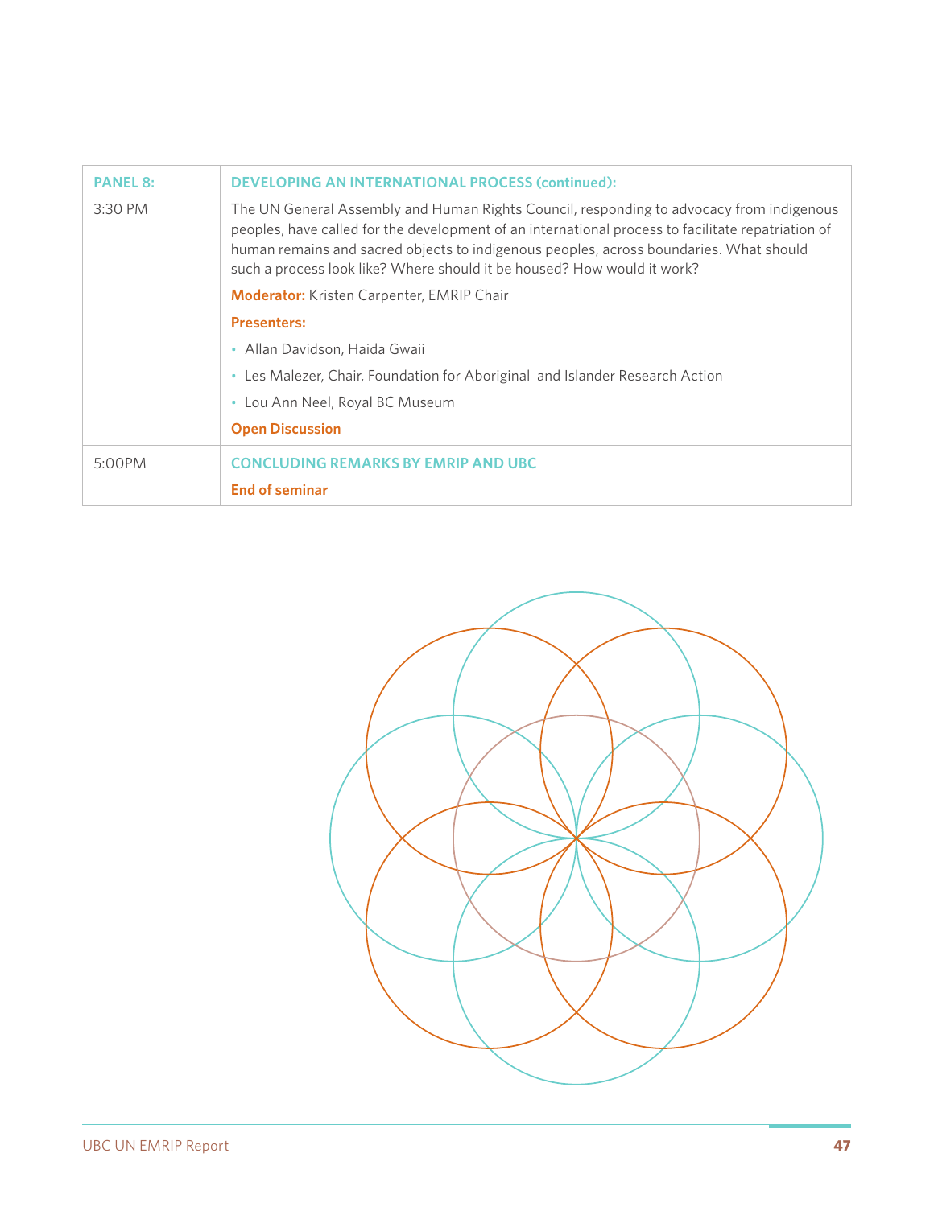| PANEL 8: 3:30 PM | DEVELOPING AN INTERNATIONAL PROCESS (continued): The UN General Assembly and Human Rights Council, responding to advocacy from indigenous peoples, have called for the development of an international process to facilitate repatriation of human remains and sacred objects to indigenous peoples, across boundaries. What should such a process look like? Where should it be housed? How would it work? **Moderator:** Kristen Carpenter, EMRIP Chair **Presenters:** • Allan Davidson, Haida Gwaii • Les Malezer, Chair, Foundation for Aboriginal and Islander Research Action • Lou Ann Neel, Royal BC Museum **Open Discussion** |
|---|---|
| 5:00PM | CONCLUDING REMARKS BY EMRIP AND UBC **End of seminar** |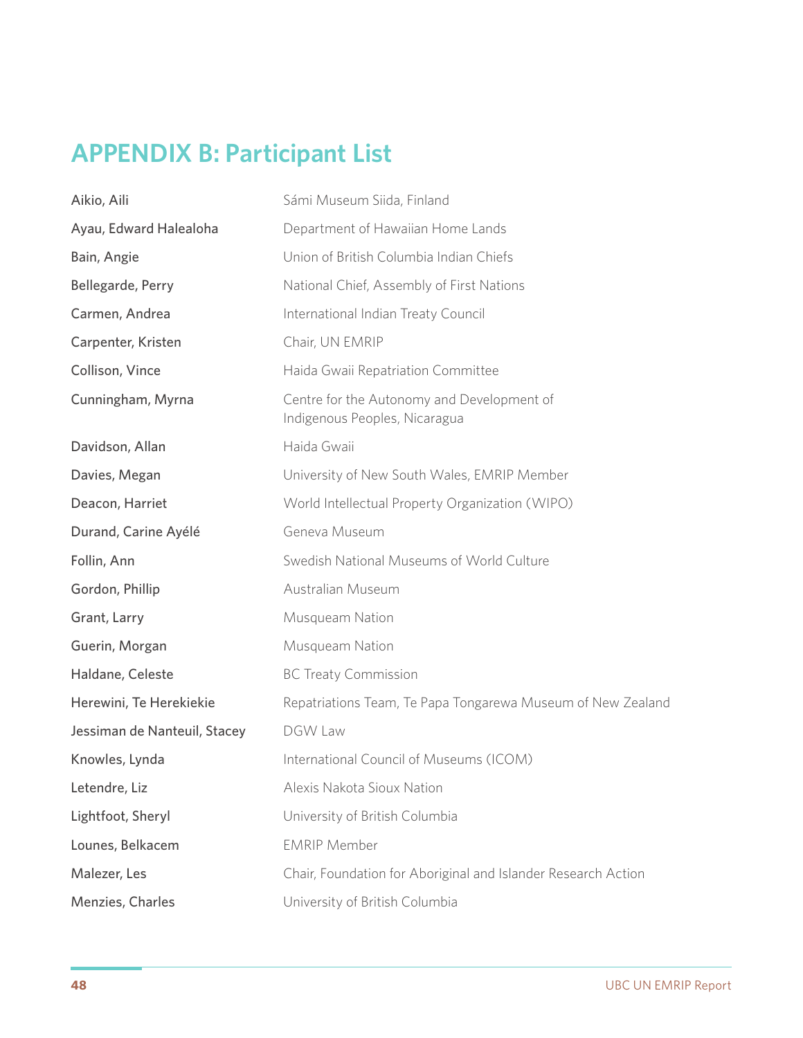## APPENDIX B: Participant List

| | |
|---|---|
| Aikio, Aili | Sámi Museum Siida, Finland |
| Ayau, Edward Halealoha | Department of Hawaiian Home Lands |
| Bain, Angie | Union of British Columbia Indian Chiefs |
| Bellegarde, Perry | National Chief, Assembly of First Nations |
| Carmen, Andrea | International Indian Treaty Council |
| Carpenter, Kristen | Chair, UN EMRIP |
| Collison, Vince | Haida Gwaii Repatriation Committee |
| Cunningham, Myrna | Centre for the Autonomy and Development of Indigenous Peoples, Nicaragua |
| Davidson, Allan | Haida Gwaii |
| Davies, Megan | University of New South Wales, EMRIP Member |
| Deacon, Harriet | World Intellectual Property Organization (WIPO) |
| Durand, Carine Ayélé | Geneva Museum |
| Follin, Ann | Swedish National Museums of World Culture |
| Gordon, Phillip | Australian Museum |
| Grant, Larry | Musqueam Nation |
| Guerin, Morgan | Musqueam Nation |
| Haldane, Celeste | BC Treaty Commission |
| Herewini, Te Herekiekie | Repatriations Team, Te Papa Tongarewa Museum of New Zealand |
| Jessiman de Nanteuil, Stacey | DGW Law |
| Knowles, Lynda | International Council of Museums (ICOM) |
| Letendre, Liz | Alexis Nakota Sioux Nation |
| Lightfoot, Sheryl | University of British Columbia |
| Lounes, Belkacem | EMRIP Member |
| Malezer, Les | Chair, Foundation for Aboriginal and Islander Research Action |
| Menzies, Charles | University of British Columbia |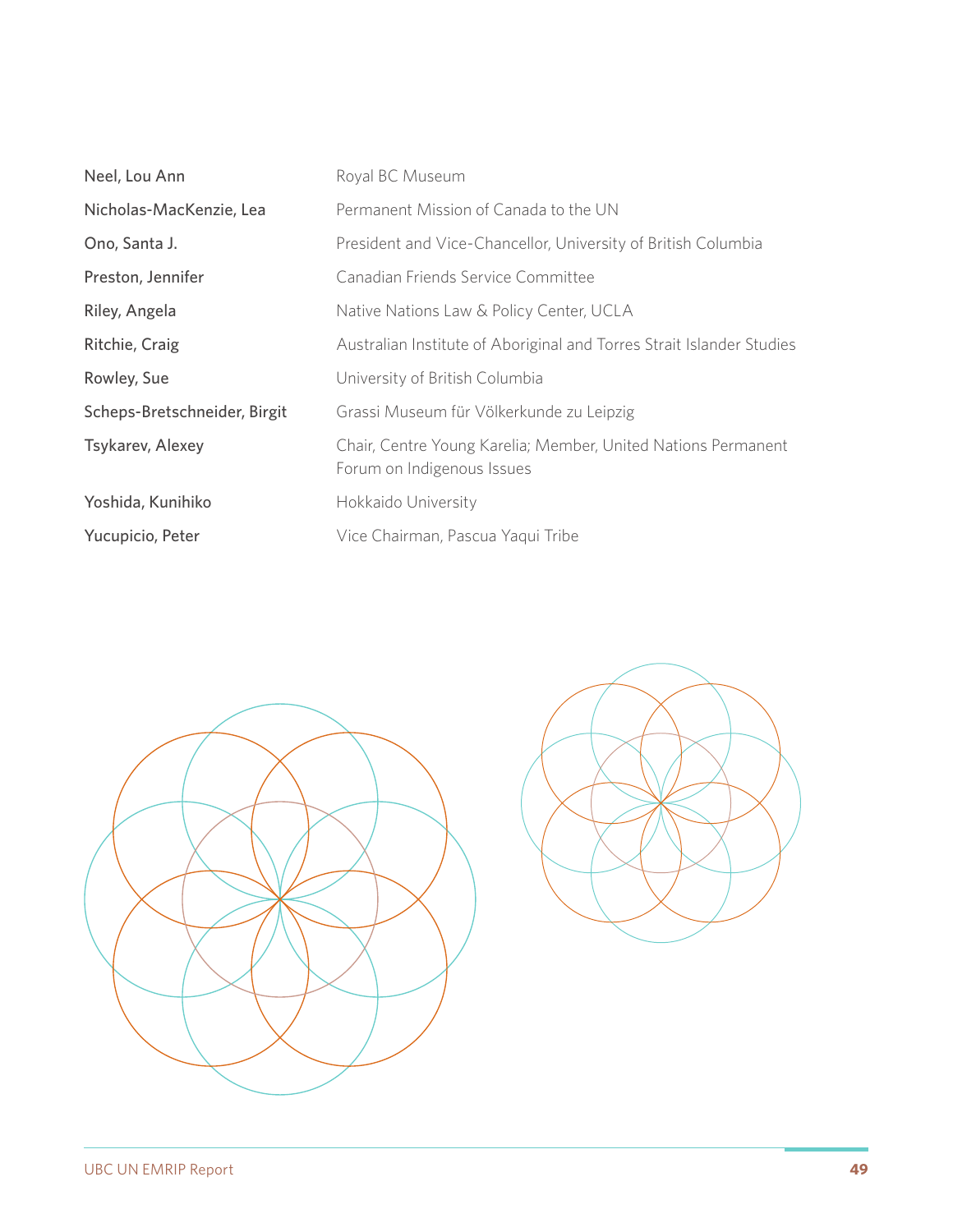| | |
|---|---|
| Neel, Lou Ann | Royal BC Museum |
| Nicholas-MacKenzie, Lea | Permanent Mission of Canada to the UN |
| Ono, Santa J. | President and Vice-Chancellor, University of British Columbia |
| Preston, Jennifer | Canadian Friends Service Committee |
| Riley, Angela | Native Nations Law & Policy Center, UCLA |
| Ritchie, Craig | Australian Institute of Aboriginal and Torres Strait Islander Studies |
| Rowley, Sue | University of British Columbia |
| Scheps-Bretschneider, Birgit | Grassi Museum für Völkerkunde zu Leipzig |
| Tsykarev, Alexey | Chair, Centre Young Karelia; Member, United Nations Permanent Forum on Indigenous Issues |
| Yoshida, Kunihiko | Hokkaido University |
| Yucupicio, Peter | Vice Chairman, Pascua Yaqui Tribe |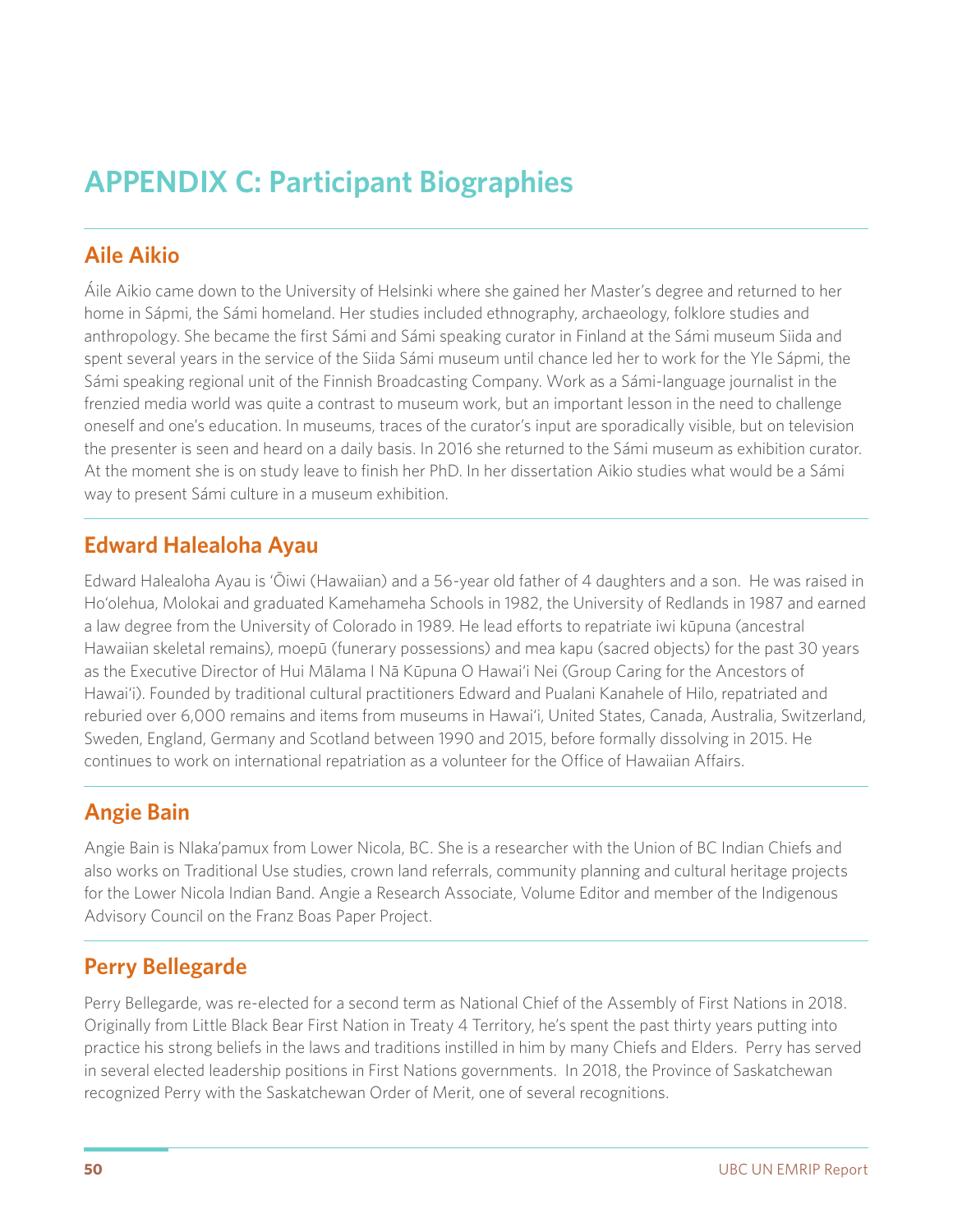# APPENDIX C: Participant Biographies

## Aile Aikio

Áile Aikio came down to the University of Helsinki where she gained her Master's degree and returned to her home in Sápmi, the Sámi homeland. Her studies included ethnography, archaeology, folklore studies and anthropology. She became the first Sámi and Sámi speaking curator in Finland at the Sámi museum Siida and spent several years in the service of the Siida Sámi museum until chance led her to work for the Yle Sápmi, the Sámi speaking regional unit of the Finnish Broadcasting Company. Work as a Sámi-language journalist in the frenzied media world was quite a contrast to museum work, but an important lesson in the need to challenge oneself and one's education. In museums, traces of the curator's input are sporadically visible, but on television the presenter is seen and heard on a daily basis. In 2016 she returned to the Sámi museum as exhibition curator. At the moment she is on study leave to finish her PhD. In her dissertation Aikio studies what would be a Sámi way to present Sámi culture in a museum exhibition.

## Edward Halealoha Ayau

Edward Halealoha Ayau is ʻŌiwi (Hawaiian) and a 56-year old father of 4 daughters and a son. He was raised in Hoʻolehua, Molokai and graduated Kamehameha Schools in 1982, the University of Redlands in 1987 and earned a law degree from the University of Colorado in 1989. He lead efforts to repatriate iwi kūpuna (ancestral Hawaiian skeletal remains), moepū (funerary possessions) and mea kapu (sacred objects) for the past 30 years as the Executive Director of Hui Mālama I Nā Kūpuna O Hawaiʻi Nei (Group Caring for the Ancestors of Hawaiʻi). Founded by traditional cultural practitioners Edward and Pualani Kanahele of Hilo, repatriated and reburied over 6,000 remains and items from museums in Hawaiʻi, United States, Canada, Australia, Switzerland, Sweden, England, Germany and Scotland between 1990 and 2015, before formally dissolving in 2015. He continues to work on international repatriation as a volunteer for the Office of Hawaiian Affairs.

## Angie Bain

Angie Bain is Nlaka'pamux from Lower Nicola, BC. She is a researcher with the Union of BC Indian Chiefs and also works on Traditional Use studies, crown land referrals, community planning and cultural heritage projects for the Lower Nicola Indian Band. Angie a Research Associate, Volume Editor and member of the Indigenous Advisory Council on the Franz Boas Paper Project.

## Perry Bellegarde

Perry Bellegarde, was re-elected for a second term as National Chief of the Assembly of First Nations in 2018. Originally from Little Black Bear First Nation in Treaty 4 Territory, he's spent the past thirty years putting into practice his strong beliefs in the laws and traditions instilled in him by many Chiefs and Elders. Perry has served in several elected leadership positions in First Nations governments. In 2018, the Province of Saskatchewan recognized Perry with the Saskatchewan Order of Merit, one of several recognitions.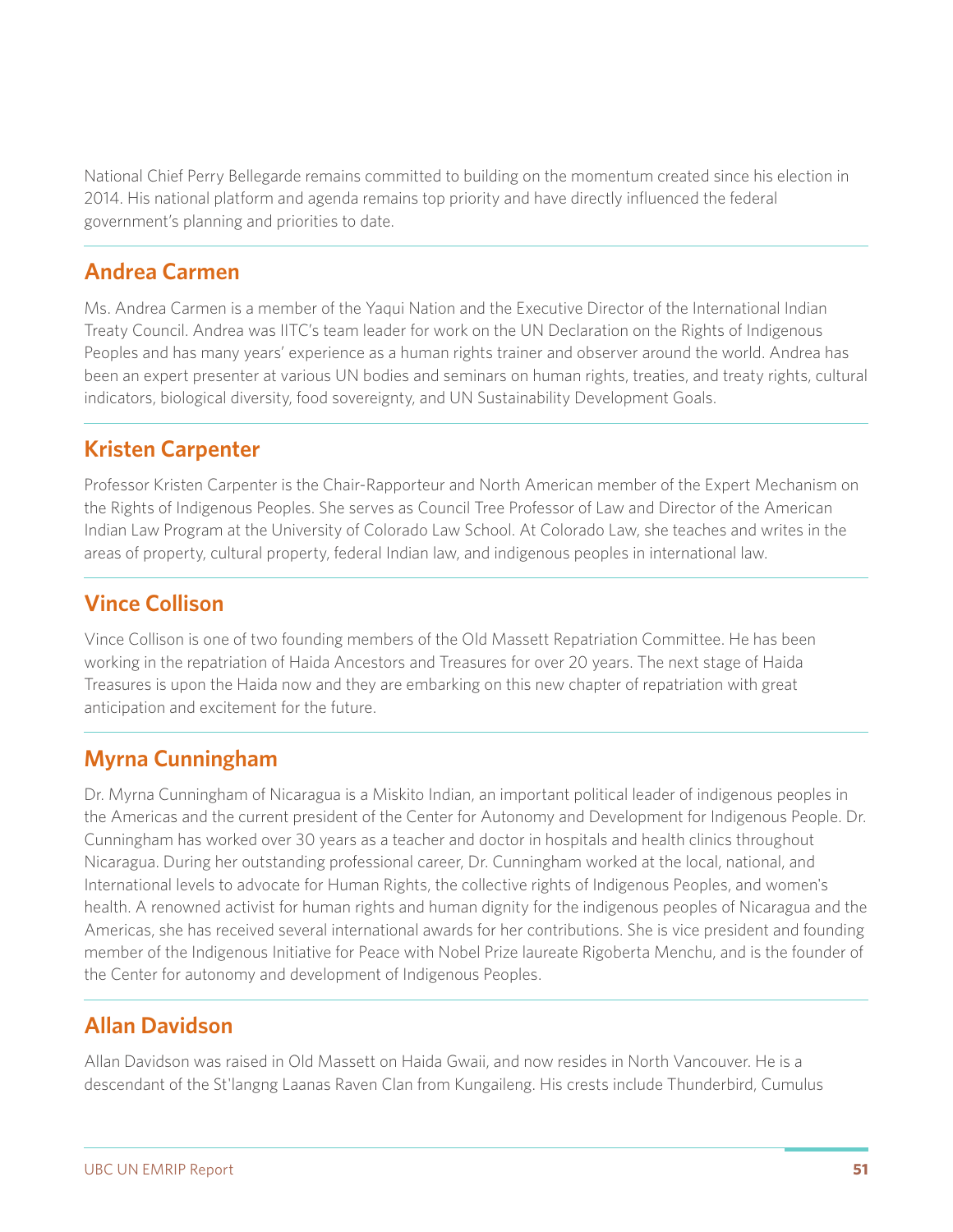National Chief Perry Bellegarde remains committed to building on the momentum created since his election in 2014. His national platform and agenda remains top priority and have directly influenced the federal government's planning and priorities to date.

## Andrea Carmen

Ms. Andrea Carmen is a member of the Yaqui Nation and the Executive Director of the International Indian Treaty Council. Andrea was IITC's team leader for work on the UN Declaration on the Rights of Indigenous Peoples and has many years' experience as a human rights trainer and observer around the world. Andrea has been an expert presenter at various UN bodies and seminars on human rights, treaties, and treaty rights, cultural indicators, biological diversity, food sovereignty, and UN Sustainability Development Goals.

## Kristen Carpenter

Professor Kristen Carpenter is the Chair-Rapporteur and North American member of the Expert Mechanism on the Rights of Indigenous Peoples. She serves as Council Tree Professor of Law and Director of the American Indian Law Program at the University of Colorado Law School. At Colorado Law, she teaches and writes in the areas of property, cultural property, federal Indian law, and indigenous peoples in international law.

## Vince Collison

Vince Collison is one of two founding members of the Old Massett Repatriation Committee. He has been working in the repatriation of Haida Ancestors and Treasures for over 20 years. The next stage of Haida Treasures is upon the Haida now and they are embarking on this new chapter of repatriation with great anticipation and excitement for the future.

## Myrna Cunningham

Dr. Myrna Cunningham of Nicaragua is a Miskito Indian, an important political leader of indigenous peoples in the Americas and the current president of the Center for Autonomy and Development for Indigenous People. Dr. Cunningham has worked over 30 years as a teacher and doctor in hospitals and health clinics throughout Nicaragua. During her outstanding professional career, Dr. Cunningham worked at the local, national, and International levels to advocate for Human Rights, the collective rights of Indigenous Peoples, and women's health. A renowned activist for human rights and human dignity for the indigenous peoples of Nicaragua and the Americas, she has received several international awards for her contributions. She is vice president and founding member of the Indigenous Initiative for Peace with Nobel Prize laureate Rigoberta Menchu, and is the founder of the Center for autonomy and development of Indigenous Peoples.

## Allan Davidson

Allan Davidson was raised in Old Massett on Haida Gwaii, and now resides in North Vancouver. He is a descendant of the St'langng Laanas Raven Clan from Kungaileng. His crests include Thunderbird, Cumulus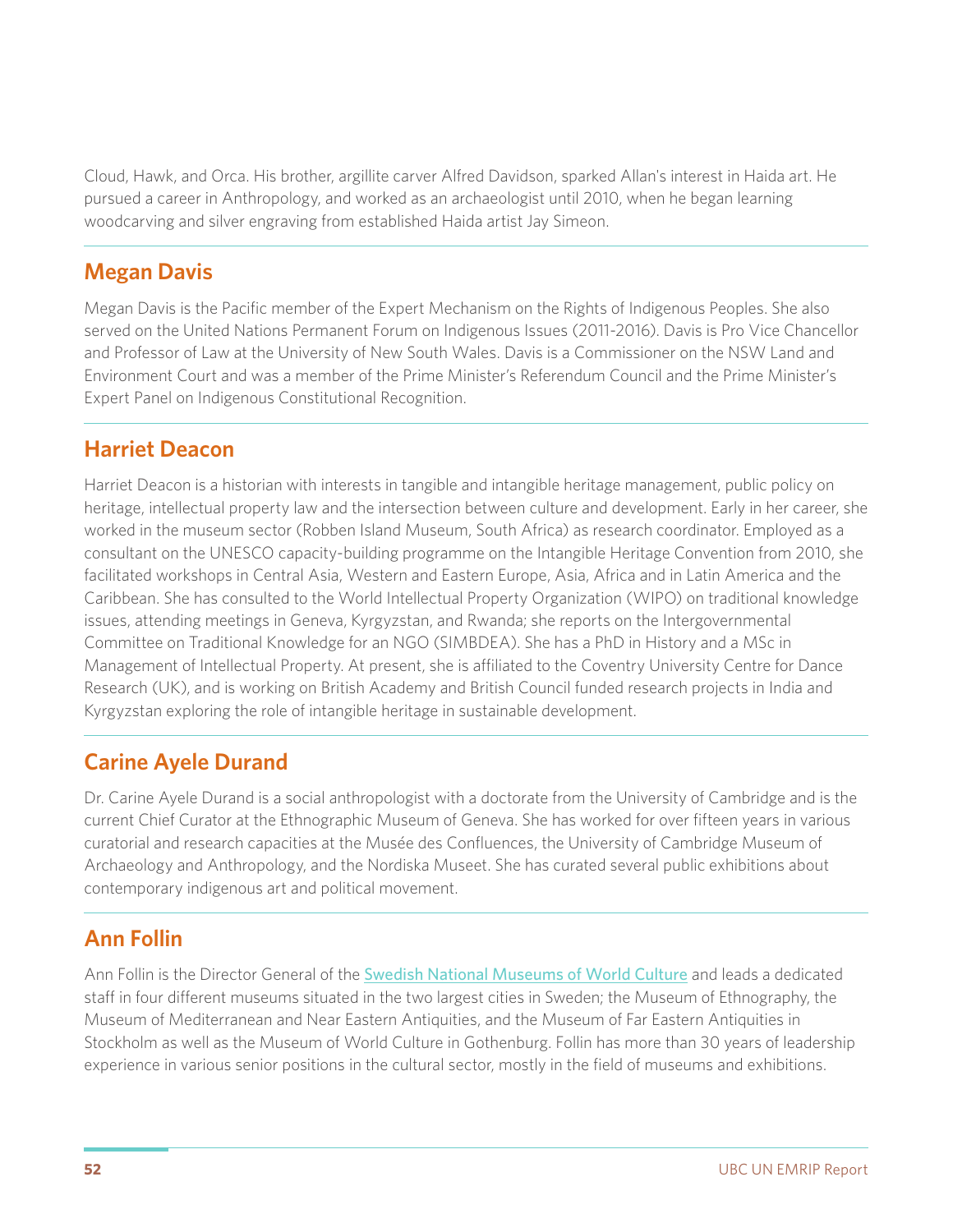Cloud, Hawk, and Orca. His brother, argillite carver Alfred Davidson, sparked Allan's interest in Haida art. He pursued a career in Anthropology, and worked as an archaeologist until 2010, when he began learning woodcarving and silver engraving from established Haida artist Jay Simeon.

## Megan Davis

Megan Davis is the Pacific member of the Expert Mechanism on the Rights of Indigenous Peoples. She also served on the United Nations Permanent Forum on Indigenous Issues (2011-2016). Davis is Pro Vice Chancellor and Professor of Law at the University of New South Wales. Davis is a Commissioner on the NSW Land and Environment Court and was a member of the Prime Minister's Referendum Council and the Prime Minister's Expert Panel on Indigenous Constitutional Recognition.

## Harriet Deacon

Harriet Deacon is a historian with interests in tangible and intangible heritage management, public policy on heritage, intellectual property law and the intersection between culture and development. Early in her career, she worked in the museum sector (Robben Island Museum, South Africa) as research coordinator. Employed as a consultant on the UNESCO capacity-building programme on the Intangible Heritage Convention from 2010, she facilitated workshops in Central Asia, Western and Eastern Europe, Asia, Africa and in Latin America and the Caribbean. She has consulted to the World Intellectual Property Organization (WIPO) on traditional knowledge issues, attending meetings in Geneva, Kyrgyzstan, and Rwanda; she reports on the Intergovernmental Committee on Traditional Knowledge for an NGO (SIMBDEA). She has a PhD in History and a MSc in Management of Intellectual Property. At present, she is affiliated to the Coventry University Centre for Dance Research (UK), and is working on British Academy and British Council funded research projects in India and Kyrgyzstan exploring the role of intangible heritage in sustainable development.

## Carine Ayele Durand

Dr. Carine Ayele Durand is a social anthropologist with a doctorate from the University of Cambridge and is the current Chief Curator at the Ethnographic Museum of Geneva. She has worked for over fifteen years in various curatorial and research capacities at the Musée des Confluences, the University of Cambridge Museum of Archaeology and Anthropology, and the Nordiska Museet. She has curated several public exhibitions about contemporary indigenous art and political movement.

## Ann Follin

Ann Follin is the Director General of the Swedish National Museums of World Culture and leads a dedicated staff in four different museums situated in the two largest cities in Sweden; the Museum of Ethnography, the Museum of Mediterranean and Near Eastern Antiquities, and the Museum of Far Eastern Antiquities in Stockholm as well as the Museum of World Culture in Gothenburg. Follin has more than 30 years of leadership experience in various senior positions in the cultural sector, mostly in the field of museums and exhibitions.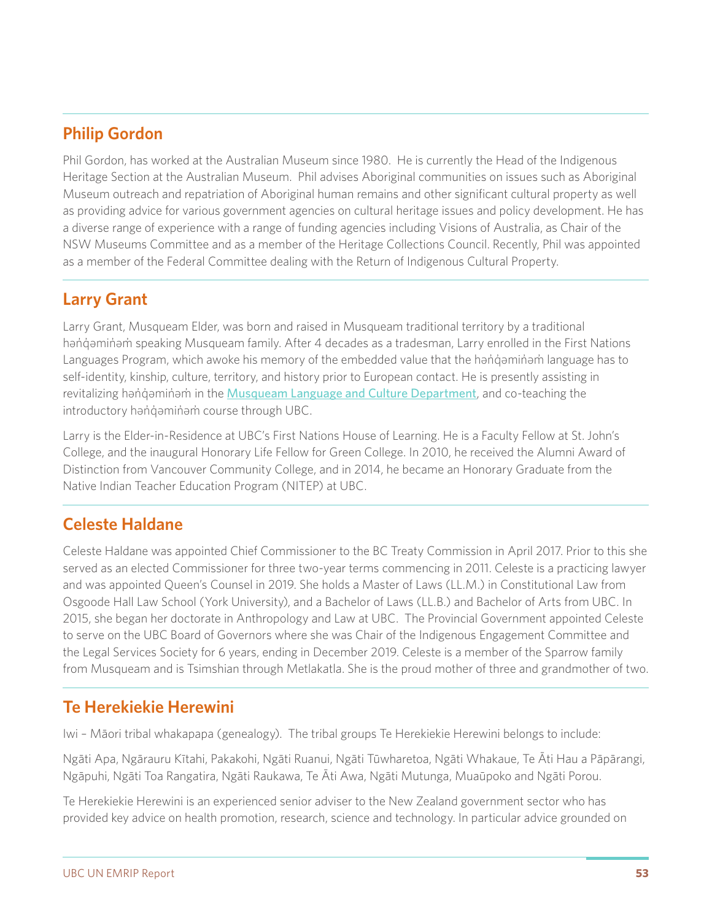## Philip Gordon

Phil Gordon, has worked at the Australian Museum since 1980. He is currently the Head of the Indigenous Heritage Section at the Australian Museum. Phil advises Aboriginal communities on issues such as Aboriginal Museum outreach and repatriation of Aboriginal human remains and other significant cultural property as well as providing advice for various government agencies on cultural heritage issues and policy development. He has a diverse range of experience with a range of funding agencies including Visions of Australia, as Chair of the NSW Museums Committee and as a member of the Heritage Collections Council. Recently, Phil was appointed as a member of the Federal Committee dealing with the Return of Indigenous Cultural Property.

## Larry Grant

Larry Grant, Musqueam Elder, was born and raised in Musqueam traditional territory by a traditional hən̓q̓əmin̓əm̓ speaking Musqueam family. After 4 decades as a tradesman, Larry enrolled in the First Nations Languages Program, which awoke his memory of the embedded value that the hən̓q̓əmin̓əm̓ language has to self-identity, kinship, culture, territory, and history prior to European contact. He is presently assisting in revitalizing hən̓q̓əmin̓əm̓ in the [Musqueam Language and Culture Department](), and co-teaching the introductory hən̓q̓əmin̓əm̓ course through UBC.

Larry is the Elder-in-Residence at UBC's First Nations House of Learning. He is a Faculty Fellow at St. John's College, and the inaugural Honorary Life Fellow for Green College. In 2010, he received the Alumni Award of Distinction from Vancouver Community College, and in 2014, he became an Honorary Graduate from the Native Indian Teacher Education Program (NITEP) at UBC.

## Celeste Haldane

Celeste Haldane was appointed Chief Commissioner to the BC Treaty Commission in April 2017. Prior to this she served as an elected Commissioner for three two-year terms commencing in 2011. Celeste is a practicing lawyer and was appointed Queen's Counsel in 2019. She holds a Master of Laws (LL.M.) in Constitutional Law from Osgoode Hall Law School (York University), and a Bachelor of Laws (LL.B.) and Bachelor of Arts from UBC. In 2015, she began her doctorate in Anthropology and Law at UBC. The Provincial Government appointed Celeste to serve on the UBC Board of Governors where she was Chair of the Indigenous Engagement Committee and the Legal Services Society for 6 years, ending in December 2019. Celeste is a member of the Sparrow family from Musqueam and is Tsimshian through Metlakatla. She is the proud mother of three and grandmother of two.

## Te Herekiekie Herewini

Iwi – Māori tribal whakapapa (genealogy). The tribal groups Te Herekiekie Herewini belongs to include:

Ngāti Apa, Ngārauru Kītahi, Pakakohi, Ngāti Ruanui, Ngāti Tūwharetoa, Ngāti Whakaue, Te Āti Hau a Pāpārangi, Ngāpuhi, Ngāti Toa Rangatira, Ngāti Raukawa, Te Āti Awa, Ngāti Mutunga, Muaūpoko and Ngāti Porou.

Te Herekiekie Herewini is an experienced senior adviser to the New Zealand government sector who has provided key advice on health promotion, research, science and technology. In particular advice grounded on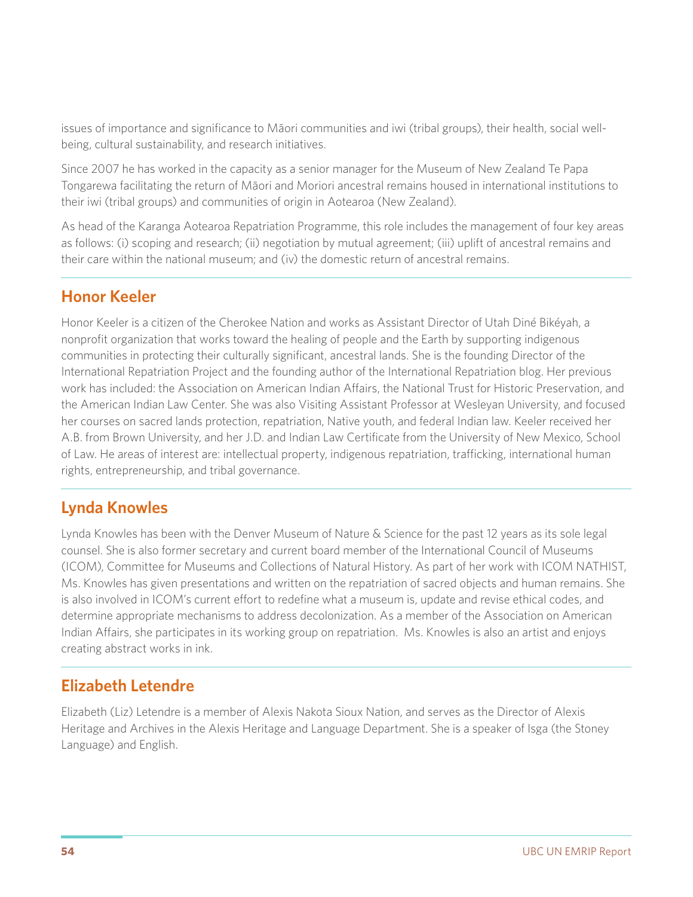issues of importance and significance to Māori communities and iwi (tribal groups), their health, social well-being, cultural sustainability, and research initiatives.

Since 2007 he has worked in the capacity as a senior manager for the Museum of New Zealand Te Papa Tongarewa facilitating the return of Māori and Moriori ancestral remains housed in international institutions to their iwi (tribal groups) and communities of origin in Aotearoa (New Zealand).

As head of the Karanga Aotearoa Repatriation Programme, this role includes the management of four key areas as follows: (i) scoping and research; (ii) negotiation by mutual agreement; (iii) uplift of ancestral remains and their care within the national museum; and (iv) the domestic return of ancestral remains.

## Honor Keeler

Honor Keeler is a citizen of the Cherokee Nation and works as Assistant Director of Utah Diné Bikéyah, a nonprofit organization that works toward the healing of people and the Earth by supporting indigenous communities in protecting their culturally significant, ancestral lands. She is the founding Director of the International Repatriation Project and the founding author of the International Repatriation blog. Her previous work has included: the Association on American Indian Affairs, the National Trust for Historic Preservation, and the American Indian Law Center. She was also Visiting Assistant Professor at Wesleyan University, and focused her courses on sacred lands protection, repatriation, Native youth, and federal Indian law. Keeler received her A.B. from Brown University, and her J.D. and Indian Law Certificate from the University of New Mexico, School of Law. He areas of interest are: intellectual property, indigenous repatriation, trafficking, international human rights, entrepreneurship, and tribal governance.

## Lynda Knowles

Lynda Knowles has been with the Denver Museum of Nature & Science for the past 12 years as its sole legal counsel. She is also former secretary and current board member of the International Council of Museums (ICOM), Committee for Museums and Collections of Natural History. As part of her work with ICOM NATHIST, Ms. Knowles has given presentations and written on the repatriation of sacred objects and human remains. She is also involved in ICOM's current effort to redefine what a museum is, update and revise ethical codes, and determine appropriate mechanisms to address decolonization. As a member of the Association on American Indian Affairs, she participates in its working group on repatriation. Ms. Knowles is also an artist and enjoys creating abstract works in ink.

## Elizabeth Letendre

Elizabeth (Liz) Letendre is a member of Alexis Nakota Sioux Nation, and serves as the Director of Alexis Heritage and Archives in the Alexis Heritage and Language Department. She is a speaker of Isga (the Stoney Language) and English.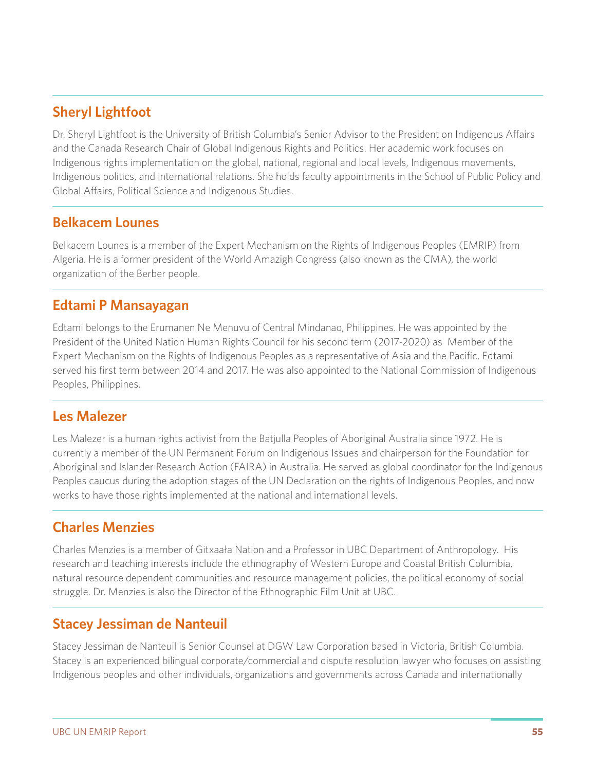## Sheryl Lightfoot

Dr. Sheryl Lightfoot is the University of British Columbia's Senior Advisor to the President on Indigenous Affairs and the Canada Research Chair of Global Indigenous Rights and Politics. Her academic work focuses on Indigenous rights implementation on the global, national, regional and local levels, Indigenous movements, Indigenous politics, and international relations. She holds faculty appointments in the School of Public Policy and Global Affairs, Political Science and Indigenous Studies.

## Belkacem Lounes

Belkacem Lounes is a member of the Expert Mechanism on the Rights of Indigenous Peoples (EMRIP) from Algeria. He is a former president of the World Amazigh Congress (also known as the CMA), the world organization of the Berber people.

## Edtami P Mansayagan

Edtami belongs to the Erumanen Ne Menuvu of Central Mindanao, Philippines. He was appointed by the President of the United Nation Human Rights Council for his second term (2017-2020) as Member of the Expert Mechanism on the Rights of Indigenous Peoples as a representative of Asia and the Pacific. Edtami served his first term between 2014 and 2017. He was also appointed to the National Commission of Indigenous Peoples, Philippines.

## Les Malezer

Les Malezer is a human rights activist from the Batjulla Peoples of Aboriginal Australia since 1972. He is currently a member of the UN Permanent Forum on Indigenous Issues and chairperson for the Foundation for Aboriginal and Islander Research Action (FAIRA) in Australia. He served as global coordinator for the Indigenous Peoples caucus during the adoption stages of the UN Declaration on the rights of Indigenous Peoples, and now works to have those rights implemented at the national and international levels.

## Charles Menzies

Charles Menzies is a member of Gitxaała Nation and a Professor in UBC Department of Anthropology. His research and teaching interests include the ethnography of Western Europe and Coastal British Columbia, natural resource dependent communities and resource management policies, the political economy of social struggle. Dr. Menzies is also the Director of the Ethnographic Film Unit at UBC.

## Stacey Jessiman de Nanteuil

Stacey Jessiman de Nanteuil is Senior Counsel at DGW Law Corporation based in Victoria, British Columbia. Stacey is an experienced bilingual corporate/commercial and dispute resolution lawyer who focuses on assisting Indigenous peoples and other individuals, organizations and governments across Canada and internationally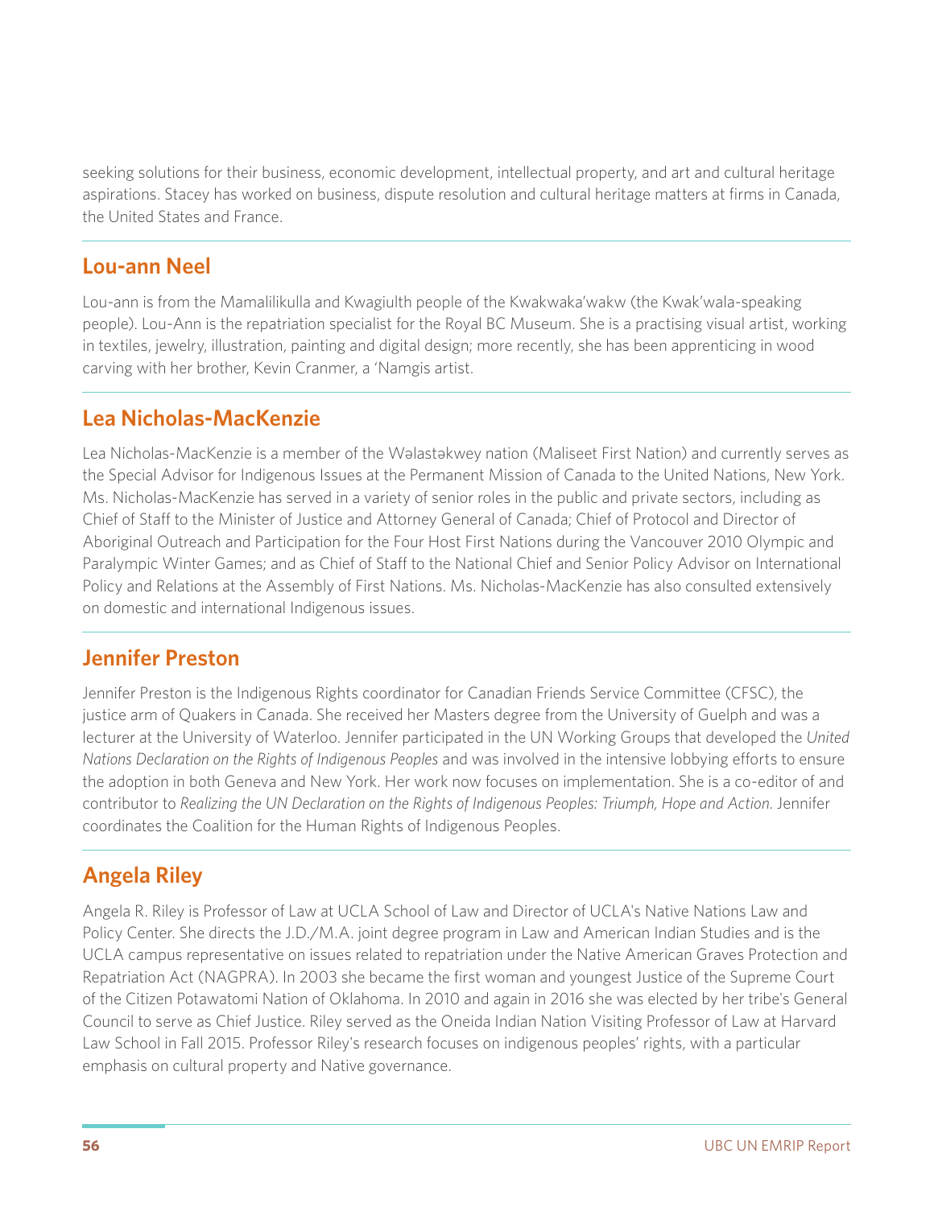seeking solutions for their business, economic development, intellectual property, and art and cultural heritage aspirations. Stacey has worked on business, dispute resolution and cultural heritage matters at firms in Canada, the United States and France.

## Lou-ann Neel

Lou-ann is from the Mamalilikulla and Kwagiulth people of the Kwakwaka'wakw (the Kwak'wala-speaking people). Lou-Ann is the repatriation specialist for the Royal BC Museum. She is a practising visual artist, working in textiles, jewelry, illustration, painting and digital design; more recently, she has been apprenticing in wood carving with her brother, Kevin Cranmer, a 'Namgis artist.

## Lea Nicholas-MacKenzie

Lea Nicholas-MacKenzie is a member of the Wəlastəkwey nation (Maliseet First Nation) and currently serves as the Special Advisor for Indigenous Issues at the Permanent Mission of Canada to the United Nations, New York. Ms. Nicholas-MacKenzie has served in a variety of senior roles in the public and private sectors, including as Chief of Staff to the Minister of Justice and Attorney General of Canada; Chief of Protocol and Director of Aboriginal Outreach and Participation for the Four Host First Nations during the Vancouver 2010 Olympic and Paralympic Winter Games; and as Chief of Staff to the National Chief and Senior Policy Advisor on International Policy and Relations at the Assembly of First Nations. Ms. Nicholas-MacKenzie has also consulted extensively on domestic and international Indigenous issues.

## Jennifer Preston

Jennifer Preston is the Indigenous Rights coordinator for Canadian Friends Service Committee (CFSC), the justice arm of Quakers in Canada. She received her Masters degree from the University of Guelph and was a lecturer at the University of Waterloo. Jennifer participated in the UN Working Groups that developed the *United Nations Declaration on the Rights of Indigenous Peoples* and was involved in the intensive lobbying efforts to ensure the adoption in both Geneva and New York. Her work now focuses on implementation. She is a co-editor of and contributor to *Realizing the UN Declaration on the Rights of Indigenous Peoples: Triumph, Hope and Action.* Jennifer coordinates the Coalition for the Human Rights of Indigenous Peoples.

## Angela Riley

Angela R. Riley is Professor of Law at UCLA School of Law and Director of UCLA's Native Nations Law and Policy Center. She directs the J.D./M.A. joint degree program in Law and American Indian Studies and is the UCLA campus representative on issues related to repatriation under the Native American Graves Protection and Repatriation Act (NAGPRA). In 2003 she became the first woman and youngest Justice of the Supreme Court of the Citizen Potawatomi Nation of Oklahoma. In 2010 and again in 2016 she was elected by her tribe's General Council to serve as Chief Justice. Riley served as the Oneida Indian Nation Visiting Professor of Law at Harvard Law School in Fall 2015. Professor Riley's research focuses on indigenous peoples' rights, with a particular emphasis on cultural property and Native governance.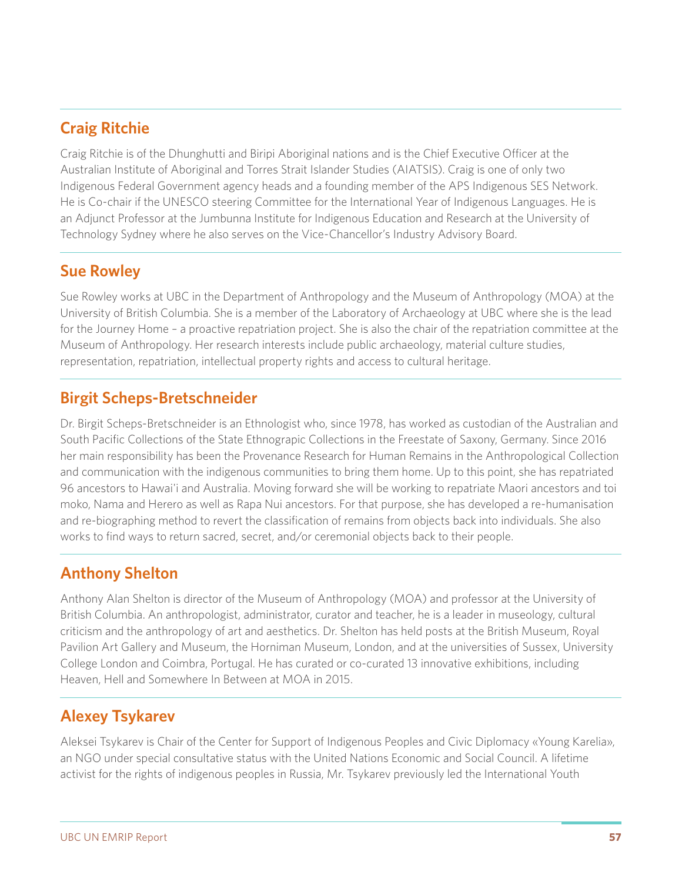## Craig Ritchie

Craig Ritchie is of the Dhunghutti and Biripi Aboriginal nations and is the Chief Executive Officer at the Australian Institute of Aboriginal and Torres Strait Islander Studies (AIATSIS). Craig is one of only two Indigenous Federal Government agency heads and a founding member of the APS Indigenous SES Network. He is Co-chair if the UNESCO steering Committee for the International Year of Indigenous Languages. He is an Adjunct Professor at the Jumbunna Institute for Indigenous Education and Research at the University of Technology Sydney where he also serves on the Vice-Chancellor's Industry Advisory Board.

## Sue Rowley

Sue Rowley works at UBC in the Department of Anthropology and the Museum of Anthropology (MOA) at the University of British Columbia. She is a member of the Laboratory of Archaeology at UBC where she is the lead for the Journey Home – a proactive repatriation project. She is also the chair of the repatriation committee at the Museum of Anthropology. Her research interests include public archaeology, material culture studies, representation, repatriation, intellectual property rights and access to cultural heritage.

## Birgit Scheps-Bretschneider

Dr. Birgit Scheps-Bretschneider is an Ethnologist who, since 1978, has worked as custodian of the Australian and South Pacific Collections of the State Ethnograpic Collections in the Freestate of Saxony, Germany. Since 2016 her main responsibility has been the Provenance Research for Human Remains in the Anthropological Collection and communication with the indigenous communities to bring them home. Up to this point, she has repatriated 96 ancestors to Hawai'i and Australia. Moving forward she will be working to repatriate Maori ancestors and toi moko, Nama and Herero as well as Rapa Nui ancestors. For that purpose, she has developed a re-humanisation and re-biographing method to revert the classification of remains from objects back into individuals. She also works to find ways to return sacred, secret, and/or ceremonial objects back to their people.

## Anthony Shelton

Anthony Alan Shelton is director of the Museum of Anthropology (MOA) and professor at the University of British Columbia. An anthropologist, administrator, curator and teacher, he is a leader in museology, cultural criticism and the anthropology of art and aesthetics. Dr. Shelton has held posts at the British Museum, Royal Pavilion Art Gallery and Museum, the Horniman Museum, London, and at the universities of Sussex, University College London and Coimbra, Portugal. He has curated or co-curated 13 innovative exhibitions, including Heaven, Hell and Somewhere In Between at MOA in 2015.

## Alexey Tsykarev

Aleksei Tsykarev is Chair of the Center for Support of Indigenous Peoples and Civic Diplomacy «Young Karelia», an NGO under special consultative status with the United Nations Economic and Social Council. A lifetime activist for the rights of indigenous peoples in Russia, Mr. Tsykarev previously led the International Youth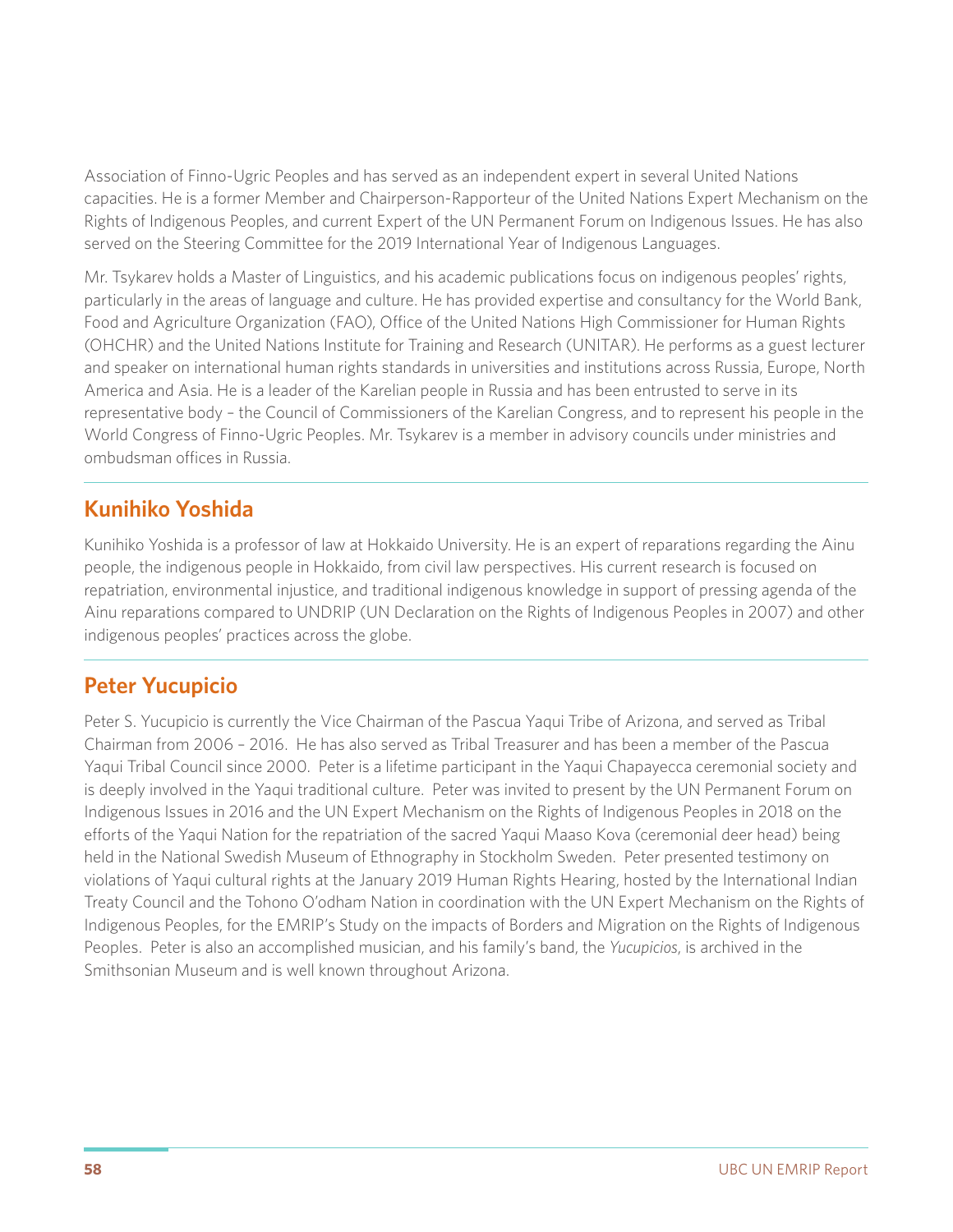Association of Finno-Ugric Peoples and has served as an independent expert in several United Nations capacities. He is a former Member and Chairperson-Rapporteur of the United Nations Expert Mechanism on the Rights of Indigenous Peoples, and current Expert of the UN Permanent Forum on Indigenous Issues. He has also served on the Steering Committee for the 2019 International Year of Indigenous Languages.

Mr. Tsykarev holds a Master of Linguistics, and his academic publications focus on indigenous peoples' rights, particularly in the areas of language and culture. He has provided expertise and consultancy for the World Bank, Food and Agriculture Organization (FAO), Office of the United Nations High Commissioner for Human Rights (OHCHR) and the United Nations Institute for Training and Research (UNITAR). He performs as a guest lecturer and speaker on international human rights standards in universities and institutions across Russia, Europe, North America and Asia. He is a leader of the Karelian people in Russia and has been entrusted to serve in its representative body – the Council of Commissioners of the Karelian Congress, and to represent his people in the World Congress of Finno-Ugric Peoples. Mr. Tsykarev is a member in advisory councils under ministries and ombudsman offices in Russia.

## Kunihiko Yoshida

Kunihiko Yoshida is a professor of law at Hokkaido University. He is an expert of reparations regarding the Ainu people, the indigenous people in Hokkaido, from civil law perspectives. His current research is focused on repatriation, environmental injustice, and traditional indigenous knowledge in support of pressing agenda of the Ainu reparations compared to UNDRIP (UN Declaration on the Rights of Indigenous Peoples in 2007) and other indigenous peoples' practices across the globe.

## Peter Yucupicio

Peter S. Yucupicio is currently the Vice Chairman of the Pascua Yaqui Tribe of Arizona, and served as Tribal Chairman from 2006 – 2016. He has also served as Tribal Treasurer and has been a member of the Pascua Yaqui Tribal Council since 2000. Peter is a lifetime participant in the Yaqui Chapayecca ceremonial society and is deeply involved in the Yaqui traditional culture. Peter was invited to present by the UN Permanent Forum on Indigenous Issues in 2016 and the UN Expert Mechanism on the Rights of Indigenous Peoples in 2018 on the efforts of the Yaqui Nation for the repatriation of the sacred Yaqui Maaso Kova (ceremonial deer head) being held in the National Swedish Museum of Ethnography in Stockholm Sweden. Peter presented testimony on violations of Yaqui cultural rights at the January 2019 Human Rights Hearing, hosted by the International Indian Treaty Council and the Tohono O'odham Nation in coordination with the UN Expert Mechanism on the Rights of Indigenous Peoples, for the EMRIP's Study on the impacts of Borders and Migration on the Rights of Indigenous Peoples. Peter is also an accomplished musician, and his family's band, the *Yucupicios*, is archived in the Smithsonian Museum and is well known throughout Arizona.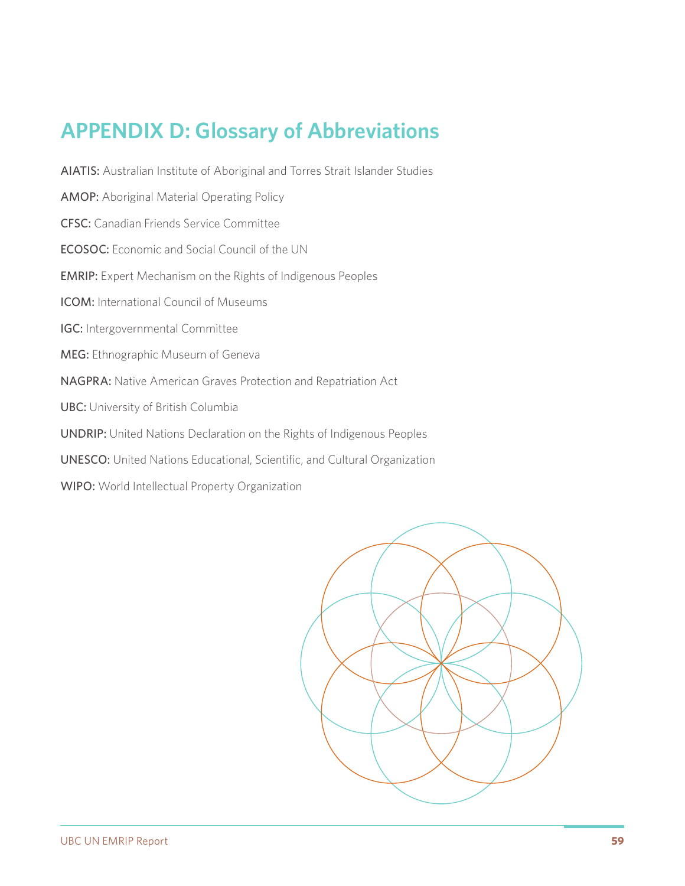# APPENDIX D: Glossary of Abbreviations

AIATIS: Australian Institute of Aboriginal and Torres Strait Islander Studies

AMOP: Aboriginal Material Operating Policy

CFSC: Canadian Friends Service Committee

ECOSOC: Economic and Social Council of the UN

EMRIP: Expert Mechanism on the Rights of Indigenous Peoples

ICOM: International Council of Museums

IGC: Intergovernmental Committee

MEG: Ethnographic Museum of Geneva

NAGPRA: Native American Graves Protection and Repatriation Act

UBC: University of British Columbia

UNDRIP: United Nations Declaration on the Rights of Indigenous Peoples

UNESCO: United Nations Educational, Scientific, and Cultural Organization

WIPO: World Intellectual Property Organization